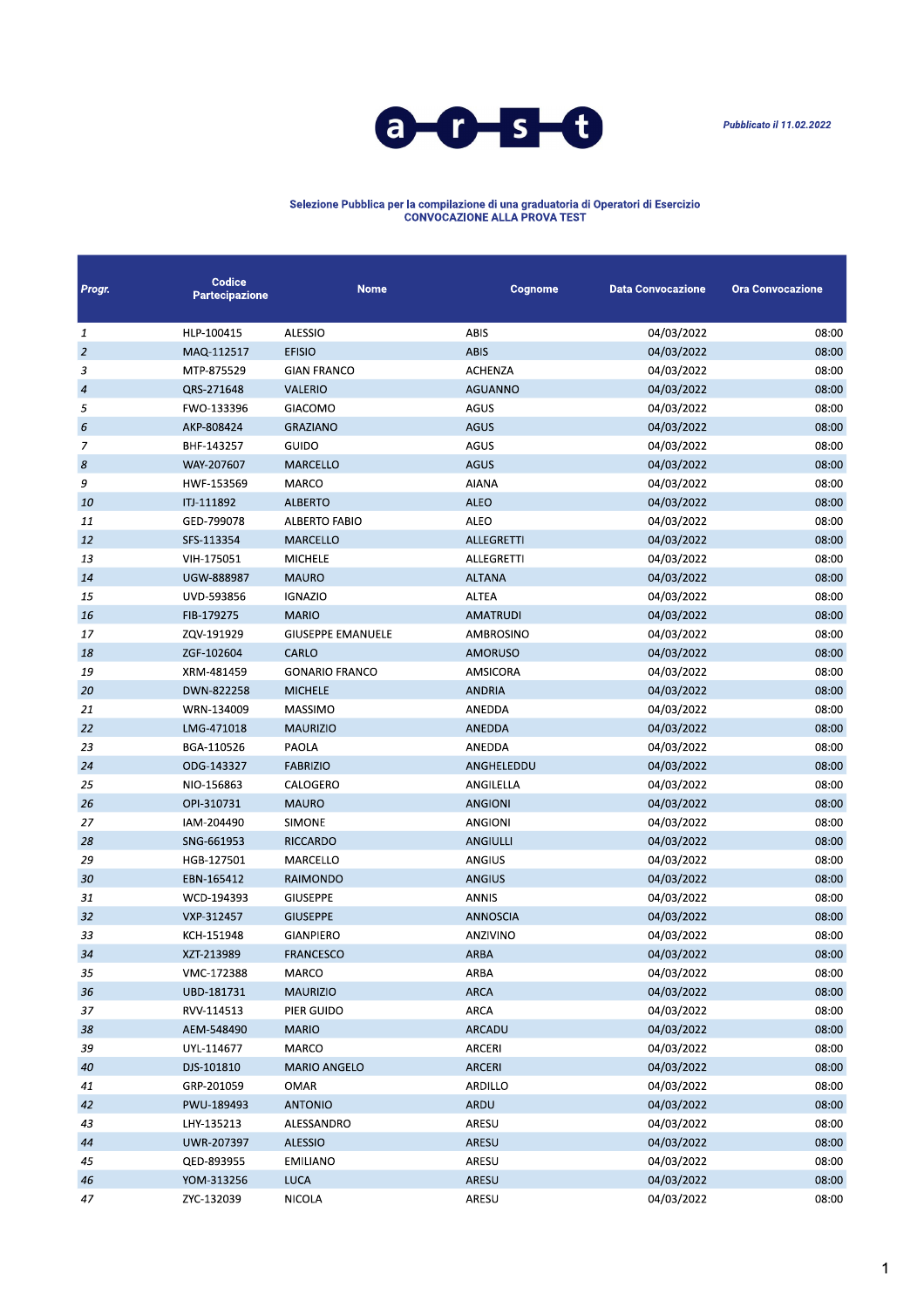*Pubblicato il 11.02.2022*

**Selezione Pubblica per la compilazione di una graduatoria di Operatori di Esercizio**
**CONVOCAZIONE ALLA PROVA TEST**

| Progr. | Codice Partecipazione | Nome | Cognome | Data Convocazione | Ora Convocazione |
|---|---|---|---|---|---|
| 1 | HLP-100415 | ALESSIO | ABIS | 04/03/2022 | 08:00 |
| 2 | MAQ-112517 | EFISIO | ABIS | 04/03/2022 | 08:00 |
| 3 | MTP-875529 | GIAN FRANCO | ACHENZA | 04/03/2022 | 08:00 |
| 4 | QRS-271648 | VALERIO | AGUANNO | 04/03/2022 | 08:00 |
| 5 | FWO-133396 | GIACOMO | AGUS | 04/03/2022 | 08:00 |
| 6 | AKP-808424 | GRAZIANO | AGUS | 04/03/2022 | 08:00 |
| 7 | BHF-143257 | GUIDO | AGUS | 04/03/2022 | 08:00 |
| 8 | WAY-207607 | MARCELLO | AGUS | 04/03/2022 | 08:00 |
| 9 | HWF-153569 | MARCO | AIANA | 04/03/2022 | 08:00 |
| 10 | ITJ-111892 | ALBERTO | ALEO | 04/03/2022 | 08:00 |
| 11 | GED-799078 | ALBERTO FABIO | ALEO | 04/03/2022 | 08:00 |
| 12 | SFS-113354 | MARCELLO | ALLEGRETTI | 04/03/2022 | 08:00 |
| 13 | VIH-175051 | MICHELE | ALLEGRETTI | 04/03/2022 | 08:00 |
| 14 | UGW-888987 | MAURO | ALTANA | 04/03/2022 | 08:00 |
| 15 | UVD-593856 | IGNAZIO | ALTEA | 04/03/2022 | 08:00 |
| 16 | FIB-179275 | MARIO | AMATRUDI | 04/03/2022 | 08:00 |
| 17 | ZQV-191929 | GIUSEPPE EMANUELE | AMBROSINO | 04/03/2022 | 08:00 |
| 18 | ZGF-102604 | CARLO | AMORUSO | 04/03/2022 | 08:00 |
| 19 | XRM-481459 | GONARIO FRANCO | AMSICORA | 04/03/2022 | 08:00 |
| 20 | DWN-822258 | MICHELE | ANDRIA | 04/03/2022 | 08:00 |
| 21 | WRN-134009 | MASSIMO | ANEDDA | 04/03/2022 | 08:00 |
| 22 | LMG-471018 | MAURIZIO | ANEDDA | 04/03/2022 | 08:00 |
| 23 | BGA-110526 | PAOLA | ANEDDA | 04/03/2022 | 08:00 |
| 24 | ODG-143327 | FABRIZIO | ANGHELEDDU | 04/03/2022 | 08:00 |
| 25 | NIO-156863 | CALOGERO | ANGILELLA | 04/03/2022 | 08:00 |
| 26 | OPI-310731 | MAURO | ANGIONI | 04/03/2022 | 08:00 |
| 27 | IAM-204490 | SIMONE | ANGIONI | 04/03/2022 | 08:00 |
| 28 | SNG-661953 | RICCARDO | ANGIULLI | 04/03/2022 | 08:00 |
| 29 | HGB-127501 | MARCELLO | ANGIUS | 04/03/2022 | 08:00 |
| 30 | EBN-165412 | RAIMONDO | ANGIUS | 04/03/2022 | 08:00 |
| 31 | WCD-194393 | GIUSEPPE | ANNIS | 04/03/2022 | 08:00 |
| 32 | VXP-312457 | GIUSEPPE | ANNOSCIA | 04/03/2022 | 08:00 |
| 33 | KCH-151948 | GIANPIERO | ANZIVINO | 04/03/2022 | 08:00 |
| 34 | XZT-213989 | FRANCESCO | ARBA | 04/03/2022 | 08:00 |
| 35 | VMC-172388 | MARCO | ARBA | 04/03/2022 | 08:00 |
| 36 | UBD-181731 | MAURIZIO | ARCA | 04/03/2022 | 08:00 |
| 37 | RVV-114513 | PIER GUIDO | ARCA | 04/03/2022 | 08:00 |
| 38 | AEM-548490 | MARIO | ARCADU | 04/03/2022 | 08:00 |
| 39 | UYL-114677 | MARCO | ARCERI | 04/03/2022 | 08:00 |
| 40 | DJS-101810 | MARIO ANGELO | ARCERI | 04/03/2022 | 08:00 |
| 41 | GRP-201059 | OMAR | ARDILLO | 04/03/2022 | 08:00 |
| 42 | PWU-189493 | ANTONIO | ARDU | 04/03/2022 | 08:00 |
| 43 | LHY-135213 | ALESSANDRO | ARESU | 04/03/2022 | 08:00 |
| 44 | UWR-207397 | ALESSIO | ARESU | 04/03/2022 | 08:00 |
| 45 | QED-893955 | EMILIANO | ARESU | 04/03/2022 | 08:00 |
| 46 | YOM-313256 | LUCA | ARESU | 04/03/2022 | 08:00 |
| 47 | ZYC-132039 | NICOLA | ARESU | 04/03/2022 | 08:00 |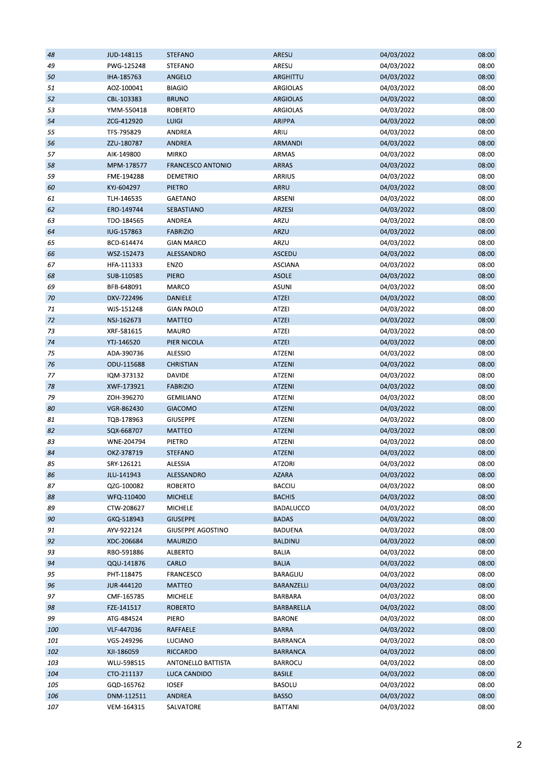| 48 | JUD-148115 | STEFANO | ARESU | 04/03/2022 | 08:00 |
|---|---|---|---|---|---|
| 49 | PWG-125248 | STEFANO | ARESU | 04/03/2022 | 08:00 |
| 50 | IHA-185763 | ANGELO | ARGHITTU | 04/03/2022 | 08:00 |
| 51 | AOZ-100041 | BIAGIO | ARGIOLAS | 04/03/2022 | 08:00 |
| 52 | CBL-103383 | BRUNO | ARGIOLAS | 04/03/2022 | 08:00 |
| 53 | YMM-550418 | ROBERTO | ARGIOLAS | 04/03/2022 | 08:00 |
| 54 | ZCG-412920 | LUIGI | ARIPPA | 04/03/2022 | 08:00 |
| 55 | TFS-795829 | ANDREA | ARIU | 04/03/2022 | 08:00 |
| 56 | ZZU-180787 | ANDREA | ARMANDI | 04/03/2022 | 08:00 |
| 57 | AIK-149800 | MIRKO | ARMAS | 04/03/2022 | 08:00 |
| 58 | MPM-178577 | FRANCESCO ANTONIO | ARRAS | 04/03/2022 | 08:00 |
| 59 | FME-194288 | DEMETRIO | ARRIUS | 04/03/2022 | 08:00 |
| 60 | KYJ-604297 | PIETRO | ARRU | 04/03/2022 | 08:00 |
| 61 | TLH-146535 | GAETANO | ARSENI | 04/03/2022 | 08:00 |
| 62 | ERO-149744 | SEBASTIANO | ARZESI | 04/03/2022 | 08:00 |
| 63 | TDO-184565 | ANDREA | ARZU | 04/03/2022 | 08:00 |
| 64 | IUG-157863 | FABRIZIO | ARZU | 04/03/2022 | 08:00 |
| 65 | BCD-614474 | GIAN MARCO | ARZU | 04/03/2022 | 08:00 |
| 66 | WSZ-152473 | ALESSANDRO | ASCEDU | 04/03/2022 | 08:00 |
| 67 | HFA-111333 | ENZO | ASCIANA | 04/03/2022 | 08:00 |
| 68 | SUB-110585 | PIERO | ASOLE | 04/03/2022 | 08:00 |
| 69 | BFB-648091 | MARCO | ASUNI | 04/03/2022 | 08:00 |
| 70 | DXV-722496 | DANIELE | ATZEI | 04/03/2022 | 08:00 |
| 71 | WJS-151248 | GIAN PAOLO | ATZEI | 04/03/2022 | 08:00 |
| 72 | NSJ-162673 | MATTEO | ATZEI | 04/03/2022 | 08:00 |
| 73 | XRF-581615 | MAURO | ATZEI | 04/03/2022 | 08:00 |
| 74 | YTJ-146520 | PIER NICOLA | ATZEI | 04/03/2022 | 08:00 |
| 75 | ADA-390736 | ALESSIO | ATZENI | 04/03/2022 | 08:00 |
| 76 | ODU-115688 | CHRISTIAN | ATZENI | 04/03/2022 | 08:00 |
| 77 | IQM-373132 | DAVIDE | ATZENI | 04/03/2022 | 08:00 |
| 78 | XWF-173921 | FABRIZIO | ATZENI | 04/03/2022 | 08:00 |
| 79 | ZOH-396270 | GEMILIANO | ATZENI | 04/03/2022 | 08:00 |
| 80 | VGR-862430 | GIACOMO | ATZENI | 04/03/2022 | 08:00 |
| 81 | TQB-178963 | GIUSEPPE | ATZENI | 04/03/2022 | 08:00 |
| 82 | SQX-668707 | MATTEO | ATZENI | 04/03/2022 | 08:00 |
| 83 | WNE-204794 | PIETRO | ATZENI | 04/03/2022 | 08:00 |
| 84 | OKZ-378719 | STEFANO | ATZENI | 04/03/2022 | 08:00 |
| 85 | SRY-126121 | ALESSIA | ATZORI | 04/03/2022 | 08:00 |
| 86 | JLU-141943 | ALESSANDRO | AZARA | 04/03/2022 | 08:00 |
| 87 | QZG-100082 | ROBERTO | BACCIU | 04/03/2022 | 08:00 |
| 88 | WFQ-110400 | MICHELE | BACHIS | 04/03/2022 | 08:00 |
| 89 | CTW-208627 | MICHELE | BADALUCCO | 04/03/2022 | 08:00 |
| 90 | GKQ-518943 | GIUSEPPE | BADAS | 04/03/2022 | 08:00 |
| 91 | AYV-922124 | GIUSEPPE AGOSTINO | BADUENA | 04/03/2022 | 08:00 |
| 92 | XDC-206684 | MAURIZIO | BALDINU | 04/03/2022 | 08:00 |
| 93 | RBO-591886 | ALBERTO | BALIA | 04/03/2022 | 08:00 |
| 94 | QQU-141876 | CARLO | BALIA | 04/03/2022 | 08:00 |
| 95 | PHT-118475 | FRANCESCO | BARAGLIU | 04/03/2022 | 08:00 |
| 96 | JUR-444120 | MATTEO | BARANZELLI | 04/03/2022 | 08:00 |
| 97 | CMF-165785 | MICHELE | BARBARA | 04/03/2022 | 08:00 |
| 98 | FZE-141517 | ROBERTO | BARBARELLA | 04/03/2022 | 08:00 |
| 99 | ATG-484524 | PIERO | BARONE | 04/03/2022 | 08:00 |
| 100 | VLF-447036 | RAFFAELE | BARRA | 04/03/2022 | 08:00 |
| 101 | VGS-249296 | LUCIANO | BARRANCA | 04/03/2022 | 08:00 |
| 102 | XJI-186059 | RICCARDO | BARRANCA | 04/03/2022 | 08:00 |
| 103 | WLU-598515 | ANTONELLO BATTISTA | BARROCU | 04/03/2022 | 08:00 |
| 104 | CTO-211137 | LUCA CANDIDO | BASILE | 04/03/2022 | 08:00 |
| 105 | GQD-165762 | IOSEF | BASOLU | 04/03/2022 | 08:00 |
| 106 | DNM-112511 | ANDREA | BASSO | 04/03/2022 | 08:00 |
| 107 | VEM-164315 | SALVATORE | BATTANI | 04/03/2022 | 08:00 |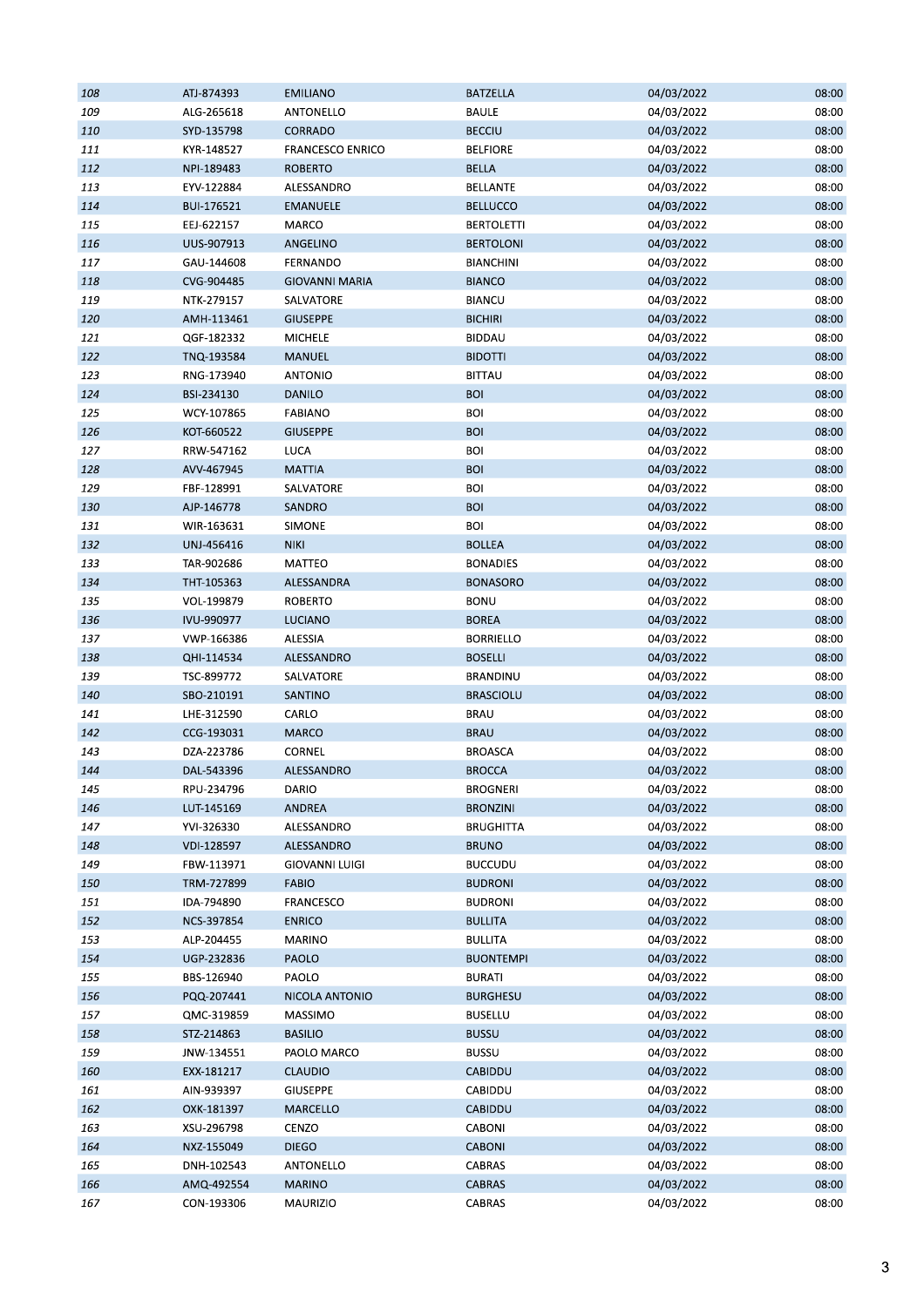| 108 | ATJ-874393 | EMILIANO | BATZELLA | 04/03/2022 | 08:00 |
|---|---|---|---|---|---|
| 109 | ALG-265618 | ANTONELLO | BAULE | 04/03/2022 | 08:00 |
| 110 | SYD-135798 | CORRADO | BECCIU | 04/03/2022 | 08:00 |
| 111 | KYR-148527 | FRANCESCO ENRICO | BELFIORE | 04/03/2022 | 08:00 |
| 112 | NPI-189483 | ROBERTO | BELLA | 04/03/2022 | 08:00 |
| 113 | EYV-122884 | ALESSANDRO | BELLANTE | 04/03/2022 | 08:00 |
| 114 | BUI-176521 | EMANUELE | BELLUCCO | 04/03/2022 | 08:00 |
| 115 | EEJ-622157 | MARCO | BERTOLETTI | 04/03/2022 | 08:00 |
| 116 | UUS-907913 | ANGELINO | BERTOLONI | 04/03/2022 | 08:00 |
| 117 | GAU-144608 | FERNANDO | BIANCHINI | 04/03/2022 | 08:00 |
| 118 | CVG-904485 | GIOVANNI MARIA | BIANCO | 04/03/2022 | 08:00 |
| 119 | NTK-279157 | SALVATORE | BIANCU | 04/03/2022 | 08:00 |
| 120 | AMH-113461 | GIUSEPPE | BICHIRI | 04/03/2022 | 08:00 |
| 121 | QGF-182332 | MICHELE | BIDDAU | 04/03/2022 | 08:00 |
| 122 | TNQ-193584 | MANUEL | BIDOTTI | 04/03/2022 | 08:00 |
| 123 | RNG-173940 | ANTONIO | BITTAU | 04/03/2022 | 08:00 |
| 124 | BSI-234130 | DANILO | BOI | 04/03/2022 | 08:00 |
| 125 | WCY-107865 | FABIANO | BOI | 04/03/2022 | 08:00 |
| 126 | KOT-660522 | GIUSEPPE | BOI | 04/03/2022 | 08:00 |
| 127 | RRW-547162 | LUCA | BOI | 04/03/2022 | 08:00 |
| 128 | AVV-467945 | MATTIA | BOI | 04/03/2022 | 08:00 |
| 129 | FBF-128991 | SALVATORE | BOI | 04/03/2022 | 08:00 |
| 130 | AJP-146778 | SANDRO | BOI | 04/03/2022 | 08:00 |
| 131 | WIR-163631 | SIMONE | BOI | 04/03/2022 | 08:00 |
| 132 | UNJ-456416 | NIKI | BOLLEA | 04/03/2022 | 08:00 |
| 133 | TAR-902686 | MATTEO | BONADIES | 04/03/2022 | 08:00 |
| 134 | THT-105363 | ALESSANDRA | BONASORO | 04/03/2022 | 08:00 |
| 135 | VOL-199879 | ROBERTO | BONU | 04/03/2022 | 08:00 |
| 136 | IVU-990977 | LUCIANO | BOREA | 04/03/2022 | 08:00 |
| 137 | VWP-166386 | ALESSIA | BORRIELLO | 04/03/2022 | 08:00 |
| 138 | QHI-114534 | ALESSANDRO | BOSELLI | 04/03/2022 | 08:00 |
| 139 | TSC-899772 | SALVATORE | BRANDINU | 04/03/2022 | 08:00 |
| 140 | SBO-210191 | SANTINO | BRASCIOLU | 04/03/2022 | 08:00 |
| 141 | LHE-312590 | CARLO | BRAU | 04/03/2022 | 08:00 |
| 142 | CCG-193031 | MARCO | BRAU | 04/03/2022 | 08:00 |
| 143 | DZA-223786 | CORNEL | BROASCA | 04/03/2022 | 08:00 |
| 144 | DAL-543396 | ALESSANDRO | BROCCA | 04/03/2022 | 08:00 |
| 145 | RPU-234796 | DARIO | BROGNERI | 04/03/2022 | 08:00 |
| 146 | LUT-145169 | ANDREA | BRONZINI | 04/03/2022 | 08:00 |
| 147 | YVI-326330 | ALESSANDRO | BRUGHITTA | 04/03/2022 | 08:00 |
| 148 | VDI-128597 | ALESSANDRO | BRUNO | 04/03/2022 | 08:00 |
| 149 | FBW-113971 | GIOVANNI LUIGI | BUCCUDU | 04/03/2022 | 08:00 |
| 150 | TRM-727899 | FABIO | BUDRONI | 04/03/2022 | 08:00 |
| 151 | IDA-794890 | FRANCESCO | BUDRONI | 04/03/2022 | 08:00 |
| 152 | NCS-397854 | ENRICO | BULLITA | 04/03/2022 | 08:00 |
| 153 | ALP-204455 | MARINO | BULLITA | 04/03/2022 | 08:00 |
| 154 | UGP-232836 | PAOLO | BUONTEMPI | 04/03/2022 | 08:00 |
| 155 | BBS-126940 | PAOLO | BURATI | 04/03/2022 | 08:00 |
| 156 | PQQ-207441 | NICOLA ANTONIO | BURGHESU | 04/03/2022 | 08:00 |
| 157 | QMC-319859 | MASSIMO | BUSELLU | 04/03/2022 | 08:00 |
| 158 | STZ-214863 | BASILIO | BUSSU | 04/03/2022 | 08:00 |
| 159 | JNW-134551 | PAOLO MARCO | BUSSU | 04/03/2022 | 08:00 |
| 160 | EXX-181217 | CLAUDIO | CABIDDU | 04/03/2022 | 08:00 |
| 161 | AIN-939397 | GIUSEPPE | CABIDDU | 04/03/2022 | 08:00 |
| 162 | OXK-181397 | MARCELLO | CABIDDU | 04/03/2022 | 08:00 |
| 163 | XSU-296798 | CENZO | CABONI | 04/03/2022 | 08:00 |
| 164 | NXZ-155049 | DIEGO | CABONI | 04/03/2022 | 08:00 |
| 165 | DNH-102543 | ANTONELLO | CABRAS | 04/03/2022 | 08:00 |
| 166 | AMQ-492554 | MARINO | CABRAS | 04/03/2022 | 08:00 |
| 167 | CON-193306 | MAURIZIO | CABRAS | 04/03/2022 | 08:00 |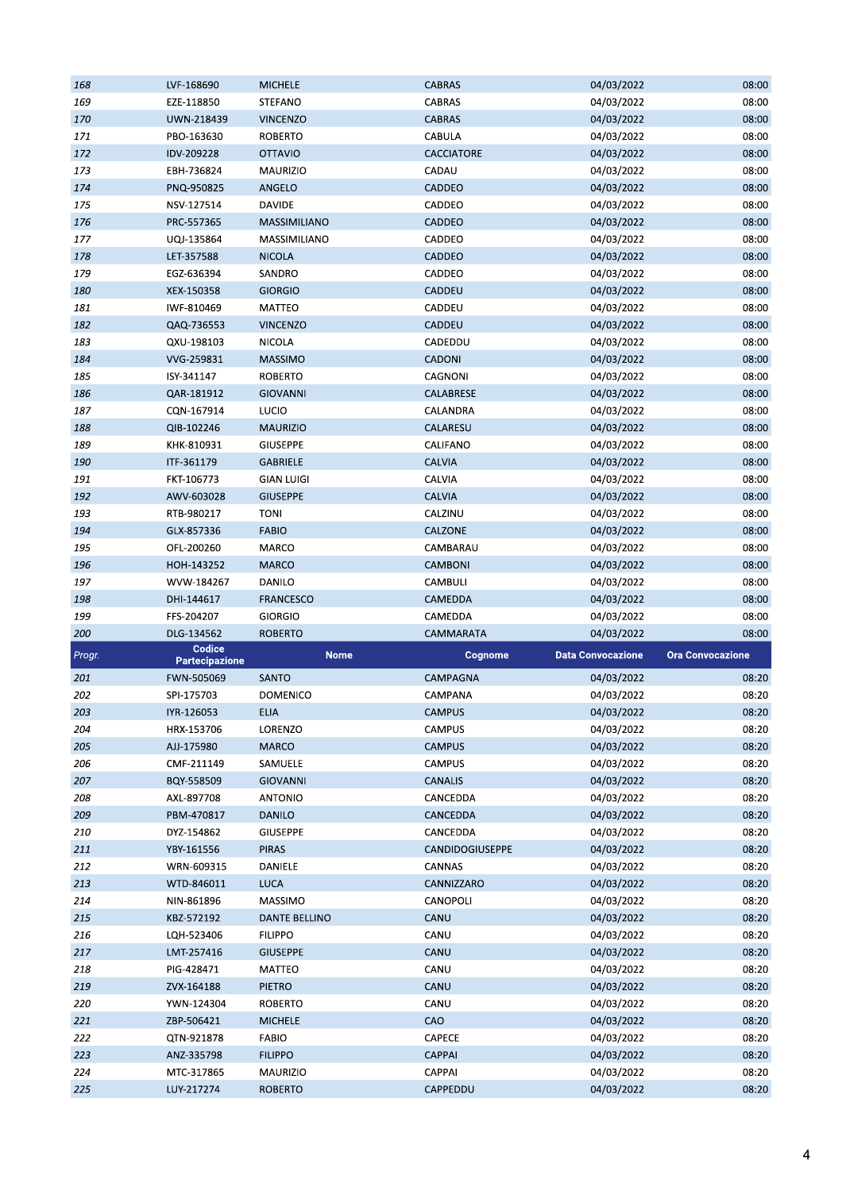| Progr. | Codice Partecipazione | Nome | Cognome | Data Convocazione | Ora Convocazione |
|---|---|---|---|---|---|
| 168 | LVF-168690 | MICHELE | CABRAS | 04/03/2022 | 08:00 |
| 169 | EZE-118850 | STEFANO | CABRAS | 04/03/2022 | 08:00 |
| 170 | UWN-218439 | VINCENZO | CABRAS | 04/03/2022 | 08:00 |
| 171 | PBO-163630 | ROBERTO | CABULA | 04/03/2022 | 08:00 |
| 172 | IDV-209228 | OTTAVIO | CACCIATORE | 04/03/2022 | 08:00 |
| 173 | EBH-736824 | MAURIZIO | CADAU | 04/03/2022 | 08:00 |
| 174 | PNQ-950825 | ANGELO | CADDEO | 04/03/2022 | 08:00 |
| 175 | NSV-127514 | DAVIDE | CADDEO | 04/03/2022 | 08:00 |
| 176 | PRC-557365 | MASSIMILIANO | CADDEO | 04/03/2022 | 08:00 |
| 177 | UQJ-135864 | MASSIMILIANO | CADDEO | 04/03/2022 | 08:00 |
| 178 | LET-357588 | NICOLA | CADDEO | 04/03/2022 | 08:00 |
| 179 | EGZ-636394 | SANDRO | CADDEO | 04/03/2022 | 08:00 |
| 180 | XEX-150358 | GIORGIO | CADDEU | 04/03/2022 | 08:00 |
| 181 | IWF-810469 | MATTEO | CADDEU | 04/03/2022 | 08:00 |
| 182 | QAQ-736553 | VINCENZO | CADDEU | 04/03/2022 | 08:00 |
| 183 | QXU-198103 | NICOLA | CADEDDU | 04/03/2022 | 08:00 |
| 184 | VVG-259831 | MASSIMO | CADONI | 04/03/2022 | 08:00 |
| 185 | ISY-341147 | ROBERTO | CAGNONI | 04/03/2022 | 08:00 |
| 186 | QAR-181912 | GIOVANNI | CALABRESE | 04/03/2022 | 08:00 |
| 187 | CQN-167914 | LUCIO | CALANDRA | 04/03/2022 | 08:00 |
| 188 | QIB-102246 | MAURIZIO | CALARESU | 04/03/2022 | 08:00 |
| 189 | KHK-810931 | GIUSEPPE | CALIFANO | 04/03/2022 | 08:00 |
| 190 | ITF-361179 | GABRIELE | CALVIA | 04/03/2022 | 08:00 |
| 191 | FKT-106773 | GIAN LUIGI | CALVIA | 04/03/2022 | 08:00 |
| 192 | AWV-603028 | GIUSEPPE | CALVIA | 04/03/2022 | 08:00 |
| 193 | RTB-980217 | TONI | CALZINU | 04/03/2022 | 08:00 |
| 194 | GLX-857336 | FABIO | CALZONE | 04/03/2022 | 08:00 |
| 195 | OFL-200260 | MARCO | CAMBARAU | 04/03/2022 | 08:00 |
| 196 | HOH-143252 | MARCO | CAMBONI | 04/03/2022 | 08:00 |
| 197 | WVW-184267 | DANILO | CAMBULI | 04/03/2022 | 08:00 |
| 198 | DHI-144617 | FRANCESCO | CAMEDDA | 04/03/2022 | 08:00 |
| 199 | FFS-204207 | GIORGIO | CAMEDDA | 04/03/2022 | 08:00 |
| 200 | DLG-134562 | ROBERTO | CAMMARATA | 04/03/2022 | 08:00 |
| 201 | FWN-505069 | SANTO | CAMPAGNA | 04/03/2022 | 08:20 |
| 202 | SPI-175703 | DOMENICO | CAMPANA | 04/03/2022 | 08:20 |
| 203 | IYR-126053 | ELIA | CAMPUS | 04/03/2022 | 08:20 |
| 204 | HRX-153706 | LORENZO | CAMPUS | 04/03/2022 | 08:20 |
| 205 | AJJ-175980 | MARCO | CAMPUS | 04/03/2022 | 08:20 |
| 206 | CMF-211149 | SAMUELE | CAMPUS | 04/03/2022 | 08:20 |
| 207 | BQY-558509 | GIOVANNI | CANALIS | 04/03/2022 | 08:20 |
| 208 | AXL-897708 | ANTONIO | CANCEDDA | 04/03/2022 | 08:20 |
| 209 | PBM-470817 | DANILO | CANCEDDA | 04/03/2022 | 08:20 |
| 210 | DYZ-154862 | GIUSEPPE | CANCEDDA | 04/03/2022 | 08:20 |
| 211 | YBY-161556 | PIRAS | CANDIDOGIUSEPPE | 04/03/2022 | 08:20 |
| 212 | WRN-609315 | DANIELE | CANNAS | 04/03/2022 | 08:20 |
| 213 | WTD-846011 | LUCA | CANNIZZARO | 04/03/2022 | 08:20 |
| 214 | NIN-861896 | MASSIMO | CANOPOLI | 04/03/2022 | 08:20 |
| 215 | KBZ-572192 | DANTE BELLINO | CANU | 04/03/2022 | 08:20 |
| 216 | LQH-523406 | FILIPPO | CANU | 04/03/2022 | 08:20 |
| 217 | LMT-257416 | GIUSEPPE | CANU | 04/03/2022 | 08:20 |
| 218 | PIG-428471 | MATTEO | CANU | 04/03/2022 | 08:20 |
| 219 | ZVX-164188 | PIETRO | CANU | 04/03/2022 | 08:20 |
| 220 | YWN-124304 | ROBERTO | CANU | 04/03/2022 | 08:20 |
| 221 | ZBP-506421 | MICHELE | CAO | 04/03/2022 | 08:20 |
| 222 | QTN-921878 | FABIO | CAPECE | 04/03/2022 | 08:20 |
| 223 | ANZ-335798 | FILIPPO | CAPPAI | 04/03/2022 | 08:20 |
| 224 | MTC-317865 | MAURIZIO | CAPPAI | 04/03/2022 | 08:20 |
| 225 | LUY-217274 | ROBERTO | CAPPEDDU | 04/03/2022 | 08:20 |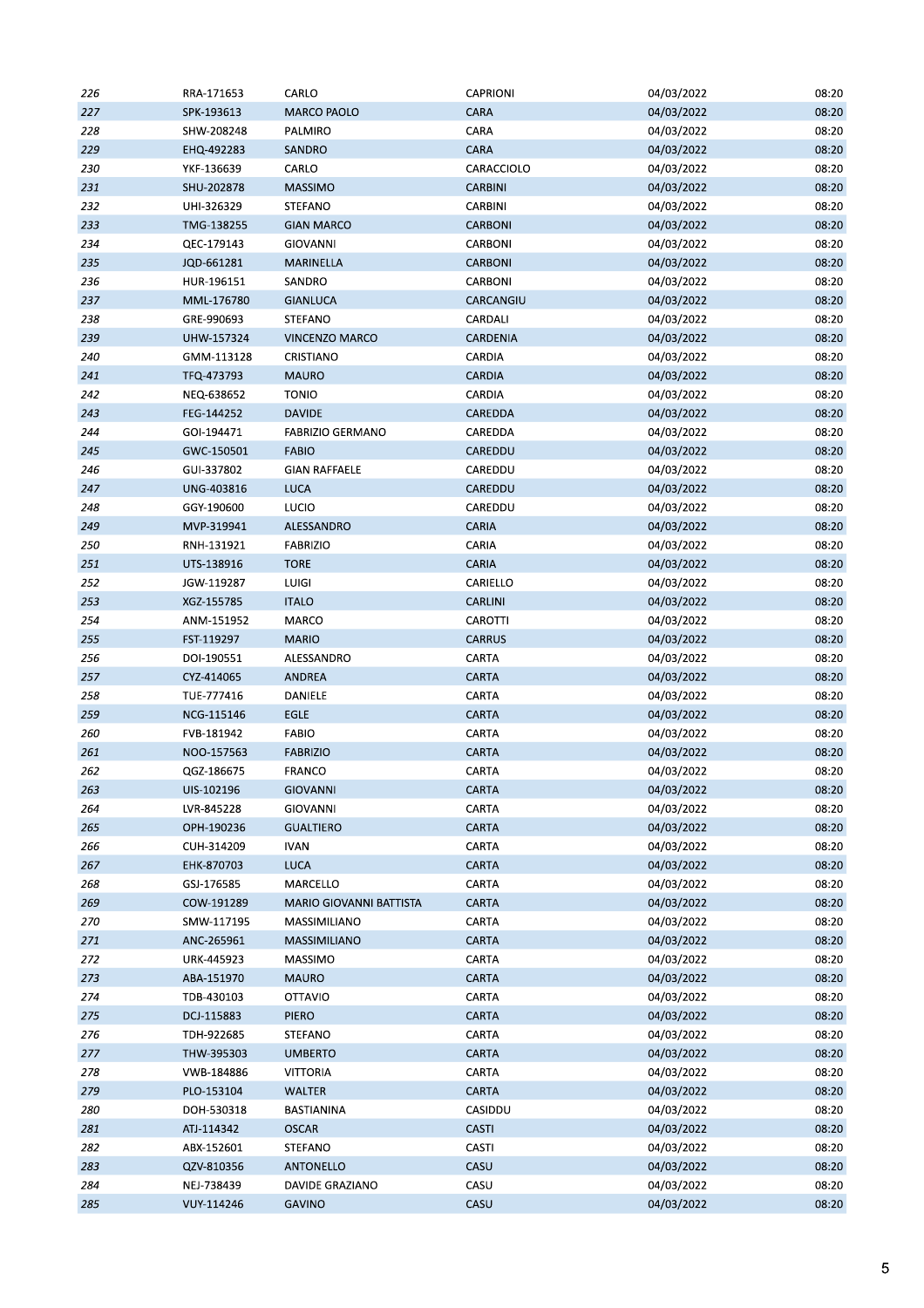| | | | | | |
|---|---|---|---|---|---|
| 226 | RRA-171653 | CARLO | CAPRIONI | 04/03/2022 | 08:20 |
| 227 | SPK-193613 | MARCO PAOLO | CARA | 04/03/2022 | 08:20 |
| 228 | SHW-208248 | PALMIRO | CARA | 04/03/2022 | 08:20 |
| 229 | EHQ-492283 | SANDRO | CARA | 04/03/2022 | 08:20 |
| 230 | YKF-136639 | CARLO | CARACCIOLO | 04/03/2022 | 08:20 |
| 231 | SHU-202878 | MASSIMO | CARBINI | 04/03/2022 | 08:20 |
| 232 | UHI-326329 | STEFANO | CARBINI | 04/03/2022 | 08:20 |
| 233 | TMG-138255 | GIAN MARCO | CARBONI | 04/03/2022 | 08:20 |
| 234 | QEC-179143 | GIOVANNI | CARBONI | 04/03/2022 | 08:20 |
| 235 | JQD-661281 | MARINELLA | CARBONI | 04/03/2022 | 08:20 |
| 236 | HUR-196151 | SANDRO | CARBONI | 04/03/2022 | 08:20 |
| 237 | MML-176780 | GIANLUCA | CARCANGIU | 04/03/2022 | 08:20 |
| 238 | GRE-990693 | STEFANO | CARDALI | 04/03/2022 | 08:20 |
| 239 | UHW-157324 | VINCENZO MARCO | CARDENIA | 04/03/2022 | 08:20 |
| 240 | GMM-113128 | CRISTIANO | CARDIA | 04/03/2022 | 08:20 |
| 241 | TFQ-473793 | MAURO | CARDIA | 04/03/2022 | 08:20 |
| 242 | NEQ-638652 | TONIO | CARDIA | 04/03/2022 | 08:20 |
| 243 | FEG-144252 | DAVIDE | CAREDDA | 04/03/2022 | 08:20 |
| 244 | GOI-194471 | FABRIZIO GERMANO | CAREDDA | 04/03/2022 | 08:20 |
| 245 | GWC-150501 | FABIO | CAREDDU | 04/03/2022 | 08:20 |
| 246 | GUI-337802 | GIAN RAFFAELE | CAREDDU | 04/03/2022 | 08:20 |
| 247 | UNG-403816 | LUCA | CAREDDU | 04/03/2022 | 08:20 |
| 248 | GGY-190600 | LUCIO | CAREDDU | 04/03/2022 | 08:20 |
| 249 | MVP-319941 | ALESSANDRO | CARIA | 04/03/2022 | 08:20 |
| 250 | RNH-131921 | FABRIZIO | CARIA | 04/03/2022 | 08:20 |
| 251 | UTS-138916 | TORE | CARIA | 04/03/2022 | 08:20 |
| 252 | JGW-119287 | LUIGI | CARIELLO | 04/03/2022 | 08:20 |
| 253 | XGZ-155785 | ITALO | CARLINI | 04/03/2022 | 08:20 |
| 254 | ANM-151952 | MARCO | CAROTTI | 04/03/2022 | 08:20 |
| 255 | FST-119297 | MARIO | CARRUS | 04/03/2022 | 08:20 |
| 256 | DOI-190551 | ALESSANDRO | CARTA | 04/03/2022 | 08:20 |
| 257 | CYZ-414065 | ANDREA | CARTA | 04/03/2022 | 08:20 |
| 258 | TUE-777416 | DANIELE | CARTA | 04/03/2022 | 08:20 |
| 259 | NCG-115146 | EGLE | CARTA | 04/03/2022 | 08:20 |
| 260 | FVB-181942 | FABIO | CARTA | 04/03/2022 | 08:20 |
| 261 | NOO-157563 | FABRIZIO | CARTA | 04/03/2022 | 08:20 |
| 262 | QGZ-186675 | FRANCO | CARTA | 04/03/2022 | 08:20 |
| 263 | UIS-102196 | GIOVANNI | CARTA | 04/03/2022 | 08:20 |
| 264 | LVR-845228 | GIOVANNI | CARTA | 04/03/2022 | 08:20 |
| 265 | OPH-190236 | GUALTIERO | CARTA | 04/03/2022 | 08:20 |
| 266 | CUH-314209 | IVAN | CARTA | 04/03/2022 | 08:20 |
| 267 | EHK-870703 | LUCA | CARTA | 04/03/2022 | 08:20 |
| 268 | GSJ-176585 | MARCELLO | CARTA | 04/03/2022 | 08:20 |
| 269 | COW-191289 | MARIO GIOVANNI BATTISTA | CARTA | 04/03/2022 | 08:20 |
| 270 | SMW-117195 | MASSIMILIANO | CARTA | 04/03/2022 | 08:20 |
| 271 | ANC-265961 | MASSIMILIANO | CARTA | 04/03/2022 | 08:20 |
| 272 | URK-445923 | MASSIMO | CARTA | 04/03/2022 | 08:20 |
| 273 | ABA-151970 | MAURO | CARTA | 04/03/2022 | 08:20 |
| 274 | TDB-430103 | OTTAVIO | CARTA | 04/03/2022 | 08:20 |
| 275 | DCJ-115883 | PIERO | CARTA | 04/03/2022 | 08:20 |
| 276 | TDH-922685 | STEFANO | CARTA | 04/03/2022 | 08:20 |
| 277 | THW-395303 | UMBERTO | CARTA | 04/03/2022 | 08:20 |
| 278 | VWB-184886 | VITTORIA | CARTA | 04/03/2022 | 08:20 |
| 279 | PLO-153104 | WALTER | CARTA | 04/03/2022 | 08:20 |
| 280 | DOH-530318 | BASTIANINA | CASIDDU | 04/03/2022 | 08:20 |
| 281 | ATJ-114342 | OSCAR | CASTI | 04/03/2022 | 08:20 |
| 282 | ABX-152601 | STEFANO | CASTI | 04/03/2022 | 08:20 |
| 283 | QZV-810356 | ANTONELLO | CASU | 04/03/2022 | 08:20 |
| 284 | NEJ-738439 | DAVIDE GRAZIANO | CASU | 04/03/2022 | 08:20 |
| 285 | VUY-114246 | GAVINO | CASU | 04/03/2022 | 08:20 |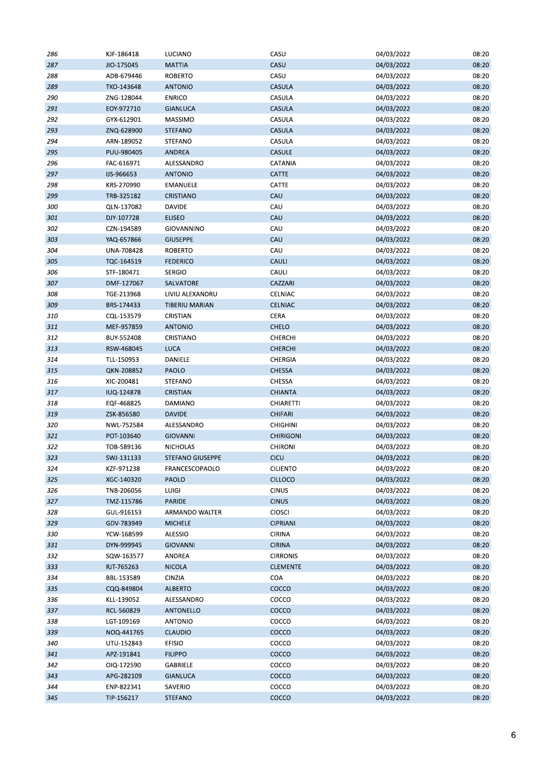| | | | | | |
|---|---|---|---|---|---|
| 286 | KJF-186418 | LUCIANO | CASU | 04/03/2022 | 08:20 |
| 287 | JIO-175045 | MATTIA | CASU | 04/03/2022 | 08:20 |
| 288 | ADB-679446 | ROBERTO | CASU | 04/03/2022 | 08:20 |
| 289 | TKO-143648 | ANTONIO | CASULA | 04/03/2022 | 08:20 |
| 290 | ZNG-128044 | ENRICO | CASULA | 04/03/2022 | 08:20 |
| 291 | EOY-972710 | GIANLUCA | CASULA | 04/03/2022 | 08:20 |
| 292 | GYX-612901 | MASSIMO | CASULA | 04/03/2022 | 08:20 |
| 293 | ZNQ-628900 | STEFANO | CASULA | 04/03/2022 | 08:20 |
| 294 | ARN-189052 | STEFANO | CASULA | 04/03/2022 | 08:20 |
| 295 | PUU-980405 | ANDREA | CASULE | 04/03/2022 | 08:20 |
| 296 | FAC-616971 | ALESSANDRO | CATANIA | 04/03/2022 | 08:20 |
| 297 | IJS-966653 | ANTONIO | CATTE | 04/03/2022 | 08:20 |
| 298 | KRS-270990 | EMANUELE | CATTE | 04/03/2022 | 08:20 |
| 299 | TRB-325182 | CRISTIANO | CAU | 04/03/2022 | 08:20 |
| 300 | QLN-137082 | DAVIDE | CAU | 04/03/2022 | 08:20 |
| 301 | DJY-107728 | ELISEO | CAU | 04/03/2022 | 08:20 |
| 302 | CZN-194589 | GIOVANNINO | CAU | 04/03/2022 | 08:20 |
| 303 | YAQ-657866 | GIUSEPPE | CAU | 04/03/2022 | 08:20 |
| 304 | UNA-708428 | ROBERTO | CAU | 04/03/2022 | 08:20 |
| 305 | TQC-164519 | FEDERICO | CAULI | 04/03/2022 | 08:20 |
| 306 | STF-180471 | SERGIO | CAULI | 04/03/2022 | 08:20 |
| 307 | DMF-127067 | SALVATORE | CAZZARI | 04/03/2022 | 08:20 |
| 308 | TGE-213968 | LIVIU ALEXANDRU | CELNIAC | 04/03/2022 | 08:20 |
| 309 | BRS-174433 | TIBERIU MARIAN | CELNIAC | 04/03/2022 | 08:20 |
| 310 | CQL-153579 | CRISTIAN | CERA | 04/03/2022 | 08:20 |
| 311 | MEF-957859 | ANTONIO | CHELO | 04/03/2022 | 08:20 |
| 312 | BUY-552408 | CRISTIANO | CHERCHI | 04/03/2022 | 08:20 |
| 313 | RSW-468045 | LUCA | CHERCHI | 04/03/2022 | 08:20 |
| 314 | TLL-150953 | DANIELE | CHERGIA | 04/03/2022 | 08:20 |
| 315 | QKN-208852 | PAOLO | CHESSA | 04/03/2022 | 08:20 |
| 316 | XIC-200481 | STEFANO | CHESSA | 04/03/2022 | 08:20 |
| 317 | IUQ-124878 | CRISTIAN | CHIANTA | 04/03/2022 | 08:20 |
| 318 | EQF-468825 | DAMIANO | CHIARETTI | 04/03/2022 | 08:20 |
| 319 | ZSK-856580 | DAVIDE | CHIFARI | 04/03/2022 | 08:20 |
| 320 | NWL-752584 | ALESSANDRO | CHIGHINI | 04/03/2022 | 08:20 |
| 321 | POT-103640 | GIOVANNI | CHIRIGONI | 04/03/2022 | 08:20 |
| 322 | TOB-589136 | NICHOLAS | CHIRONI | 04/03/2022 | 08:20 |
| 323 | SWJ-131133 | STEFANO GIUSEPPE | CICU | 04/03/2022 | 08:20 |
| 324 | KZF-971238 | FRANCESCOPAOLO | CILIENTO | 04/03/2022 | 08:20 |
| 325 | XGC-140320 | PAOLO | CILLOCO | 04/03/2022 | 08:20 |
| 326 | TNB-206056 | LUIGI | CINUS | 04/03/2022 | 08:20 |
| 327 | TMZ-115786 | PARIDE | CINUS | 04/03/2022 | 08:20 |
| 328 | GUL-916153 | ARMANDO WALTER | CIOSCI | 04/03/2022 | 08:20 |
| 329 | GDV-783949 | MICHELE | CIPRIANI | 04/03/2022 | 08:20 |
| 330 | YCW-168599 | ALESSIO | CIRINA | 04/03/2022 | 08:20 |
| 331 | DYN-999945 | GIOVANNI | CIRINA | 04/03/2022 | 08:20 |
| 332 | SQW-163577 | ANDREA | CIRRONIS | 04/03/2022 | 08:20 |
| 333 | RJT-765263 | NICOLA | CLEMENTE | 04/03/2022 | 08:20 |
| 334 | BBL-153589 | CINZIA | COA | 04/03/2022 | 08:20 |
| 335 | CQQ-849804 | ALBERTO | COCCO | 04/03/2022 | 08:20 |
| 336 | KLL-139052 | ALESSANDRO | COCCO | 04/03/2022 | 08:20 |
| 337 | RCL-560829 | ANTONELLO | COCCO | 04/03/2022 | 08:20 |
| 338 | LGT-109169 | ANTONIO | COCCO | 04/03/2022 | 08:20 |
| 339 | NOQ-441765 | CLAUDIO | COCCO | 04/03/2022 | 08:20 |
| 340 | UTU-152843 | EFISIO | COCCO | 04/03/2022 | 08:20 |
| 341 | APZ-191841 | FILIPPO | COCCO | 04/03/2022 | 08:20 |
| 342 | OIQ-172590 | GABRIELE | COCCO | 04/03/2022 | 08:20 |
| 343 | APG-282109 | GIANLUCA | COCCO | 04/03/2022 | 08:20 |
| 344 | ENP-822341 | SAVERIO | COCCO | 04/03/2022 | 08:20 |
| 345 | TIP-156217 | STEFANO | COCCO | 04/03/2022 | 08:20 |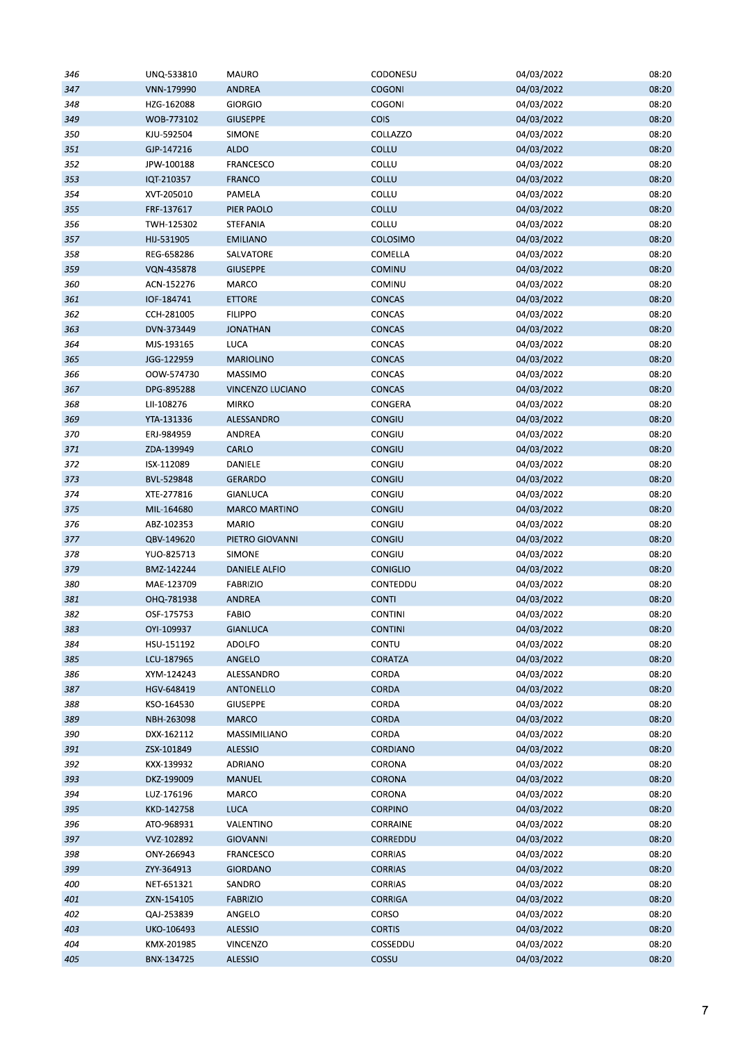| 346 | UNQ-533810 | MAURO | CODONESU | 04/03/2022 | 08:20 |
|---|---|---|---|---|---|
| 347 | VNN-179990 | ANDREA | COGONI | 04/03/2022 | 08:20 |
| 348 | HZG-162088 | GIORGIO | COGONI | 04/03/2022 | 08:20 |
| 349 | WOB-773102 | GIUSEPPE | COIS | 04/03/2022 | 08:20 |
| 350 | KJU-592504 | SIMONE | COLLAZZO | 04/03/2022 | 08:20 |
| 351 | GJP-147216 | ALDO | COLLU | 04/03/2022 | 08:20 |
| 352 | JPW-100188 | FRANCESCO | COLLU | 04/03/2022 | 08:20 |
| 353 | IQT-210357 | FRANCO | COLLU | 04/03/2022 | 08:20 |
| 354 | XVT-205010 | PAMELA | COLLU | 04/03/2022 | 08:20 |
| 355 | FRF-137617 | PIER PAOLO | COLLU | 04/03/2022 | 08:20 |
| 356 | TWH-125302 | STEFANIA | COLLU | 04/03/2022 | 08:20 |
| 357 | HIJ-531905 | EMILIANO | COLOSIMO | 04/03/2022 | 08:20 |
| 358 | REG-658286 | SALVATORE | COMELLA | 04/03/2022 | 08:20 |
| 359 | VQN-435878 | GIUSEPPE | COMINU | 04/03/2022 | 08:20 |
| 360 | ACN-152276 | MARCO | COMINU | 04/03/2022 | 08:20 |
| 361 | IOF-184741 | ETTORE | CONCAS | 04/03/2022 | 08:20 |
| 362 | CCH-281005 | FILIPPO | CONCAS | 04/03/2022 | 08:20 |
| 363 | DVN-373449 | JONATHAN | CONCAS | 04/03/2022 | 08:20 |
| 364 | MJS-193165 | LUCA | CONCAS | 04/03/2022 | 08:20 |
| 365 | JGG-122959 | MARIOLINO | CONCAS | 04/03/2022 | 08:20 |
| 366 | OOW-574730 | MASSIMO | CONCAS | 04/03/2022 | 08:20 |
| 367 | DPG-895288 | VINCENZO LUCIANO | CONCAS | 04/03/2022 | 08:20 |
| 368 | LII-108276 | MIRKO | CONGERA | 04/03/2022 | 08:20 |
| 369 | YTA-131336 | ALESSANDRO | CONGIU | 04/03/2022 | 08:20 |
| 370 | ERJ-984959 | ANDREA | CONGIU | 04/03/2022 | 08:20 |
| 371 | ZDA-139949 | CARLO | CONGIU | 04/03/2022 | 08:20 |
| 372 | ISX-112089 | DANIELE | CONGIU | 04/03/2022 | 08:20 |
| 373 | BVL-529848 | GERARDO | CONGIU | 04/03/2022 | 08:20 |
| 374 | XTE-277816 | GIANLUCA | CONGIU | 04/03/2022 | 08:20 |
| 375 | MIL-164680 | MARCO MARTINO | CONGIU | 04/03/2022 | 08:20 |
| 376 | ABZ-102353 | MARIO | CONGIU | 04/03/2022 | 08:20 |
| 377 | QBV-149620 | PIETRO GIOVANNI | CONGIU | 04/03/2022 | 08:20 |
| 378 | YUO-825713 | SIMONE | CONGIU | 04/03/2022 | 08:20 |
| 379 | BMZ-142244 | DANIELE ALFIO | CONIGLIO | 04/03/2022 | 08:20 |
| 380 | MAE-123709 | FABRIZIO | CONTEDDU | 04/03/2022 | 08:20 |
| 381 | OHQ-781938 | ANDREA | CONTI | 04/03/2022 | 08:20 |
| 382 | OSF-175753 | FABIO | CONTINI | 04/03/2022 | 08:20 |
| 383 | OYI-109937 | GIANLUCA | CONTINI | 04/03/2022 | 08:20 |
| 384 | HSU-151192 | ADOLFO | CONTU | 04/03/2022 | 08:20 |
| 385 | LCU-187965 | ANGELO | CORATZA | 04/03/2022 | 08:20 |
| 386 | XYM-124243 | ALESSANDRO | CORDA | 04/03/2022 | 08:20 |
| 387 | HGV-648419 | ANTONELLO | CORDA | 04/03/2022 | 08:20 |
| 388 | KSO-164530 | GIUSEPPE | CORDA | 04/03/2022 | 08:20 |
| 389 | NBH-263098 | MARCO | CORDA | 04/03/2022 | 08:20 |
| 390 | DXX-162112 | MASSIMILIANO | CORDA | 04/03/2022 | 08:20 |
| 391 | ZSX-101849 | ALESSIO | CORDIANO | 04/03/2022 | 08:20 |
| 392 | KXX-139932 | ADRIANO | CORONA | 04/03/2022 | 08:20 |
| 393 | DKZ-199009 | MANUEL | CORONA | 04/03/2022 | 08:20 |
| 394 | LUZ-176196 | MARCO | CORONA | 04/03/2022 | 08:20 |
| 395 | KKD-142758 | LUCA | CORPINO | 04/03/2022 | 08:20 |
| 396 | ATO-968931 | VALENTINO | CORRAINE | 04/03/2022 | 08:20 |
| 397 | VVZ-102892 | GIOVANNI | CORREDDU | 04/03/2022 | 08:20 |
| 398 | ONY-266943 | FRANCESCO | CORRIAS | 04/03/2022 | 08:20 |
| 399 | ZYY-364913 | GIORDANO | CORRIAS | 04/03/2022 | 08:20 |
| 400 | NET-651321 | SANDRO | CORRIAS | 04/03/2022 | 08:20 |
| 401 | ZXN-154105 | FABRIZIO | CORRIGA | 04/03/2022 | 08:20 |
| 402 | QAJ-253839 | ANGELO | CORSO | 04/03/2022 | 08:20 |
| 403 | UKO-106493 | ALESSIO | CORTIS | 04/03/2022 | 08:20 |
| 404 | KMX-201985 | VINCENZO | COSSEDDU | 04/03/2022 | 08:20 |
| 405 | BNX-134725 | ALESSIO | COSSU | 04/03/2022 | 08:20 |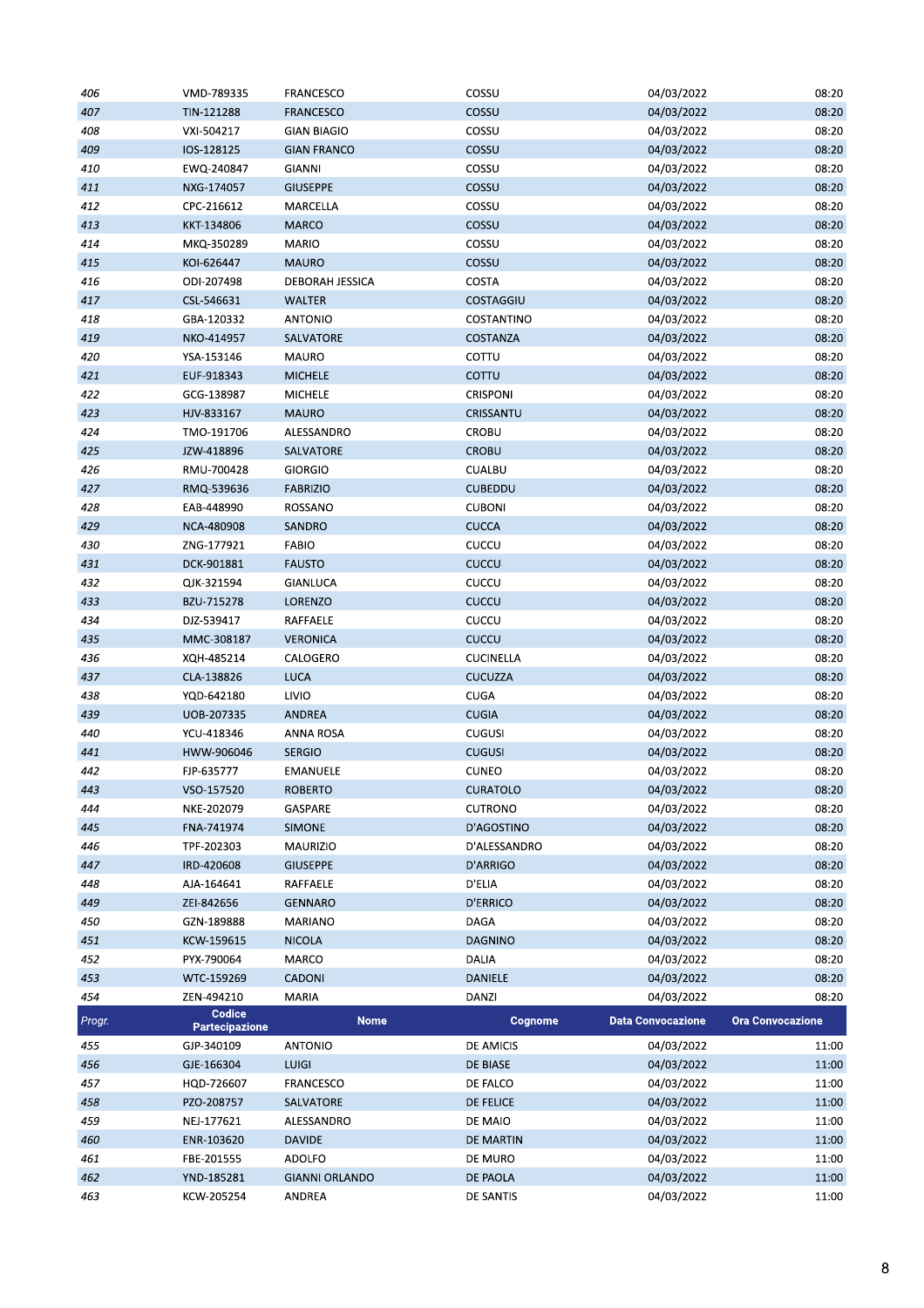| Progr. | Codice Partecipazione | Nome | Cognome | Data Convocazione | Ora Convocazione |
|---|---|---|---|---|---|
| 406 | VMD-789335 | FRANCESCO | COSSU | 04/03/2022 | 08:20 |
| 407 | TIN-121288 | FRANCESCO | COSSU | 04/03/2022 | 08:20 |
| 408 | VXI-504217 | GIAN BIAGIO | COSSU | 04/03/2022 | 08:20 |
| 409 | IOS-128125 | GIAN FRANCO | COSSU | 04/03/2022 | 08:20 |
| 410 | EWQ-240847 | GIANNI | COSSU | 04/03/2022 | 08:20 |
| 411 | NXG-174057 | GIUSEPPE | COSSU | 04/03/2022 | 08:20 |
| 412 | CPC-216612 | MARCELLA | COSSU | 04/03/2022 | 08:20 |
| 413 | KKT-134806 | MARCO | COSSU | 04/03/2022 | 08:20 |
| 414 | MKQ-350289 | MARIO | COSSU | 04/03/2022 | 08:20 |
| 415 | KOI-626447 | MAURO | COSSU | 04/03/2022 | 08:20 |
| 416 | ODI-207498 | DEBORAH JESSICA | COSTA | 04/03/2022 | 08:20 |
| 417 | CSL-546631 | WALTER | COSTAGGIU | 04/03/2022 | 08:20 |
| 418 | GBA-120332 | ANTONIO | COSTANTINO | 04/03/2022 | 08:20 |
| 419 | NKO-414957 | SALVATORE | COSTANZA | 04/03/2022 | 08:20 |
| 420 | YSA-153146 | MAURO | COTTU | 04/03/2022 | 08:20 |
| 421 | EUF-918343 | MICHELE | COTTU | 04/03/2022 | 08:20 |
| 422 | GCG-138987 | MICHELE | CRISPONI | 04/03/2022 | 08:20 |
| 423 | HJV-833167 | MAURO | CRISSANTU | 04/03/2022 | 08:20 |
| 424 | TMO-191706 | ALESSANDRO | CROBU | 04/03/2022 | 08:20 |
| 425 | JZW-418896 | SALVATORE | CROBU | 04/03/2022 | 08:20 |
| 426 | RMU-700428 | GIORGIO | CUALBU | 04/03/2022 | 08:20 |
| 427 | RMQ-539636 | FABRIZIO | CUBEDDU | 04/03/2022 | 08:20 |
| 428 | EAB-448990 | ROSSANO | CUBONI | 04/03/2022 | 08:20 |
| 429 | NCA-480908 | SANDRO | CUCCA | 04/03/2022 | 08:20 |
| 430 | ZNG-177921 | FABIO | CUCCU | 04/03/2022 | 08:20 |
| 431 | DCK-901881 | FAUSTO | CUCCU | 04/03/2022 | 08:20 |
| 432 | QJK-321594 | GIANLUCA | CUCCU | 04/03/2022 | 08:20 |
| 433 | BZU-715278 | LORENZO | CUCCU | 04/03/2022 | 08:20 |
| 434 | DJZ-539417 | RAFFAELE | CUCCU | 04/03/2022 | 08:20 |
| 435 | MMC-308187 | VERONICA | CUCCU | 04/03/2022 | 08:20 |
| 436 | XQH-485214 | CALOGERO | CUCINELLA | 04/03/2022 | 08:20 |
| 437 | CLA-138826 | LUCA | CUCUZZA | 04/03/2022 | 08:20 |
| 438 | YQD-642180 | LIVIO | CUGA | 04/03/2022 | 08:20 |
| 439 | UOB-207335 | ANDREA | CUGIA | 04/03/2022 | 08:20 |
| 440 | YCU-418346 | ANNA ROSA | CUGUSI | 04/03/2022 | 08:20 |
| 441 | HWW-906046 | SERGIO | CUGUSI | 04/03/2022 | 08:20 |
| 442 | FJP-635777 | EMANUELE | CUNEO | 04/03/2022 | 08:20 |
| 443 | VSO-157520 | ROBERTO | CURATOLO | 04/03/2022 | 08:20 |
| 444 | NKE-202079 | GASPARE | CUTRONO | 04/03/2022 | 08:20 |
| 445 | FNA-741974 | SIMONE | D'AGOSTINO | 04/03/2022 | 08:20 |
| 446 | TPF-202303 | MAURIZIO | D'ALESSANDRO | 04/03/2022 | 08:20 |
| 447 | IRD-420608 | GIUSEPPE | D'ARRIGO | 04/03/2022 | 08:20 |
| 448 | AJA-164641 | RAFFAELE | D'ELIA | 04/03/2022 | 08:20 |
| 449 | ZEI-842656 | GENNARO | D'ERRICO | 04/03/2022 | 08:20 |
| 450 | GZN-189888 | MARIANO | DAGA | 04/03/2022 | 08:20 |
| 451 | KCW-159615 | NICOLA | DAGNINO | 04/03/2022 | 08:20 |
| 452 | PYX-790064 | MARCO | DALIA | 04/03/2022 | 08:20 |
| 453 | WTC-159269 | CADONI | DANIELE | 04/03/2022 | 08:20 |
| 454 | ZEN-494210 | MARIA | DANZI | 04/03/2022 | 08:20 |

| Progr. | Codice Partecipazione | Nome | Cognome | Data Convocazione | Ora Convocazione |
|---|---|---|---|---|---|
| 455 | GJP-340109 | ANTONIO | DE AMICIS | 04/03/2022 | 11:00 |
| 456 | GJE-166304 | LUIGI | DE BIASE | 04/03/2022 | 11:00 |
| 457 | HQD-726607 | FRANCESCO | DE FALCO | 04/03/2022 | 11:00 |
| 458 | PZO-208757 | SALVATORE | DE FELICE | 04/03/2022 | 11:00 |
| 459 | NEJ-177621 | ALESSANDRO | DE MAIO | 04/03/2022 | 11:00 |
| 460 | ENR-103620 | DAVIDE | DE MARTIN | 04/03/2022 | 11:00 |
| 461 | FBE-201555 | ADOLFO | DE MURO | 04/03/2022 | 11:00 |
| 462 | YND-185281 | GIANNI ORLANDO | DE PAOLA | 04/03/2022 | 11:00 |
| 463 | KCW-205254 | ANDREA | DE SANTIS | 04/03/2022 | 11:00 |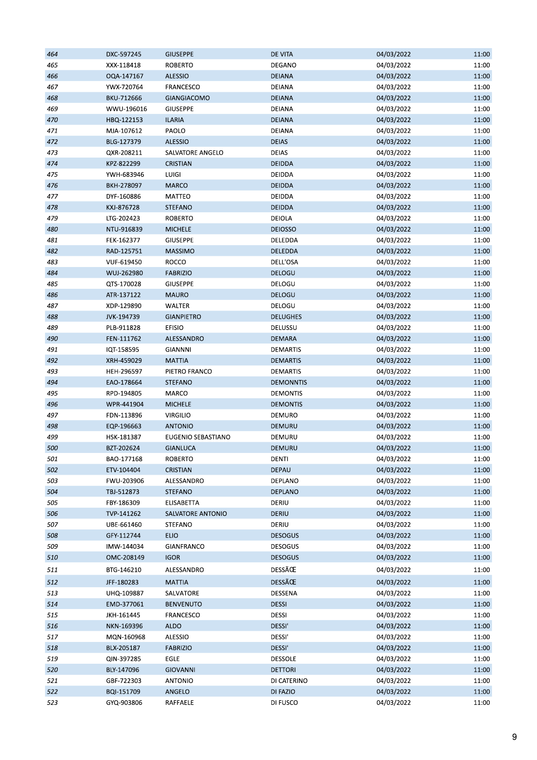| | | | | | |
|---|---|---|---|---|---|
| 464 | DXC-597245 | GIUSEPPE | DE VITA | 04/03/2022 | 11:00 |
| 465 | XXX-118418 | ROBERTO | DEGANO | 04/03/2022 | 11:00 |
| 466 | OQA-147167 | ALESSIO | DEIANA | 04/03/2022 | 11:00 |
| 467 | YWX-720764 | FRANCESCO | DEIANA | 04/03/2022 | 11:00 |
| 468 | BKU-712666 | GIANGIACOMO | DEIANA | 04/03/2022 | 11:00 |
| 469 | WWU-196016 | GIUSEPPE | DEIANA | 04/03/2022 | 11:00 |
| 470 | HBQ-122153 | ILARIA | DEIANA | 04/03/2022 | 11:00 |
| 471 | MJA-107612 | PAOLO | DEIANA | 04/03/2022 | 11:00 |
| 472 | BLG-127379 | ALESSIO | DEIAS | 04/03/2022 | 11:00 |
| 473 | QXR-208211 | SALVATORE ANGELO | DEIAS | 04/03/2022 | 11:00 |
| 474 | KPZ-822299 | CRISTIAN | DEIDDA | 04/03/2022 | 11:00 |
| 475 | YWH-683946 | LUIGI | DEIDDA | 04/03/2022 | 11:00 |
| 476 | BKH-278097 | MARCO | DEIDDA | 04/03/2022 | 11:00 |
| 477 | DYF-160886 | MATTEO | DEIDDA | 04/03/2022 | 11:00 |
| 478 | KXJ-876728 | STEFANO | DEIDDA | 04/03/2022 | 11:00 |
| 479 | LTG-202423 | ROBERTO | DEIOLA | 04/03/2022 | 11:00 |
| 480 | NTU-916839 | MICHELE | DEIOSSO | 04/03/2022 | 11:00 |
| 481 | FEK-162377 | GIUSEPPE | DELEDDA | 04/03/2022 | 11:00 |
| 482 | RAD-125751 | MASSIMO | DELEDDA | 04/03/2022 | 11:00 |
| 483 | VUF-619450 | ROCCO | DELL'OSA | 04/03/2022 | 11:00 |
| 484 | WUJ-262980 | FABRIZIO | DELOGU | 04/03/2022 | 11:00 |
| 485 | QTS-170028 | GIUSEPPE | DELOGU | 04/03/2022 | 11:00 |
| 486 | ATR-137122 | MAURO | DELOGU | 04/03/2022 | 11:00 |
| 487 | XDP-129890 | WALTER | DELOGU | 04/03/2022 | 11:00 |
| 488 | JVK-194739 | GIANPIETRO | DELUGHES | 04/03/2022 | 11:00 |
| 489 | PLB-911828 | EFISIO | DELUSSU | 04/03/2022 | 11:00 |
| 490 | FEN-111762 | ALESSANDRO | DEMARA | 04/03/2022 | 11:00 |
| 491 | IQT-158595 | GIANNNI | DEMARTIS | 04/03/2022 | 11:00 |
| 492 | XRH-459029 | MATTIA | DEMARTIS | 04/03/2022 | 11:00 |
| 493 | HEH-296597 | PIETRO FRANCO | DEMARTIS | 04/03/2022 | 11:00 |
| 494 | EAO-178664 | STEFANO | DEMONNTIS | 04/03/2022 | 11:00 |
| 495 | RPD-194805 | MARCO | DEMONTIS | 04/03/2022 | 11:00 |
| 496 | WPR-441904 | MICHELE | DEMONTIS | 04/03/2022 | 11:00 |
| 497 | FDN-113896 | VIRGILIO | DEMURO | 04/03/2022 | 11:00 |
| 498 | EQP-196663 | ANTONIO | DEMURU | 04/03/2022 | 11:00 |
| 499 | HSK-181387 | EUGENIO SEBASTIANO | DEMURU | 04/03/2022 | 11:00 |
| 500 | BZT-202624 | GIANLUCA | DEMURU | 04/03/2022 | 11:00 |
| 501 | BAO-177168 | ROBERTO | DENTI | 04/03/2022 | 11:00 |
| 502 | ETV-104404 | CRISTIAN | DEPAU | 04/03/2022 | 11:00 |
| 503 | FWU-203906 | ALESSANDRO | DEPLANO | 04/03/2022 | 11:00 |
| 504 | TBJ-512873 | STEFANO | DEPLANO | 04/03/2022 | 11:00 |
| 505 | FBY-186309 | ELISABETTA | DERIU | 04/03/2022 | 11:00 |
| 506 | TVP-141262 | SALVATORE ANTONIO | DERIU | 04/03/2022 | 11:00 |
| 507 | UBE-661460 | STEFANO | DERIU | 04/03/2022 | 11:00 |
| 508 | GFY-112744 | ELIO | DESOGUS | 04/03/2022 | 11:00 |
| 509 | IMW-144034 | GIANFRANCO | DESOGUS | 04/03/2022 | 11:00 |
| 510 | OMC-208149 | IGOR | DESOGUS | 04/03/2022 | 11:00 |
| 511 | BTG-146210 | ALESSANDRO | DESSÃŒ | 04/03/2022 | 11:00 |
| 512 | JFF-180283 | MATTIA | DESSÃŒ | 04/03/2022 | 11:00 |
| 513 | UHQ-109887 | SALVATORE | DESSENA | 04/03/2022 | 11:00 |
| 514 | EMD-377061 | BENVENUTO | DESSI | 04/03/2022 | 11:00 |
| 515 | JKH-161445 | FRANCESCO | DESSI | 04/03/2022 | 11:00 |
| 516 | NKN-169396 | ALDO | DESSI' | 04/03/2022 | 11:00 |
| 517 | MQN-160968 | ALESSIO | DESSI' | 04/03/2022 | 11:00 |
| 518 | BLX-205187 | FABRIZIO | DESSI' | 04/03/2022 | 11:00 |
| 519 | QIN-397285 | EGLE | DESSOLE | 04/03/2022 | 11:00 |
| 520 | BLY-147096 | GIOVANNI | DETTORI | 04/03/2022 | 11:00 |
| 521 | GBF-722303 | ANTONIO | DI CATERINO | 04/03/2022 | 11:00 |
| 522 | BQI-151709 | ANGELO | DI FAZIO | 04/03/2022 | 11:00 |
| 523 | GYQ-903806 | RAFFAELE | DI FUSCO | 04/03/2022 | 11:00 |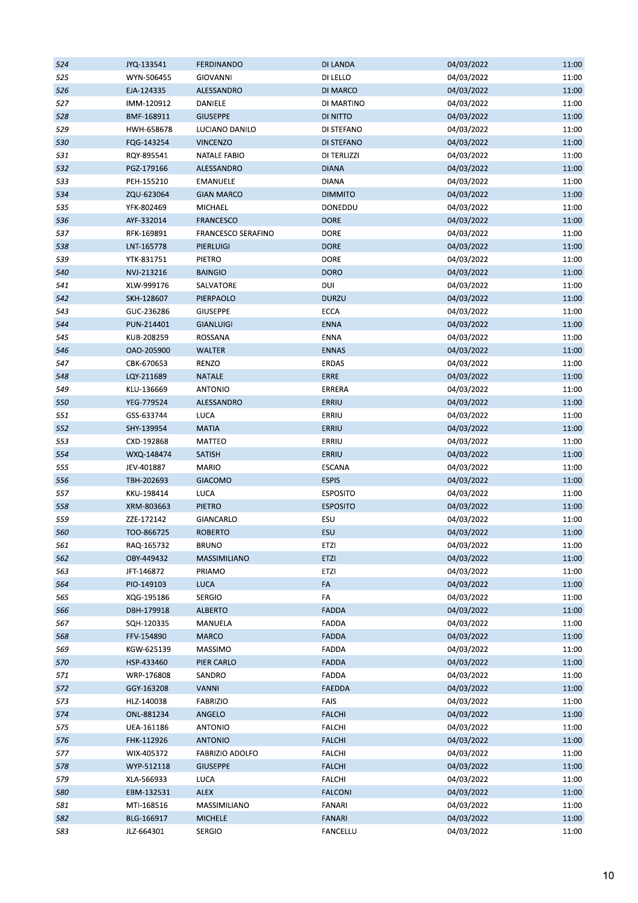| 524 | JYQ-133541 | FERDINANDO | DI LANDA | 04/03/2022 | 11:00 |
|---|---|---|---|---|---|
| 525 | WYN-506455 | GIOVANNI | DI LELLO | 04/03/2022 | 11:00 |
| 526 | EJA-124335 | ALESSANDRO | DI MARCO | 04/03/2022 | 11:00 |
| 527 | IMM-120912 | DANIELE | DI MARTINO | 04/03/2022 | 11:00 |
| 528 | BMF-168911 | GIUSEPPE | DI NITTO | 04/03/2022 | 11:00 |
| 529 | HWH-658678 | LUCIANO DANILO | DI STEFANO | 04/03/2022 | 11:00 |
| 530 | FQG-143254 | VINCENZO | DI STEFANO | 04/03/2022 | 11:00 |
| 531 | RQY-895541 | NATALE FABIO | DI TERLIZZI | 04/03/2022 | 11:00 |
| 532 | PGZ-179166 | ALESSANDRO | DIANA | 04/03/2022 | 11:00 |
| 533 | PEH-155210 | EMANUELE | DIANA | 04/03/2022 | 11:00 |
| 534 | ZQU-623064 | GIAN MARCO | DIMMITO | 04/03/2022 | 11:00 |
| 535 | YFK-802469 | MICHAEL | DONEDDU | 04/03/2022 | 11:00 |
| 536 | AYF-332014 | FRANCESCO | DORE | 04/03/2022 | 11:00 |
| 537 | RFK-169891 | FRANCESCO SERAFINO | DORE | 04/03/2022 | 11:00 |
| 538 | LNT-165778 | PIERLUIGI | DORE | 04/03/2022 | 11:00 |
| 539 | YTK-831751 | PIETRO | DORE | 04/03/2022 | 11:00 |
| 540 | NVJ-213216 | BAINGIO | DORO | 04/03/2022 | 11:00 |
| 541 | XLW-999176 | SALVATORE | DUI | 04/03/2022 | 11:00 |
| 542 | SKH-128607 | PIERPAOLO | DURZU | 04/03/2022 | 11:00 |
| 543 | GUC-236286 | GIUSEPPE | ECCA | 04/03/2022 | 11:00 |
| 544 | PUN-214401 | GIANLUIGI | ENNA | 04/03/2022 | 11:00 |
| 545 | KUB-208259 | ROSSANA | ENNA | 04/03/2022 | 11:00 |
| 546 | OAO-205900 | WALTER | ENNAS | 04/03/2022 | 11:00 |
| 547 | CBK-670653 | RENZO | ERDAS | 04/03/2022 | 11:00 |
| 548 | LQY-211689 | NATALE | ERRE | 04/03/2022 | 11:00 |
| 549 | KLU-136669 | ANTONIO | ERRERA | 04/03/2022 | 11:00 |
| 550 | YEG-779524 | ALESSANDRO | ERRIU | 04/03/2022 | 11:00 |
| 551 | GSS-633744 | LUCA | ERRIU | 04/03/2022 | 11:00 |
| 552 | SHY-139954 | MATIA | ERRIU | 04/03/2022 | 11:00 |
| 553 | CXD-192868 | MATTEO | ERRIU | 04/03/2022 | 11:00 |
| 554 | WXQ-148474 | SATISH | ERRIU | 04/03/2022 | 11:00 |
| 555 | JEV-401887 | MARIO | ESCANA | 04/03/2022 | 11:00 |
| 556 | TBH-202693 | GIACOMO | ESPIS | 04/03/2022 | 11:00 |
| 557 | KKU-198414 | LUCA | ESPOSITO | 04/03/2022 | 11:00 |
| 558 | XRM-803663 | PIETRO | ESPOSITO | 04/03/2022 | 11:00 |
| 559 | ZZE-172142 | GIANCARLO | ESU | 04/03/2022 | 11:00 |
| 560 | TOO-866725 | ROBERTO | ESU | 04/03/2022 | 11:00 |
| 561 | RAQ-165732 | BRUNO | ETZI | 04/03/2022 | 11:00 |
| 562 | OBY-449432 | MASSIMILIANO | ETZI | 04/03/2022 | 11:00 |
| 563 | JFT-146872 | PRIAMO | ETZI | 04/03/2022 | 11:00 |
| 564 | PIO-149103 | LUCA | FA | 04/03/2022 | 11:00 |
| 565 | XQG-195186 | SERGIO | FA | 04/03/2022 | 11:00 |
| 566 | DBH-179918 | ALBERTO | FADDA | 04/03/2022 | 11:00 |
| 567 | SQH-120335 | MANUELA | FADDA | 04/03/2022 | 11:00 |
| 568 | FFV-154890 | MARCO | FADDA | 04/03/2022 | 11:00 |
| 569 | KGW-625139 | MASSIMO | FADDA | 04/03/2022 | 11:00 |
| 570 | HSP-433460 | PIER CARLO | FADDA | 04/03/2022 | 11:00 |
| 571 | WRP-176808 | SANDRO | FADDA | 04/03/2022 | 11:00 |
| 572 | GGY-163208 | VANNI | FAEDDA | 04/03/2022 | 11:00 |
| 573 | HLZ-140038 | FABRIZIO | FAIS | 04/03/2022 | 11:00 |
| 574 | ONL-881234 | ANGELO | FALCHI | 04/03/2022 | 11:00 |
| 575 | UEA-161186 | ANTONIO | FALCHI | 04/03/2022 | 11:00 |
| 576 | FHK-112926 | ANTONIO | FALCHI | 04/03/2022 | 11:00 |
| 577 | WIX-405372 | FABRIZIO ADOLFO | FALCHI | 04/03/2022 | 11:00 |
| 578 | WYP-512118 | GIUSEPPE | FALCHI | 04/03/2022 | 11:00 |
| 579 | XLA-566933 | LUCA | FALCHI | 04/03/2022 | 11:00 |
| 580 | EBM-132531 | ALEX | FALCONI | 04/03/2022 | 11:00 |
| 581 | MTI-168516 | MASSIMILIANO | FANARI | 04/03/2022 | 11:00 |
| 582 | BLG-166917 | MICHELE | FANARI | 04/03/2022 | 11:00 |
| 583 | JLZ-664301 | SERGIO | FANCELLU | 04/03/2022 | 11:00 |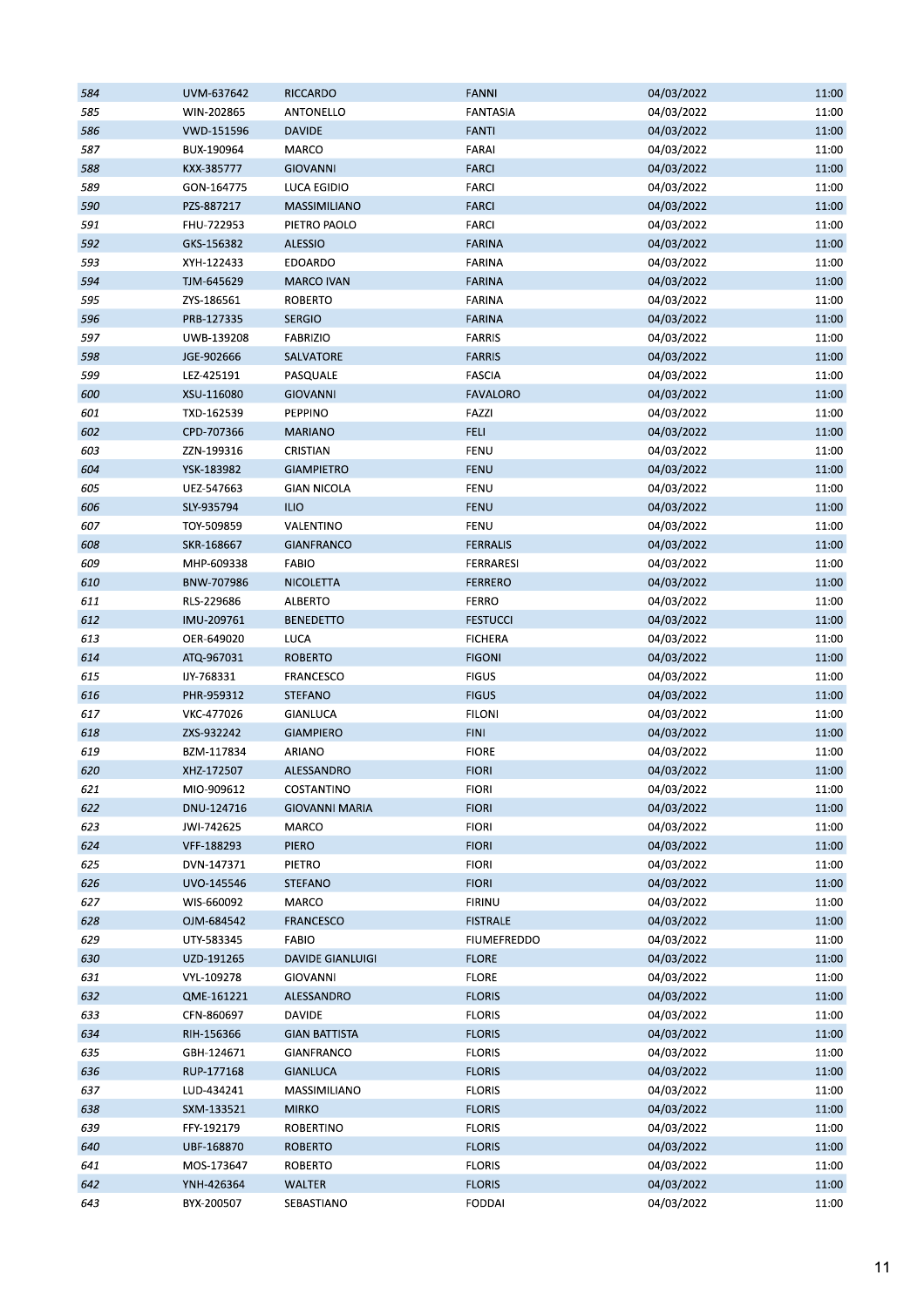| | | | | | |
|---|---|---|---|---|---|
| 584 | UVM-637642 | RICCARDO | FANNI | 04/03/2022 | 11:00 |
| 585 | WIN-202865 | ANTONELLO | FANTASIA | 04/03/2022 | 11:00 |
| 586 | VWD-151596 | DAVIDE | FANTI | 04/03/2022 | 11:00 |
| 587 | BUX-190964 | MARCO | FARAI | 04/03/2022 | 11:00 |
| 588 | KXX-385777 | GIOVANNI | FARCI | 04/03/2022 | 11:00 |
| 589 | GON-164775 | LUCA EGIDIO | FARCI | 04/03/2022 | 11:00 |
| 590 | PZS-887217 | MASSIMILIANO | FARCI | 04/03/2022 | 11:00 |
| 591 | FHU-722953 | PIETRO PAOLO | FARCI | 04/03/2022 | 11:00 |
| 592 | GKS-156382 | ALESSIO | FARINA | 04/03/2022 | 11:00 |
| 593 | XYH-122433 | EDOARDO | FARINA | 04/03/2022 | 11:00 |
| 594 | TJM-645629 | MARCO IVAN | FARINA | 04/03/2022 | 11:00 |
| 595 | ZYS-186561 | ROBERTO | FARINA | 04/03/2022 | 11:00 |
| 596 | PRB-127335 | SERGIO | FARINA | 04/03/2022 | 11:00 |
| 597 | UWB-139208 | FABRIZIO | FARRIS | 04/03/2022 | 11:00 |
| 598 | JGE-902666 | SALVATORE | FARRIS | 04/03/2022 | 11:00 |
| 599 | LEZ-425191 | PASQUALE | FASCIA | 04/03/2022 | 11:00 |
| 600 | XSU-116080 | GIOVANNI | FAVALORO | 04/03/2022 | 11:00 |
| 601 | TXD-162539 | PEPPINO | FAZZI | 04/03/2022 | 11:00 |
| 602 | CPD-707366 | MARIANO | FELI | 04/03/2022 | 11:00 |
| 603 | ZZN-199316 | CRISTIAN | FENU | 04/03/2022 | 11:00 |
| 604 | YSK-183982 | GIAMPIETRO | FENU | 04/03/2022 | 11:00 |
| 605 | UEZ-547663 | GIAN NICOLA | FENU | 04/03/2022 | 11:00 |
| 606 | SLY-935794 | ILIO | FENU | 04/03/2022 | 11:00 |
| 607 | TOY-509859 | VALENTINO | FENU | 04/03/2022 | 11:00 |
| 608 | SKR-168667 | GIANFRANCO | FERRALIS | 04/03/2022 | 11:00 |
| 609 | MHP-609338 | FABIO | FERRARESI | 04/03/2022 | 11:00 |
| 610 | BNW-707986 | NICOLETTA | FERRERO | 04/03/2022 | 11:00 |
| 611 | RLS-229686 | ALBERTO | FERRO | 04/03/2022 | 11:00 |
| 612 | IMU-209761 | BENEDETTO | FESTUCCI | 04/03/2022 | 11:00 |
| 613 | OER-649020 | LUCA | FICHERA | 04/03/2022 | 11:00 |
| 614 | ATQ-967031 | ROBERTO | FIGONI | 04/03/2022 | 11:00 |
| 615 | IJY-768331 | FRANCESCO | FIGUS | 04/03/2022 | 11:00 |
| 616 | PHR-959312 | STEFANO | FIGUS | 04/03/2022 | 11:00 |
| 617 | VKC-477026 | GIANLUCA | FILONI | 04/03/2022 | 11:00 |
| 618 | ZXS-932242 | GIAMPIERO | FINI | 04/03/2022 | 11:00 |
| 619 | BZM-117834 | ARIANO | FIORE | 04/03/2022 | 11:00 |
| 620 | XHZ-172507 | ALESSANDRO | FIORI | 04/03/2022 | 11:00 |
| 621 | MIO-909612 | COSTANTINO | FIORI | 04/03/2022 | 11:00 |
| 622 | DNU-124716 | GIOVANNI MARIA | FIORI | 04/03/2022 | 11:00 |
| 623 | JWI-742625 | MARCO | FIORI | 04/03/2022 | 11:00 |
| 624 | VFF-188293 | PIERO | FIORI | 04/03/2022 | 11:00 |
| 625 | DVN-147371 | PIETRO | FIORI | 04/03/2022 | 11:00 |
| 626 | UVO-145546 | STEFANO | FIORI | 04/03/2022 | 11:00 |
| 627 | WIS-660092 | MARCO | FIRINU | 04/03/2022 | 11:00 |
| 628 | OJM-684542 | FRANCESCO | FISTRALE | 04/03/2022 | 11:00 |
| 629 | UTY-583345 | FABIO | FIUMEFREDDO | 04/03/2022 | 11:00 |
| 630 | UZD-191265 | DAVIDE GIANLUIGI | FLORE | 04/03/2022 | 11:00 |
| 631 | VYL-109278 | GIOVANNI | FLORE | 04/03/2022 | 11:00 |
| 632 | QME-161221 | ALESSANDRO | FLORIS | 04/03/2022 | 11:00 |
| 633 | CFN-860697 | DAVIDE | FLORIS | 04/03/2022 | 11:00 |
| 634 | RIH-156366 | GIAN BATTISTA | FLORIS | 04/03/2022 | 11:00 |
| 635 | GBH-124671 | GIANFRANCO | FLORIS | 04/03/2022 | 11:00 |
| 636 | RUP-177168 | GIANLUCA | FLORIS | 04/03/2022 | 11:00 |
| 637 | LUD-434241 | MASSIMILIANO | FLORIS | 04/03/2022 | 11:00 |
| 638 | SXM-133521 | MIRKO | FLORIS | 04/03/2022 | 11:00 |
| 639 | FFY-192179 | ROBERTINO | FLORIS | 04/03/2022 | 11:00 |
| 640 | UBF-168870 | ROBERTO | FLORIS | 04/03/2022 | 11:00 |
| 641 | MOS-173647 | ROBERTO | FLORIS | 04/03/2022 | 11:00 |
| 642 | YNH-426364 | WALTER | FLORIS | 04/03/2022 | 11:00 |
| 643 | BYX-200507 | SEBASTIANO | FODDAI | 04/03/2022 | 11:00 |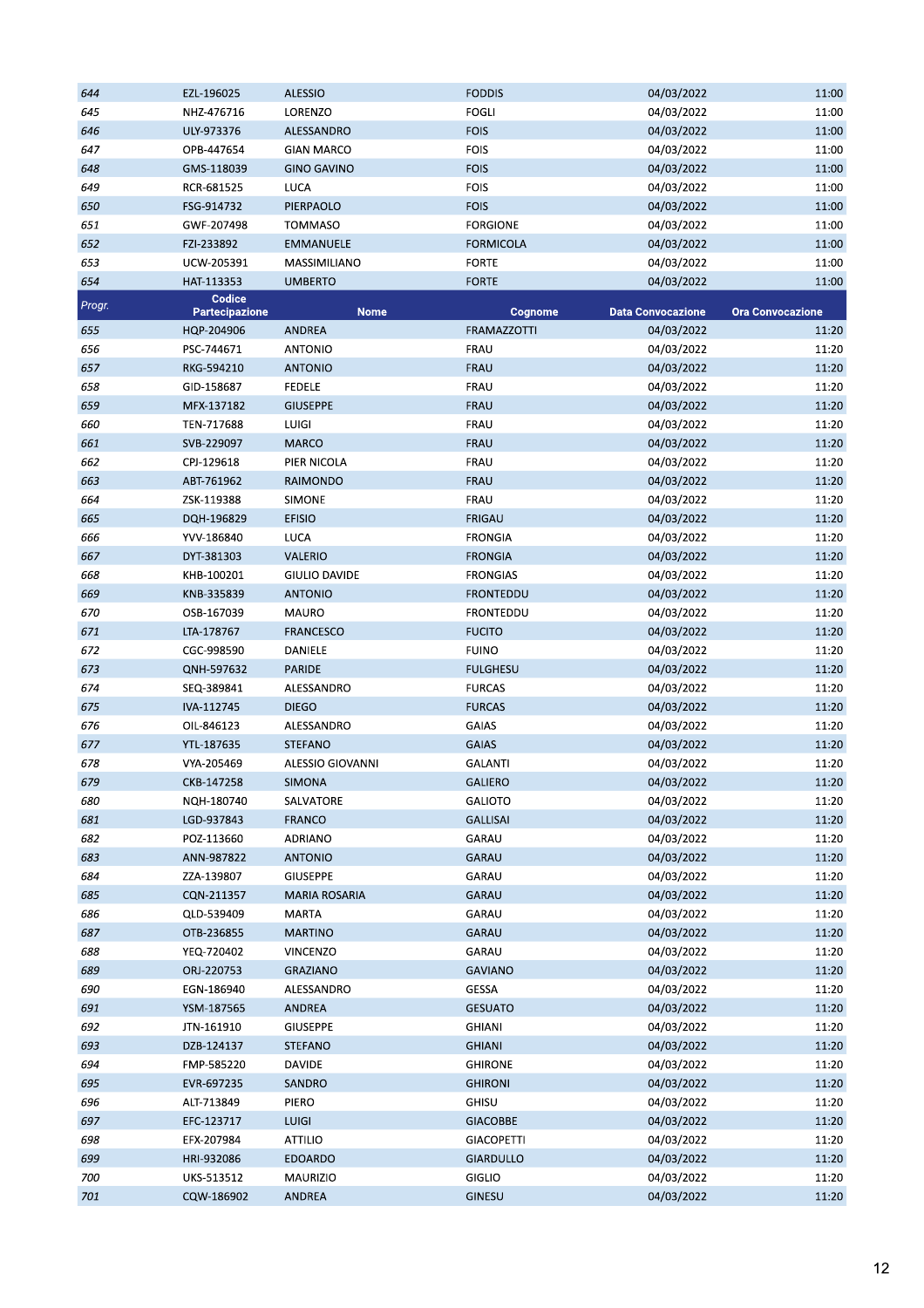| 644 | EZL-196025 | ALESSIO | FODDIS | 04/03/2022 | 11:00 |
|---|---|---|---|---|---|
| 645 | NHZ-476716 | LORENZO | FOGLI | 04/03/2022 | 11:00 |
| 646 | ULY-973376 | ALESSANDRO | FOIS | 04/03/2022 | 11:00 |
| 647 | OPB-447654 | GIAN MARCO | FOIS | 04/03/2022 | 11:00 |
| 648 | GMS-118039 | GINO GAVINO | FOIS | 04/03/2022 | 11:00 |
| 649 | RCR-681525 | LUCA | FOIS | 04/03/2022 | 11:00 |
| 650 | FSG-914732 | PIERPAOLO | FOIS | 04/03/2022 | 11:00 |
| 651 | GWF-207498 | TOMMASO | FORGIONE | 04/03/2022 | 11:00 |
| 652 | FZI-233892 | EMMANUELE | FORMICOLA | 04/03/2022 | 11:00 |
| 653 | UCW-205391 | MASSIMILIANO | FORTE | 04/03/2022 | 11:00 |
| 654 | HAT-113353 | UMBERTO | FORTE | 04/03/2022 | 11:00 |

| Progr. | Codice Partecipazione | Nome | Cognome | Data Convocazione | Ora Convocazione |
|---|---|---|---|---|---|
| 655 | HQP-204906 | ANDREA | FRAMAZZOTTI | 04/03/2022 | 11:20 |
| 656 | PSC-744671 | ANTONIO | FRAU | 04/03/2022 | 11:20 |
| 657 | RKG-594210 | ANTONIO | FRAU | 04/03/2022 | 11:20 |
| 658 | GID-158687 | FEDELE | FRAU | 04/03/2022 | 11:20 |
| 659 | MFX-137182 | GIUSEPPE | FRAU | 04/03/2022 | 11:20 |
| 660 | TEN-717688 | LUIGI | FRAU | 04/03/2022 | 11:20 |
| 661 | SVB-229097 | MARCO | FRAU | 04/03/2022 | 11:20 |
| 662 | CPJ-129618 | PIER NICOLA | FRAU | 04/03/2022 | 11:20 |
| 663 | ABT-761962 | RAIMONDO | FRAU | 04/03/2022 | 11:20 |
| 664 | ZSK-119388 | SIMONE | FRAU | 04/03/2022 | 11:20 |
| 665 | DQH-196829 | EFISIO | FRIGAU | 04/03/2022 | 11:20 |
| 666 | YVV-186840 | LUCA | FRONGIA | 04/03/2022 | 11:20 |
| 667 | DYT-381303 | VALERIO | FRONGIA | 04/03/2022 | 11:20 |
| 668 | KHB-100201 | GIULIO DAVIDE | FRONGIAS | 04/03/2022 | 11:20 |
| 669 | KNB-335839 | ANTONIO | FRONTEDDU | 04/03/2022 | 11:20 |
| 670 | OSB-167039 | MAURO | FRONTEDDU | 04/03/2022 | 11:20 |
| 671 | LTA-178767 | FRANCESCO | FUCITO | 04/03/2022 | 11:20 |
| 672 | CGC-998590 | DANIELE | FUINO | 04/03/2022 | 11:20 |
| 673 | QNH-597632 | PARIDE | FULGHESU | 04/03/2022 | 11:20 |
| 674 | SEQ-389841 | ALESSANDRO | FURCAS | 04/03/2022 | 11:20 |
| 675 | IVA-112745 | DIEGO | FURCAS | 04/03/2022 | 11:20 |
| 676 | OIL-846123 | ALESSANDRO | GAIAS | 04/03/2022 | 11:20 |
| 677 | YTL-187635 | STEFANO | GAIAS | 04/03/2022 | 11:20 |
| 678 | VYA-205469 | ALESSIO GIOVANNI | GALANTI | 04/03/2022 | 11:20 |
| 679 | CKB-147258 | SIMONA | GALIERO | 04/03/2022 | 11:20 |
| 680 | NQH-180740 | SALVATORE | GALIOTO | 04/03/2022 | 11:20 |
| 681 | LGD-937843 | FRANCO | GALLISAI | 04/03/2022 | 11:20 |
| 682 | POZ-113660 | ADRIANO | GARAU | 04/03/2022 | 11:20 |
| 683 | ANN-987822 | ANTONIO | GARAU | 04/03/2022 | 11:20 |
| 684 | ZZA-139807 | GIUSEPPE | GARAU | 04/03/2022 | 11:20 |
| 685 | CQN-211357 | MARIA ROSARIA | GARAU | 04/03/2022 | 11:20 |
| 686 | QLD-539409 | MARTA | GARAU | 04/03/2022 | 11:20 |
| 687 | OTB-236855 | MARTINO | GARAU | 04/03/2022 | 11:20 |
| 688 | YEQ-720402 | VINCENZO | GARAU | 04/03/2022 | 11:20 |
| 689 | ORJ-220753 | GRAZIANO | GAVIANO | 04/03/2022 | 11:20 |
| 690 | EGN-186940 | ALESSANDRO | GESSA | 04/03/2022 | 11:20 |
| 691 | YSM-187565 | ANDREA | GESUATO | 04/03/2022 | 11:20 |
| 692 | JTN-161910 | GIUSEPPE | GHIANI | 04/03/2022 | 11:20 |
| 693 | DZB-124137 | STEFANO | GHIANI | 04/03/2022 | 11:20 |
| 694 | FMP-585220 | DAVIDE | GHIRONE | 04/03/2022 | 11:20 |
| 695 | EVR-697235 | SANDRO | GHIRONI | 04/03/2022 | 11:20 |
| 696 | ALT-713849 | PIERO | GHISU | 04/03/2022 | 11:20 |
| 697 | EFC-123717 | LUIGI | GIACOBBE | 04/03/2022 | 11:20 |
| 698 | EFX-207984 | ATTILIO | GIACOPETTI | 04/03/2022 | 11:20 |
| 699 | HRI-932086 | EDOARDO | GIARDULLO | 04/03/2022 | 11:20 |
| 700 | UKS-513512 | MAURIZIO | GIGLIO | 04/03/2022 | 11:20 |
| 701 | CQW-186902 | ANDREA | GINESU | 04/03/2022 | 11:20 |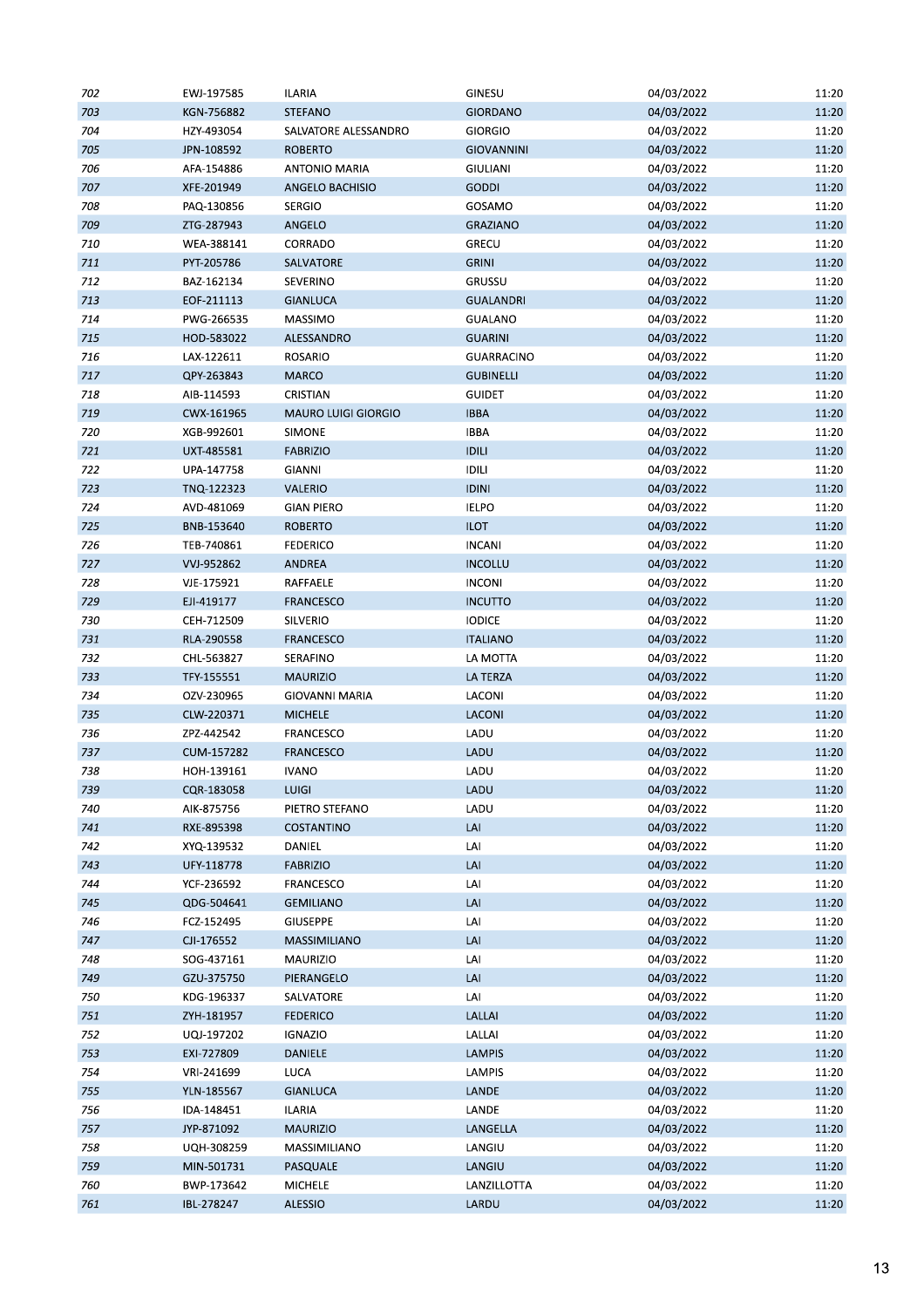| 702 | EWJ-197585 | ILARIA | GINESU | 04/03/2022 | 11:20 |
|---|---|---|---|---|---|
| 703 | KGN-756882 | STEFANO | GIORDANO | 04/03/2022 | 11:20 |
| 704 | HZY-493054 | SALVATORE ALESSANDRO | GIORGIO | 04/03/2022 | 11:20 |
| 705 | JPN-108592 | ROBERTO | GIOVANNINI | 04/03/2022 | 11:20 |
| 706 | AFA-154886 | ANTONIO MARIA | GIULIANI | 04/03/2022 | 11:20 |
| 707 | XFE-201949 | ANGELO BACHISIO | GODDI | 04/03/2022 | 11:20 |
| 708 | PAQ-130856 | SERGIO | GOSAMO | 04/03/2022 | 11:20 |
| 709 | ZTG-287943 | ANGELO | GRAZIANO | 04/03/2022 | 11:20 |
| 710 | WEA-388141 | CORRADO | GRECU | 04/03/2022 | 11:20 |
| 711 | PYT-205786 | SALVATORE | GRINI | 04/03/2022 | 11:20 |
| 712 | BAZ-162134 | SEVERINO | GRUSSU | 04/03/2022 | 11:20 |
| 713 | EOF-211113 | GIANLUCA | GUALANDRI | 04/03/2022 | 11:20 |
| 714 | PWG-266535 | MASSIMO | GUALANO | 04/03/2022 | 11:20 |
| 715 | HOD-583022 | ALESSANDRO | GUARINI | 04/03/2022 | 11:20 |
| 716 | LAX-122611 | ROSARIO | GUARRACINO | 04/03/2022 | 11:20 |
| 717 | QPY-263843 | MARCO | GUBINELLI | 04/03/2022 | 11:20 |
| 718 | AIB-114593 | CRISTIAN | GUIDET | 04/03/2022 | 11:20 |
| 719 | CWX-161965 | MAURO LUIGI GIORGIO | IBBA | 04/03/2022 | 11:20 |
| 720 | XGB-992601 | SIMONE | IBBA | 04/03/2022 | 11:20 |
| 721 | UXT-485581 | FABRIZIO | IDILI | 04/03/2022 | 11:20 |
| 722 | UPA-147758 | GIANNI | IDILI | 04/03/2022 | 11:20 |
| 723 | TNQ-122323 | VALERIO | IDINI | 04/03/2022 | 11:20 |
| 724 | AVD-481069 | GIAN PIERO | IELPO | 04/03/2022 | 11:20 |
| 725 | BNB-153640 | ROBERTO | ILOT | 04/03/2022 | 11:20 |
| 726 | TEB-740861 | FEDERICO | INCANI | 04/03/2022 | 11:20 |
| 727 | VVJ-952862 | ANDREA | INCOLLU | 04/03/2022 | 11:20 |
| 728 | VJE-175921 | RAFFAELE | INCONI | 04/03/2022 | 11:20 |
| 729 | EJI-419177 | FRANCESCO | INCUTTO | 04/03/2022 | 11:20 |
| 730 | CEH-712509 | SILVERIO | IODICE | 04/03/2022 | 11:20 |
| 731 | RLA-290558 | FRANCESCO | ITALIANO | 04/03/2022 | 11:20 |
| 732 | CHL-563827 | SERAFINO | LA MOTTA | 04/03/2022 | 11:20 |
| 733 | TFY-155551 | MAURIZIO | LA TERZA | 04/03/2022 | 11:20 |
| 734 | OZV-230965 | GIOVANNI MARIA | LACONI | 04/03/2022 | 11:20 |
| 735 | CLW-220371 | MICHELE | LACONI | 04/03/2022 | 11:20 |
| 736 | ZPZ-442542 | FRANCESCO | LADU | 04/03/2022 | 11:20 |
| 737 | CUM-157282 | FRANCESCO | LADU | 04/03/2022 | 11:20 |
| 738 | HOH-139161 | IVANO | LADU | 04/03/2022 | 11:20 |
| 739 | CQR-183058 | LUIGI | LADU | 04/03/2022 | 11:20 |
| 740 | AIK-875756 | PIETRO STEFANO | LADU | 04/03/2022 | 11:20 |
| 741 | RXE-895398 | COSTANTINO | LAI | 04/03/2022 | 11:20 |
| 742 | XYQ-139532 | DANIEL | LAI | 04/03/2022 | 11:20 |
| 743 | UFY-118778 | FABRIZIO | LAI | 04/03/2022 | 11:20 |
| 744 | YCF-236592 | FRANCESCO | LAI | 04/03/2022 | 11:20 |
| 745 | QDG-504641 | GEMILIANO | LAI | 04/03/2022 | 11:20 |
| 746 | FCZ-152495 | GIUSEPPE | LAI | 04/03/2022 | 11:20 |
| 747 | CJI-176552 | MASSIMILIANO | LAI | 04/03/2022 | 11:20 |
| 748 | SOG-437161 | MAURIZIO | LAI | 04/03/2022 | 11:20 |
| 749 | GZU-375750 | PIERANGELO | LAI | 04/03/2022 | 11:20 |
| 750 | KDG-196337 | SALVATORE | LAI | 04/03/2022 | 11:20 |
| 751 | ZYH-181957 | FEDERICO | LALLAI | 04/03/2022 | 11:20 |
| 752 | UQJ-197202 | IGNAZIO | LALLAI | 04/03/2022 | 11:20 |
| 753 | EXI-727809 | DANIELE | LAMPIS | 04/03/2022 | 11:20 |
| 754 | VRI-241699 | LUCA | LAMPIS | 04/03/2022 | 11:20 |
| 755 | YLN-185567 | GIANLUCA | LANDE | 04/03/2022 | 11:20 |
| 756 | IDA-148451 | ILARIA | LANDE | 04/03/2022 | 11:20 |
| 757 | JYP-871092 | MAURIZIO | LANGELLA | 04/03/2022 | 11:20 |
| 758 | UQH-308259 | MASSIMILIANO | LANGIU | 04/03/2022 | 11:20 |
| 759 | MIN-501731 | PASQUALE | LANGIU | 04/03/2022 | 11:20 |
| 760 | BWP-173642 | MICHELE | LANZILLOTTA | 04/03/2022 | 11:20 |
| 761 | IBL-278247 | ALESSIO | LARDU | 04/03/2022 | 11:20 |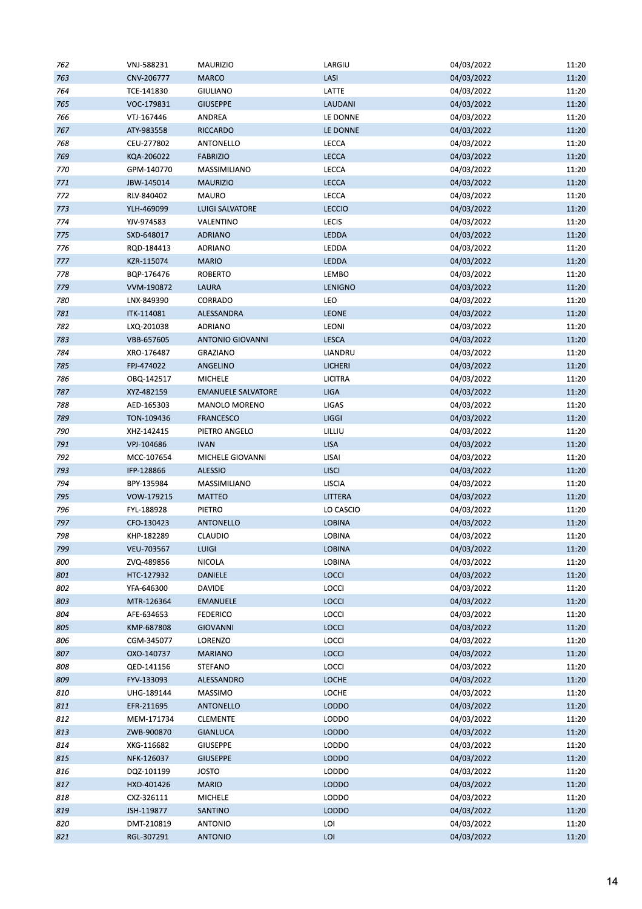| 762 | VNJ-588231 | MAURIZIO | LARGIU | 04/03/2022 | 11:20 |
|---|---|---|---|---|---|
| 763 | CNV-206777 | MARCO | LASI | 04/03/2022 | 11:20 |
| 764 | TCE-141830 | GIULIANO | LATTE | 04/03/2022 | 11:20 |
| 765 | VOC-179831 | GIUSEPPE | LAUDANI | 04/03/2022 | 11:20 |
| 766 | VTJ-167446 | ANDREA | LE DONNE | 04/03/2022 | 11:20 |
| 767 | ATY-983558 | RICCARDO | LE DONNE | 04/03/2022 | 11:20 |
| 768 | CEU-277802 | ANTONELLO | LECCA | 04/03/2022 | 11:20 |
| 769 | KQA-206022 | FABRIZIO | LECCA | 04/03/2022 | 11:20 |
| 770 | GPM-140770 | MASSIMILIANO | LECCA | 04/03/2022 | 11:20 |
| 771 | JBW-145014 | MAURIZIO | LECCA | 04/03/2022 | 11:20 |
| 772 | RLV-840402 | MAURO | LECCA | 04/03/2022 | 11:20 |
| 773 | YLH-469099 | LUIGI SALVATORE | LECCIO | 04/03/2022 | 11:20 |
| 774 | YJV-974583 | VALENTINO | LECIS | 04/03/2022 | 11:20 |
| 775 | SXD-648017 | ADRIANO | LEDDA | 04/03/2022 | 11:20 |
| 776 | RQD-184413 | ADRIANO | LEDDA | 04/03/2022 | 11:20 |
| 777 | KZR-115074 | MARIO | LEDDA | 04/03/2022 | 11:20 |
| 778 | BQP-176476 | ROBERTO | LEMBO | 04/03/2022 | 11:20 |
| 779 | VVM-190872 | LAURA | LENIGNO | 04/03/2022 | 11:20 |
| 780 | LNX-849390 | CORRADO | LEO | 04/03/2022 | 11:20 |
| 781 | ITK-114081 | ALESSANDRA | LEONE | 04/03/2022 | 11:20 |
| 782 | LXQ-201038 | ADRIANO | LEONI | 04/03/2022 | 11:20 |
| 783 | VBB-657605 | ANTONIO GIOVANNI | LESCA | 04/03/2022 | 11:20 |
| 784 | XRO-176487 | GRAZIANO | LIANDRU | 04/03/2022 | 11:20 |
| 785 | FPJ-474022 | ANGELINO | LICHERI | 04/03/2022 | 11:20 |
| 786 | OBQ-142517 | MICHELE | LICITRA | 04/03/2022 | 11:20 |
| 787 | XYZ-482159 | EMANUELE SALVATORE | LIGA | 04/03/2022 | 11:20 |
| 788 | AED-165303 | MANOLO MORENO | LIGAS | 04/03/2022 | 11:20 |
| 789 | TON-109436 | FRANCESCO | LIGGI | 04/03/2022 | 11:20 |
| 790 | XHZ-142415 | PIETRO ANGELO | LILLIU | 04/03/2022 | 11:20 |
| 791 | VPJ-104686 | IVAN | LISA | 04/03/2022 | 11:20 |
| 792 | MCC-107654 | MICHELE GIOVANNI | LISAI | 04/03/2022 | 11:20 |
| 793 | IFP-128866 | ALESSIO | LISCI | 04/03/2022 | 11:20 |
| 794 | BPY-135984 | MASSIMILIANO | LISCIA | 04/03/2022 | 11:20 |
| 795 | VOW-179215 | MATTEO | LITTERA | 04/03/2022 | 11:20 |
| 796 | FYL-188928 | PIETRO | LO CASCIO | 04/03/2022 | 11:20 |
| 797 | CFO-130423 | ANTONELLO | LOBINA | 04/03/2022 | 11:20 |
| 798 | KHP-182289 | CLAUDIO | LOBINA | 04/03/2022 | 11:20 |
| 799 | VEU-703567 | LUIGI | LOBINA | 04/03/2022 | 11:20 |
| 800 | ZVQ-489856 | NICOLA | LOBINA | 04/03/2022 | 11:20 |
| 801 | HTC-127932 | DANIELE | LOCCI | 04/03/2022 | 11:20 |
| 802 | YFA-646300 | DAVIDE | LOCCI | 04/03/2022 | 11:20 |
| 803 | MTR-126364 | EMANUELE | LOCCI | 04/03/2022 | 11:20 |
| 804 | AFE-634653 | FEDERICO | LOCCI | 04/03/2022 | 11:20 |
| 805 | KMP-687808 | GIOVANNI | LOCCI | 04/03/2022 | 11:20 |
| 806 | CGM-345077 | LORENZO | LOCCI | 04/03/2022 | 11:20 |
| 807 | OXO-140737 | MARIANO | LOCCI | 04/03/2022 | 11:20 |
| 808 | QED-141156 | STEFANO | LOCCI | 04/03/2022 | 11:20 |
| 809 | FYV-133093 | ALESSANDRO | LOCHE | 04/03/2022 | 11:20 |
| 810 | UHG-189144 | MASSIMO | LOCHE | 04/03/2022 | 11:20 |
| 811 | EFR-211695 | ANTONELLO | LODDO | 04/03/2022 | 11:20 |
| 812 | MEM-171734 | CLEMENTE | LODDO | 04/03/2022 | 11:20 |
| 813 | ZWB-900870 | GIANLUCA | LODDO | 04/03/2022 | 11:20 |
| 814 | XKG-116682 | GIUSEPPE | LODDO | 04/03/2022 | 11:20 |
| 815 | NFK-126037 | GIUSEPPE | LODDO | 04/03/2022 | 11:20 |
| 816 | DQZ-101199 | JOSTO | LODDO | 04/03/2022 | 11:20 |
| 817 | HXO-401426 | MARIO | LODDO | 04/03/2022 | 11:20 |
| 818 | CXZ-326111 | MICHELE | LODDO | 04/03/2022 | 11:20 |
| 819 | JSH-119877 | SANTINO | LODDO | 04/03/2022 | 11:20 |
| 820 | DMT-210819 | ANTONIO | LOI | 04/03/2022 | 11:20 |
| 821 | RGL-307291 | ANTONIO | LOI | 04/03/2022 | 11:20 |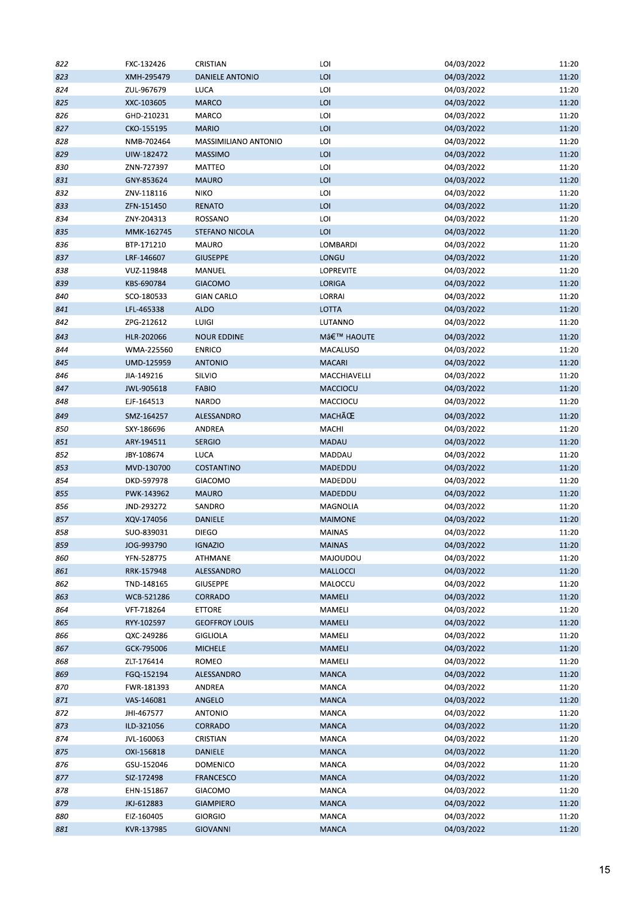| | | | | | |
|---|---|---|---|---|---|
| 822 | FXC-132426 | CRISTIAN | LOI | 04/03/2022 | 11:20 |
| 823 | XMH-295479 | DANIELE ANTONIO | LOI | 04/03/2022 | 11:20 |
| 824 | ZUL-967679 | LUCA | LOI | 04/03/2022 | 11:20 |
| 825 | XXC-103605 | MARCO | LOI | 04/03/2022 | 11:20 |
| 826 | GHD-210231 | MARCO | LOI | 04/03/2022 | 11:20 |
| 827 | CKO-155195 | MARIO | LOI | 04/03/2022 | 11:20 |
| 828 | NMB-702464 | MASSIMILIANO ANTONIO | LOI | 04/03/2022 | 11:20 |
| 829 | UIW-182472 | MASSIMO | LOI | 04/03/2022 | 11:20 |
| 830 | ZNN-727397 | MATTEO | LOI | 04/03/2022 | 11:20 |
| 831 | GNY-853624 | MAURO | LOI | 04/03/2022 | 11:20 |
| 832 | ZNV-118116 | NIKO | LOI | 04/03/2022 | 11:20 |
| 833 | ZFN-151450 | RENATO | LOI | 04/03/2022 | 11:20 |
| 834 | ZNY-204313 | ROSSANO | LOI | 04/03/2022 | 11:20 |
| 835 | MMK-162745 | STEFANO NICOLA | LOI | 04/03/2022 | 11:20 |
| 836 | BTP-171210 | MAURO | LOMBARDI | 04/03/2022 | 11:20 |
| 837 | LRF-146607 | GIUSEPPE | LONGU | 04/03/2022 | 11:20 |
| 838 | VUZ-119848 | MANUEL | LOPREVITE | 04/03/2022 | 11:20 |
| 839 | KBS-690784 | GIACOMO | LORIGA | 04/03/2022 | 11:20 |
| 840 | SCO-180533 | GIAN CARLO | LORRAI | 04/03/2022 | 11:20 |
| 841 | LFL-465338 | ALDO | LOTTA | 04/03/2022 | 11:20 |
| 842 | ZPG-212612 | LUIGI | LUTANNO | 04/03/2022 | 11:20 |
| 843 | HLR-202066 | NOUR EDDINE | Mâ€™ HAOUTE | 04/03/2022 | 11:20 |
| 844 | WMA-225560 | ENRICO | MACALUSO | 04/03/2022 | 11:20 |
| 845 | UMD-125959 | ANTONIO | MACARI | 04/03/2022 | 11:20 |
| 846 | JIA-149216 | SILVIO | MACCHIAVELLI | 04/03/2022 | 11:20 |
| 847 | JWL-905618 | FABIO | MACCIOCU | 04/03/2022 | 11:20 |
| 848 | EJF-164513 | NARDO | MACCIOCU | 04/03/2022 | 11:20 |
| 849 | SMZ-164257 | ALESSANDRO | MACHÃŒ | 04/03/2022 | 11:20 |
| 850 | SXY-186696 | ANDREA | MACHI | 04/03/2022 | 11:20 |
| 851 | ARY-194511 | SERGIO | MADAU | 04/03/2022 | 11:20 |
| 852 | JBY-108674 | LUCA | MADDAU | 04/03/2022 | 11:20 |
| 853 | MVD-130700 | COSTANTINO | MADEDDU | 04/03/2022 | 11:20 |
| 854 | DKD-597978 | GIACOMO | MADEDDU | 04/03/2022 | 11:20 |
| 855 | PWK-143962 | MAURO | MADEDDU | 04/03/2022 | 11:20 |
| 856 | JND-293272 | SANDRO | MAGNOLIA | 04/03/2022 | 11:20 |
| 857 | XQV-174056 | DANIELE | MAIMONE | 04/03/2022 | 11:20 |
| 858 | SUO-839031 | DIEGO | MAINAS | 04/03/2022 | 11:20 |
| 859 | JOG-993790 | IGNAZIO | MAINAS | 04/03/2022 | 11:20 |
| 860 | YFN-528775 | ATHMANE | MAJOUDOU | 04/03/2022 | 11:20 |
| 861 | RRK-157948 | ALESSANDRO | MALLOCCI | 04/03/2022 | 11:20 |
| 862 | TND-148165 | GIUSEPPE | MALOCCU | 04/03/2022 | 11:20 |
| 863 | WCB-521286 | CORRADO | MAMELI | 04/03/2022 | 11:20 |
| 864 | VFT-718264 | ETTORE | MAMELI | 04/03/2022 | 11:20 |
| 865 | RYY-102597 | GEOFFROY LOUIS | MAMELI | 04/03/2022 | 11:20 |
| 866 | QXC-249286 | GIGLIOLA | MAMELI | 04/03/2022 | 11:20 |
| 867 | GCK-795006 | MICHELE | MAMELI | 04/03/2022 | 11:20 |
| 868 | ZLT-176414 | ROMEO | MAMELI | 04/03/2022 | 11:20 |
| 869 | FGQ-152194 | ALESSANDRO | MANCA | 04/03/2022 | 11:20 |
| 870 | FWR-181393 | ANDREA | MANCA | 04/03/2022 | 11:20 |
| 871 | VAS-146081 | ANGELO | MANCA | 04/03/2022 | 11:20 |
| 872 | JHI-467577 | ANTONIO | MANCA | 04/03/2022 | 11:20 |
| 873 | ILD-321056 | CORRADO | MANCA | 04/03/2022 | 11:20 |
| 874 | JVL-160063 | CRISTIAN | MANCA | 04/03/2022 | 11:20 |
| 875 | OXI-156818 | DANIELE | MANCA | 04/03/2022 | 11:20 |
| 876 | GSU-152046 | DOMENICO | MANCA | 04/03/2022 | 11:20 |
| 877 | SIZ-172498 | FRANCESCO | MANCA | 04/03/2022 | 11:20 |
| 878 | EHN-151867 | GIACOMO | MANCA | 04/03/2022 | 11:20 |
| 879 | JKJ-612883 | GIAMPIERO | MANCA | 04/03/2022 | 11:20 |
| 880 | EIZ-160405 | GIORGIO | MANCA | 04/03/2022 | 11:20 |
| 881 | KVR-137985 | GIOVANNI | MANCA | 04/03/2022 | 11:20 |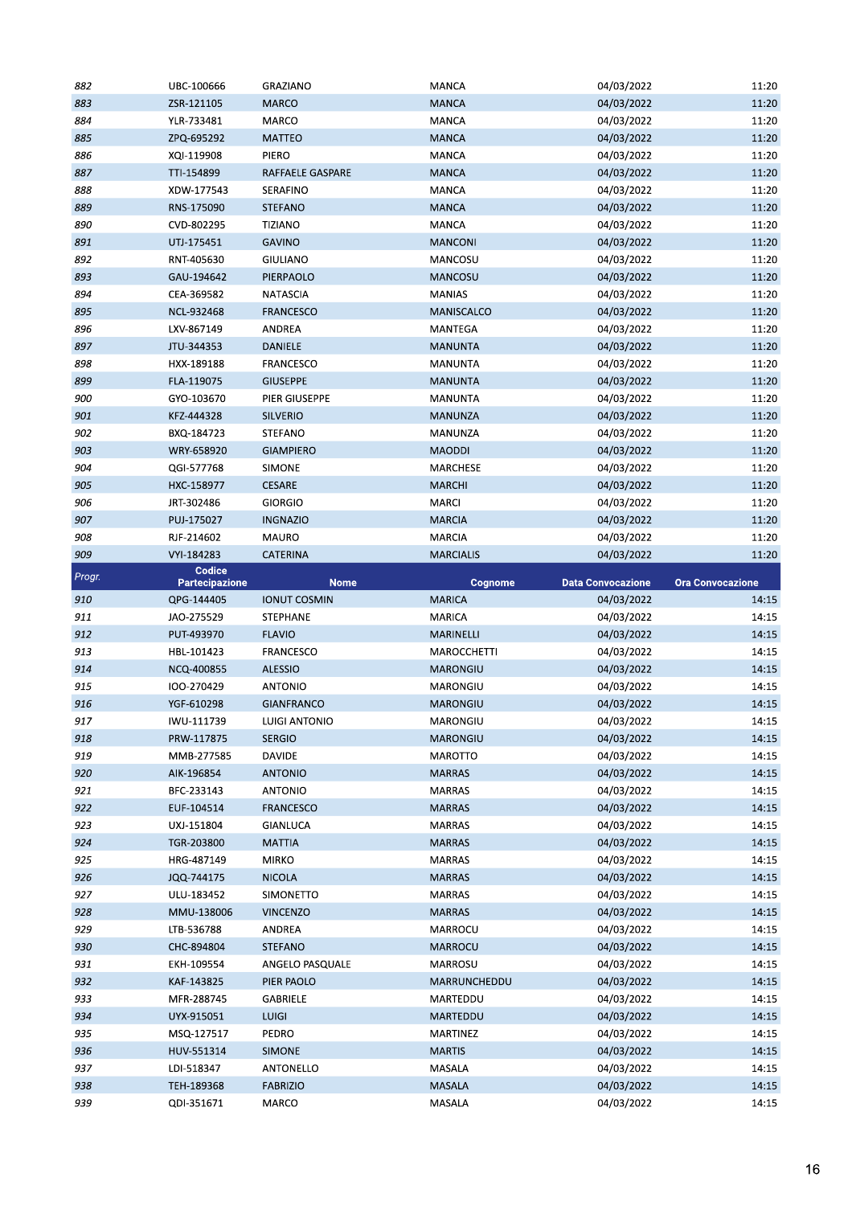| Progr. | Codice Partecipazione | Nome | Cognome | Data Convocazione | Ora Convocazione |
|---|---|---|---|---|---|
| 882 | UBC-100666 | GRAZIANO | MANCA | 04/03/2022 | 11:20 |
| 883 | ZSR-121105 | MARCO | MANCA | 04/03/2022 | 11:20 |
| 884 | YLR-733481 | MARCO | MANCA | 04/03/2022 | 11:20 |
| 885 | ZPQ-695292 | MATTEO | MANCA | 04/03/2022 | 11:20 |
| 886 | XQI-119908 | PIERO | MANCA | 04/03/2022 | 11:20 |
| 887 | TTI-154899 | RAFFAELE GASPARE | MANCA | 04/03/2022 | 11:20 |
| 888 | XDW-177543 | SERAFINO | MANCA | 04/03/2022 | 11:20 |
| 889 | RNS-175090 | STEFANO | MANCA | 04/03/2022 | 11:20 |
| 890 | CVD-802295 | TIZIANO | MANCA | 04/03/2022 | 11:20 |
| 891 | UTJ-175451 | GAVINO | MANCONI | 04/03/2022 | 11:20 |
| 892 | RNT-405630 | GIULIANO | MANCOSU | 04/03/2022 | 11:20 |
| 893 | GAU-194642 | PIERPAOLO | MANCOSU | 04/03/2022 | 11:20 |
| 894 | CEA-369582 | NATASCIA | MANIAS | 04/03/2022 | 11:20 |
| 895 | NCL-932468 | FRANCESCO | MANISCALCO | 04/03/2022 | 11:20 |
| 896 | LXV-867149 | ANDREA | MANTEGA | 04/03/2022 | 11:20 |
| 897 | JTU-344353 | DANIELE | MANUNTA | 04/03/2022 | 11:20 |
| 898 | HXX-189188 | FRANCESCO | MANUNTA | 04/03/2022 | 11:20 |
| 899 | FLA-119075 | GIUSEPPE | MANUNTA | 04/03/2022 | 11:20 |
| 900 | GYO-103670 | PIER GIUSEPPE | MANUNTA | 04/03/2022 | 11:20 |
| 901 | KFZ-444328 | SILVERIO | MANUNZA | 04/03/2022 | 11:20 |
| 902 | BXQ-184723 | STEFANO | MANUNZA | 04/03/2022 | 11:20 |
| 903 | WRY-658920 | GIAMPIERO | MAODDI | 04/03/2022 | 11:20 |
| 904 | QGI-577768 | SIMONE | MARCHESE | 04/03/2022 | 11:20 |
| 905 | HXC-158977 | CESARE | MARCHI | 04/03/2022 | 11:20 |
| 906 | JRT-302486 | GIORGIO | MARCI | 04/03/2022 | 11:20 |
| 907 | PUJ-175027 | INGNAZIO | MARCIA | 04/03/2022 | 11:20 |
| 908 | RJF-214602 | MAURO | MARCIA | 04/03/2022 | 11:20 |
| 909 | VYI-184283 | CATERINA | MARCIALIS | 04/03/2022 | 11:20 |

| Progr. | Codice Partecipazione | Nome | Cognome | Data Convocazione | Ora Convocazione |
|---|---|---|---|---|---|
| 910 | QPG-144405 | IONUT COSMIN | MARICA | 04/03/2022 | 14:15 |
| 911 | JAO-275529 | STEPHANE | MARICA | 04/03/2022 | 14:15 |
| 912 | PUT-493970 | FLAVIO | MARINELLI | 04/03/2022 | 14:15 |
| 913 | HBL-101423 | FRANCESCO | MAROCCHETTI | 04/03/2022 | 14:15 |
| 914 | NCQ-400855 | ALESSIO | MARONGIU | 04/03/2022 | 14:15 |
| 915 | IOO-270429 | ANTONIO | MARONGIU | 04/03/2022 | 14:15 |
| 916 | YGF-610298 | GIANFRANCO | MARONGIU | 04/03/2022 | 14:15 |
| 917 | IWU-111739 | LUIGI ANTONIO | MARONGIU | 04/03/2022 | 14:15 |
| 918 | PRW-117875 | SERGIO | MARONGIU | 04/03/2022 | 14:15 |
| 919 | MMB-277585 | DAVIDE | MAROTTO | 04/03/2022 | 14:15 |
| 920 | AIK-196854 | ANTONIO | MARRAS | 04/03/2022 | 14:15 |
| 921 | BFC-233143 | ANTONIO | MARRAS | 04/03/2022 | 14:15 |
| 922 | EUF-104514 | FRANCESCO | MARRAS | 04/03/2022 | 14:15 |
| 923 | UXJ-151804 | GIANLUCA | MARRAS | 04/03/2022 | 14:15 |
| 924 | TGR-203800 | MATTIA | MARRAS | 04/03/2022 | 14:15 |
| 925 | HRG-487149 | MIRKO | MARRAS | 04/03/2022 | 14:15 |
| 926 | JQQ-744175 | NICOLA | MARRAS | 04/03/2022 | 14:15 |
| 927 | ULU-183452 | SIMONETTO | MARRAS | 04/03/2022 | 14:15 |
| 928 | MMU-138006 | VINCENZO | MARRAS | 04/03/2022 | 14:15 |
| 929 | LTB-536788 | ANDREA | MARROCU | 04/03/2022 | 14:15 |
| 930 | CHC-894804 | STEFANO | MARROCU | 04/03/2022 | 14:15 |
| 931 | EKH-109554 | ANGELO PASQUALE | MARROSU | 04/03/2022 | 14:15 |
| 932 | KAF-143825 | PIER PAOLO | MARRUNCHEDDU | 04/03/2022 | 14:15 |
| 933 | MFR-288745 | GABRIELE | MARTEDDU | 04/03/2022 | 14:15 |
| 934 | UYX-915051 | LUIGI | MARTEDDU | 04/03/2022 | 14:15 |
| 935 | MSQ-127517 | PEDRO | MARTINEZ | 04/03/2022 | 14:15 |
| 936 | HUV-551314 | SIMONE | MARTIS | 04/03/2022 | 14:15 |
| 937 | LDI-518347 | ANTONELLO | MASALA | 04/03/2022 | 14:15 |
| 938 | TEH-189368 | FABRIZIO | MASALA | 04/03/2022 | 14:15 |
| 939 | QDI-351671 | MARCO | MASALA | 04/03/2022 | 14:15 |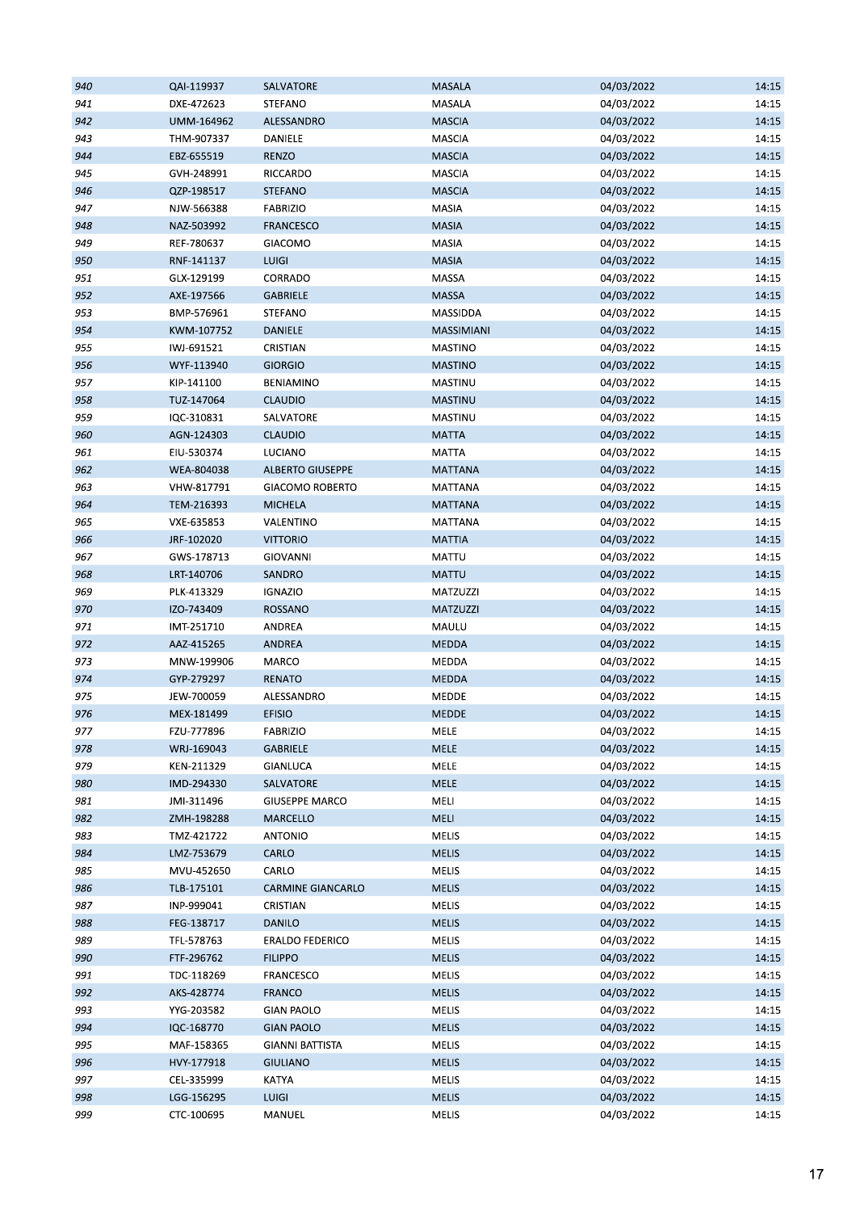| | | | | | |
|---|---|---|---|---|---|
| 940 | QAI-119937 | SALVATORE | MASALA | 04/03/2022 | 14:15 |
| 941 | DXE-472623 | STEFANO | MASALA | 04/03/2022 | 14:15 |
| 942 | UMM-164962 | ALESSANDRO | MASCIA | 04/03/2022 | 14:15 |
| 943 | THM-907337 | DANIELE | MASCIA | 04/03/2022 | 14:15 |
| 944 | EBZ-655519 | RENZO | MASCIA | 04/03/2022 | 14:15 |
| 945 | GVH-248991 | RICCARDO | MASCIA | 04/03/2022 | 14:15 |
| 946 | QZP-198517 | STEFANO | MASCIA | 04/03/2022 | 14:15 |
| 947 | NJW-566388 | FABRIZIO | MASIA | 04/03/2022 | 14:15 |
| 948 | NAZ-503992 | FRANCESCO | MASIA | 04/03/2022 | 14:15 |
| 949 | REF-780637 | GIACOMO | MASIA | 04/03/2022 | 14:15 |
| 950 | RNF-141137 | LUIGI | MASIA | 04/03/2022 | 14:15 |
| 951 | GLX-129199 | CORRADO | MASSA | 04/03/2022 | 14:15 |
| 952 | AXE-197566 | GABRIELE | MASSA | 04/03/2022 | 14:15 |
| 953 | BMP-576961 | STEFANO | MASSIDDA | 04/03/2022 | 14:15 |
| 954 | KWM-107752 | DANIELE | MASSIMIANI | 04/03/2022 | 14:15 |
| 955 | IWJ-691521 | CRISTIAN | MASTINO | 04/03/2022 | 14:15 |
| 956 | WYF-113940 | GIORGIO | MASTINO | 04/03/2022 | 14:15 |
| 957 | KIP-141100 | BENIAMINO | MASTINU | 04/03/2022 | 14:15 |
| 958 | TUZ-147064 | CLAUDIO | MASTINU | 04/03/2022 | 14:15 |
| 959 | IQC-310831 | SALVATORE | MASTINU | 04/03/2022 | 14:15 |
| 960 | AGN-124303 | CLAUDIO | MATTA | 04/03/2022 | 14:15 |
| 961 | EIU-530374 | LUCIANO | MATTA | 04/03/2022 | 14:15 |
| 962 | WEA-804038 | ALBERTO GIUSEPPE | MATTANA | 04/03/2022 | 14:15 |
| 963 | VHW-817791 | GIACOMO ROBERTO | MATTANA | 04/03/2022 | 14:15 |
| 964 | TEM-216393 | MICHELA | MATTANA | 04/03/2022 | 14:15 |
| 965 | VXE-635853 | VALENTINO | MATTANA | 04/03/2022 | 14:15 |
| 966 | JRF-102020 | VITTORIO | MATTIA | 04/03/2022 | 14:15 |
| 967 | GWS-178713 | GIOVANNI | MATTU | 04/03/2022 | 14:15 |
| 968 | LRT-140706 | SANDRO | MATTU | 04/03/2022 | 14:15 |
| 969 | PLK-413329 | IGNAZIO | MATZUZZI | 04/03/2022 | 14:15 |
| 970 | IZO-743409 | ROSSANO | MATZUZZI | 04/03/2022 | 14:15 |
| 971 | IMT-251710 | ANDREA | MAULU | 04/03/2022 | 14:15 |
| 972 | AAZ-415265 | ANDREA | MEDDA | 04/03/2022 | 14:15 |
| 973 | MNW-199906 | MARCO | MEDDA | 04/03/2022 | 14:15 |
| 974 | GYP-279297 | RENATO | MEDDA | 04/03/2022 | 14:15 |
| 975 | JEW-700059 | ALESSANDRO | MEDDE | 04/03/2022 | 14:15 |
| 976 | MEX-181499 | EFISIO | MEDDE | 04/03/2022 | 14:15 |
| 977 | FZU-777896 | FABRIZIO | MELE | 04/03/2022 | 14:15 |
| 978 | WRJ-169043 | GABRIELE | MELE | 04/03/2022 | 14:15 |
| 979 | KEN-211329 | GIANLUCA | MELE | 04/03/2022 | 14:15 |
| 980 | IMD-294330 | SALVATORE | MELE | 04/03/2022 | 14:15 |
| 981 | JMI-311496 | GIUSEPPE MARCO | MELI | 04/03/2022 | 14:15 |
| 982 | ZMH-198288 | MARCELLO | MELI | 04/03/2022 | 14:15 |
| 983 | TMZ-421722 | ANTONIO | MELIS | 04/03/2022 | 14:15 |
| 984 | LMZ-753679 | CARLO | MELIS | 04/03/2022 | 14:15 |
| 985 | MVU-452650 | CARLO | MELIS | 04/03/2022 | 14:15 |
| 986 | TLB-175101 | CARMINE GIANCARLO | MELIS | 04/03/2022 | 14:15 |
| 987 | INP-999041 | CRISTIAN | MELIS | 04/03/2022 | 14:15 |
| 988 | FEG-138717 | DANILO | MELIS | 04/03/2022 | 14:15 |
| 989 | TFL-578763 | ERALDO FEDERICO | MELIS | 04/03/2022 | 14:15 |
| 990 | FTF-296762 | FILIPPO | MELIS | 04/03/2022 | 14:15 |
| 991 | TDC-118269 | FRANCESCO | MELIS | 04/03/2022 | 14:15 |
| 992 | AKS-428774 | FRANCO | MELIS | 04/03/2022 | 14:15 |
| 993 | YYG-203582 | GIAN PAOLO | MELIS | 04/03/2022 | 14:15 |
| 994 | IQC-168770 | GIAN PAOLO | MELIS | 04/03/2022 | 14:15 |
| 995 | MAF-158365 | GIANNI BATTISTA | MELIS | 04/03/2022 | 14:15 |
| 996 | HVY-177918 | GIULIANO | MELIS | 04/03/2022 | 14:15 |
| 997 | CEL-335999 | KATYA | MELIS | 04/03/2022 | 14:15 |
| 998 | LGG-156295 | LUIGI | MELIS | 04/03/2022 | 14:15 |
| 999 | CTC-100695 | MANUEL | MELIS | 04/03/2022 | 14:15 |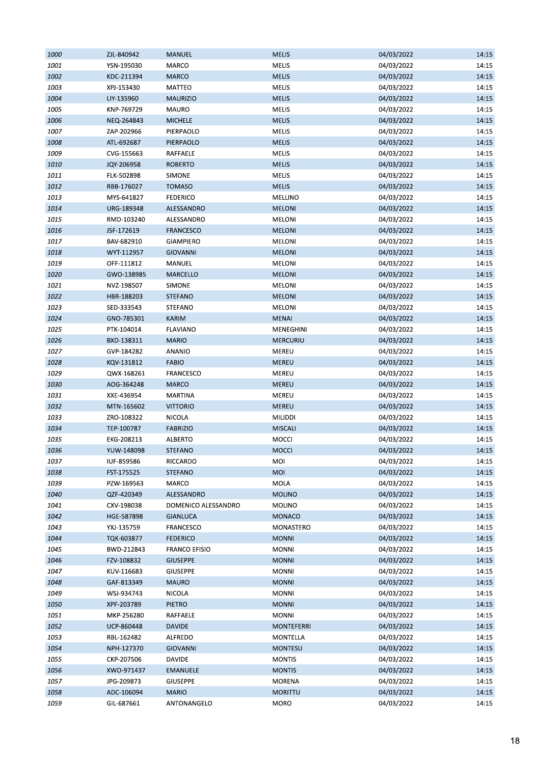| | | | | | |
|---|---|---|---|---|---|
| *1000* | ZJL-840942 | MANUEL | MELIS | 04/03/2022 | 14:15 |
| *1001* | YSN-195030 | MARCO | MELIS | 04/03/2022 | 14:15 |
| *1002* | KDC-211394 | MARCO | MELIS | 04/03/2022 | 14:15 |
| *1003* | XPJ-153430 | MATTEO | MELIS | 04/03/2022 | 14:15 |
| *1004* | LIY-135960 | MAURIZIO | MELIS | 04/03/2022 | 14:15 |
| *1005* | KNP-769729 | MAURO | MELIS | 04/03/2022 | 14:15 |
| *1006* | NEQ-264843 | MICHELE | MELIS | 04/03/2022 | 14:15 |
| *1007* | ZAP-202966 | PIERPAOLO | MELIS | 04/03/2022 | 14:15 |
| *1008* | ATL-692687 | PIERPAOLO | MELIS | 04/03/2022 | 14:15 |
| *1009* | CVG-155663 | RAFFAELE | MELIS | 04/03/2022 | 14:15 |
| *1010* | JQY-206958 | ROBERTO | MELIS | 04/03/2022 | 14:15 |
| *1011* | FLK-502898 | SIMONE | MELIS | 04/03/2022 | 14:15 |
| *1012* | RBB-176027 | TOMASO | MELIS | 04/03/2022 | 14:15 |
| *1013* | MYS-641827 | FEDERICO | MELLINO | 04/03/2022 | 14:15 |
| *1014* | URG-189348 | ALESSANDRO | MELONI | 04/03/2022 | 14:15 |
| *1015* | RMD-103240 | ALESSANDRO | MELONI | 04/03/2022 | 14:15 |
| *1016* | JSF-172619 | FRANCESCO | MELONI | 04/03/2022 | 14:15 |
| *1017* | BAV-682910 | GIAMPIERO | MELONI | 04/03/2022 | 14:15 |
| *1018* | WYT-112957 | GIOVANNI | MELONI | 04/03/2022 | 14:15 |
| *1019* | OFF-111812 | MANUEL | MELONI | 04/03/2022 | 14:15 |
| *1020* | GWO-138985 | MARCELLO | MELONI | 04/03/2022 | 14:15 |
| *1021* | NVZ-198507 | SIMONE | MELONI | 04/03/2022 | 14:15 |
| *1022* | HBR-188203 | STEFANO | MELONI | 04/03/2022 | 14:15 |
| *1023* | SED-333543 | STEFANO | MELONI | 04/03/2022 | 14:15 |
| *1024* | GNO-785301 | KARIM | MENAI | 04/03/2022 | 14:15 |
| *1025* | PTK-104014 | FLAVIANO | MENEGHINI | 04/03/2022 | 14:15 |
| *1026* | BXD-138311 | MARIO | MERCURIU | 04/03/2022 | 14:15 |
| *1027* | GVP-184282 | ANANIO | MEREU | 04/03/2022 | 14:15 |
| *1028* | KQV-131812 | FABIO | MEREU | 04/03/2022 | 14:15 |
| *1029* | QWX-168261 | FRANCESCO | MEREU | 04/03/2022 | 14:15 |
| *1030* | AOG-364248 | MARCO | MEREU | 04/03/2022 | 14:15 |
| *1031* | XXE-436954 | MARTINA | MEREU | 04/03/2022 | 14:15 |
| *1032* | MTN-165602 | VITTORIO | MEREU | 04/03/2022 | 14:15 |
| *1033* | ZRO-108322 | NICOLA | MILIDDI | 04/03/2022 | 14:15 |
| *1034* | TEP-100787 | FABRIZIO | MISCALI | 04/03/2022 | 14:15 |
| *1035* | EKG-208213 | ALBERTO | MOCCI | 04/03/2022 | 14:15 |
| *1036* | YUW-148098 | STEFANO | MOCCI | 04/03/2022 | 14:15 |
| *1037* | IUF-859586 | RICCARDO | MOI | 04/03/2022 | 14:15 |
| *1038* | FST-175525 | STEFANO | MOI | 04/03/2022 | 14:15 |
| *1039* | PZW-169563 | MARCO | MOLA | 04/03/2022 | 14:15 |
| *1040* | QZF-420349 | ALESSANDRO | MOLINO | 04/03/2022 | 14:15 |
| *1041* | CXV-198038 | DOMENICO ALESSANDRO | MOLINO | 04/03/2022 | 14:15 |
| *1042* | HGE-587898 | GIANLUCA | MONACO | 04/03/2022 | 14:15 |
| *1043* | YXJ-135759 | FRANCESCO | MONASTERO | 04/03/2022 | 14:15 |
| *1044* | TQK-603877 | FEDERICO | MONNI | 04/03/2022 | 14:15 |
| *1045* | BWD-212843 | FRANCO EFISIO | MONNI | 04/03/2022 | 14:15 |
| *1046* | FZV-108832 | GIUSEPPE | MONNI | 04/03/2022 | 14:15 |
| *1047* | KUV-116683 | GIUSEPPE | MONNI | 04/03/2022 | 14:15 |
| *1048* | GAF-813349 | MAURO | MONNI | 04/03/2022 | 14:15 |
| *1049* | WSJ-934743 | NICOLA | MONNI | 04/03/2022 | 14:15 |
| *1050* | XPF-203789 | PIETRO | MONNI | 04/03/2022 | 14:15 |
| *1051* | MKP-256280 | RAFFAELE | MONNI | 04/03/2022 | 14:15 |
| *1052* | UCP-860448 | DAVIDE | MONTEFERRI | 04/03/2022 | 14:15 |
| *1053* | RBL-162482 | ALFREDO | MONTELLA | 04/03/2022 | 14:15 |
| *1054* | NPH-127370 | GIOVANNI | MONTESU | 04/03/2022 | 14:15 |
| *1055* | CKP-207506 | DAVIDE | MONTIS | 04/03/2022 | 14:15 |
| *1056* | XWO-971437 | EMANUELE | MONTIS | 04/03/2022 | 14:15 |
| *1057* | JPG-209873 | GIUSEPPE | MORENA | 04/03/2022 | 14:15 |
| *1058* | ADC-106094 | MARIO | MORITTU | 04/03/2022 | 14:15 |
| *1059* | GIL-687661 | ANTONANGELO | MORO | 04/03/2022 | 14:15 |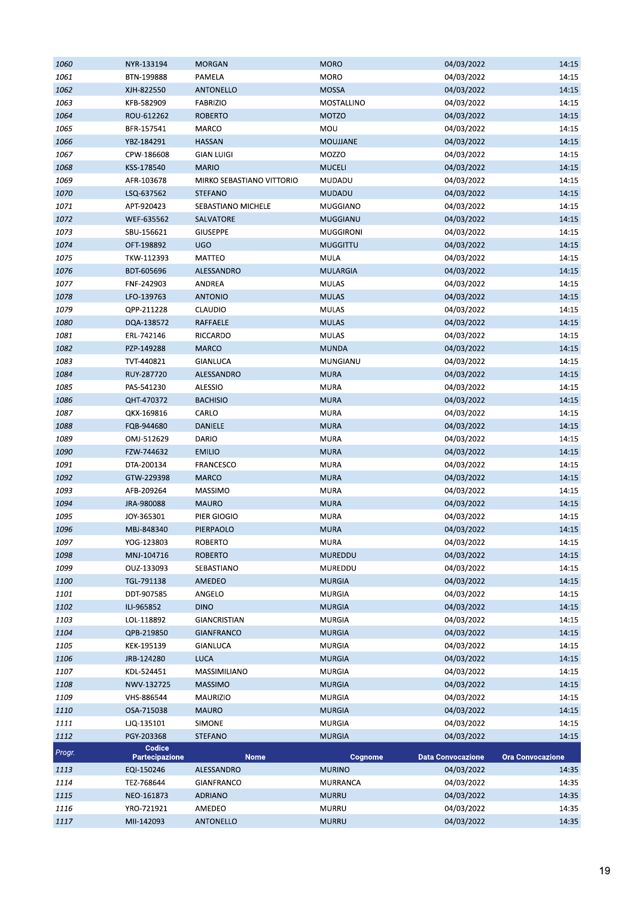| Progr. | Codice Partecipazione | Nome | Cognome | Data Convocazione | Ora Convocazione |
|---|---|---|---|---|---|
| 1060 | NYR-133194 | MORGAN | MORO | 04/03/2022 | 14:15 |
| 1061 | BTN-199888 | PAMELA | MORO | 04/03/2022 | 14:15 |
| 1062 | XJH-822550 | ANTONELLO | MOSSA | 04/03/2022 | 14:15 |
| 1063 | KFB-582909 | FABRIZIO | MOSTALLINO | 04/03/2022 | 14:15 |
| 1064 | ROU-612262 | ROBERTO | MOTZO | 04/03/2022 | 14:15 |
| 1065 | BFR-157541 | MARCO | MOU | 04/03/2022 | 14:15 |
| 1066 | YBZ-184291 | HASSAN | MOUJJANE | 04/03/2022 | 14:15 |
| 1067 | CPW-186608 | GIAN LUIGI | MOZZO | 04/03/2022 | 14:15 |
| 1068 | KSS-178540 | MARIO | MUCELI | 04/03/2022 | 14:15 |
| 1069 | AFR-103678 | MIRKO SEBASTIANO VITTORIO | MUDADU | 04/03/2022 | 14:15 |
| 1070 | LSQ-637562 | STEFANO | MUDADU | 04/03/2022 | 14:15 |
| 1071 | APT-920423 | SEBASTIANO MICHELE | MUGGIANO | 04/03/2022 | 14:15 |
| 1072 | WEF-635562 | SALVATORE | MUGGIANU | 04/03/2022 | 14:15 |
| 1073 | SBU-156621 | GIUSEPPE | MUGGIRONI | 04/03/2022 | 14:15 |
| 1074 | OFT-198892 | UGO | MUGGITTU | 04/03/2022 | 14:15 |
| 1075 | TKW-112393 | MATTEO | MULA | 04/03/2022 | 14:15 |
| 1076 | BDT-605696 | ALESSANDRO | MULARGIA | 04/03/2022 | 14:15 |
| 1077 | FNF-242903 | ANDREA | MULAS | 04/03/2022 | 14:15 |
| 1078 | LFO-139763 | ANTONIO | MULAS | 04/03/2022 | 14:15 |
| 1079 | QPP-211228 | CLAUDIO | MULAS | 04/03/2022 | 14:15 |
| 1080 | DQA-138572 | RAFFAELE | MULAS | 04/03/2022 | 14:15 |
| 1081 | ERL-742146 | RICCARDO | MULAS | 04/03/2022 | 14:15 |
| 1082 | PZP-149288 | MARCO | MUNDA | 04/03/2022 | 14:15 |
| 1083 | TVT-440821 | GIANLUCA | MUNGIANU | 04/03/2022 | 14:15 |
| 1084 | RUY-287720 | ALESSANDRO | MURA | 04/03/2022 | 14:15 |
| 1085 | PAS-541230 | ALESSIO | MURA | 04/03/2022 | 14:15 |
| 1086 | QHT-470372 | BACHISIO | MURA | 04/03/2022 | 14:15 |
| 1087 | QKX-169816 | CARLO | MURA | 04/03/2022 | 14:15 |
| 1088 | FQB-944680 | DANIELE | MURA | 04/03/2022 | 14:15 |
| 1089 | OMJ-512629 | DARIO | MURA | 04/03/2022 | 14:15 |
| 1090 | FZW-744632 | EMILIO | MURA | 04/03/2022 | 14:15 |
| 1091 | DTA-200134 | FRANCESCO | MURA | 04/03/2022 | 14:15 |
| 1092 | GTW-229398 | MARCO | MURA | 04/03/2022 | 14:15 |
| 1093 | AFB-209264 | MASSIMO | MURA | 04/03/2022 | 14:15 |
| 1094 | JRA-980088 | MAURO | MURA | 04/03/2022 | 14:15 |
| 1095 | JOY-365301 | PIER GIOGIO | MURA | 04/03/2022 | 14:15 |
| 1096 | MBJ-848340 | PIERPAOLO | MURA | 04/03/2022 | 14:15 |
| 1097 | YOG-123803 | ROBERTO | MURA | 04/03/2022 | 14:15 |
| 1098 | MNJ-104716 | ROBERTO | MUREDDU | 04/03/2022 | 14:15 |
| 1099 | OUZ-133093 | SEBASTIANO | MUREDDU | 04/03/2022 | 14:15 |
| 1100 | TGL-791138 | AMEDEO | MURGIA | 04/03/2022 | 14:15 |
| 1101 | DDT-907585 | ANGELO | MURGIA | 04/03/2022 | 14:15 |
| 1102 | ILI-965852 | DINO | MURGIA | 04/03/2022 | 14:15 |
| 1103 | LOL-118892 | GIANCRISTIAN | MURGIA | 04/03/2022 | 14:15 |
| 1104 | QPB-219850 | GIANFRANCO | MURGIA | 04/03/2022 | 14:15 |
| 1105 | KEK-195139 | GIANLUCA | MURGIA | 04/03/2022 | 14:15 |
| 1106 | JRB-124280 | LUCA | MURGIA | 04/03/2022 | 14:15 |
| 1107 | KDL-524451 | MASSIMILIANO | MURGIA | 04/03/2022 | 14:15 |
| 1108 | NWV-132725 | MASSIMO | MURGIA | 04/03/2022 | 14:15 |
| 1109 | VHS-886544 | MAURIZIO | MURGIA | 04/03/2022 | 14:15 |
| 1110 | OSA-715038 | MAURO | MURGIA | 04/03/2022 | 14:15 |
| 1111 | LJQ-135101 | SIMONE | MURGIA | 04/03/2022 | 14:15 |
| 1112 | PGY-203368 | STEFANO | MURGIA | 04/03/2022 | 14:15 |
| 1113 | EQI-150246 | ALESSANDRO | MURINO | 04/03/2022 | 14:35 |
| 1114 | TEZ-768644 | GIANFRANCO | MURRANCA | 04/03/2022 | 14:35 |
| 1115 | NEO-161873 | ADRIANO | MURRU | 04/03/2022 | 14:35 |
| 1116 | YRO-721921 | AMEDEO | MURRU | 04/03/2022 | 14:35 |
| 1117 | MII-142093 | ANTONELLO | MURRU | 04/03/2022 | 14:35 |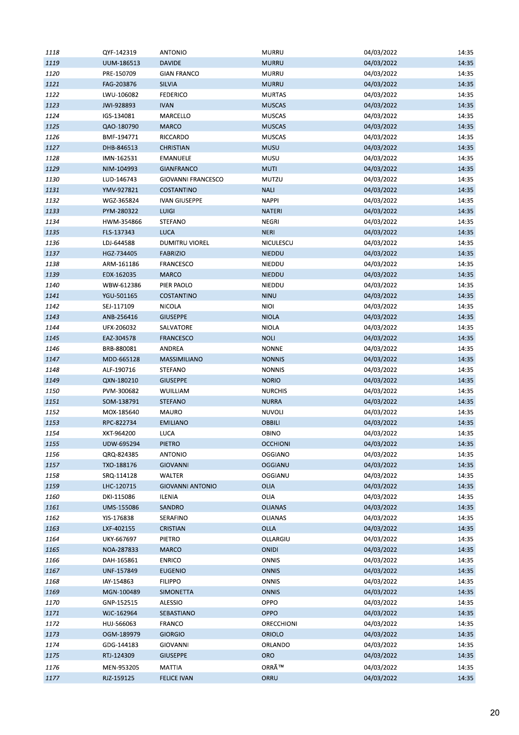| | | | | | |
|---|---|---|---|---|---|
| *1118* | QYF-142319 | ANTONIO | MURRU | 04/03/2022 | 14:35 |
| *1119* | UUM-186513 | DAVIDE | MURRU | 04/03/2022 | 14:35 |
| *1120* | PRE-150709 | GIAN FRANCO | MURRU | 04/03/2022 | 14:35 |
| *1121* | FAG-203876 | SILVIA | MURRU | 04/03/2022 | 14:35 |
| *1122* | LWU-106082 | FEDERICO | MURTAS | 04/03/2022 | 14:35 |
| *1123* | JWI-928893 | IVAN | MUSCAS | 04/03/2022 | 14:35 |
| *1124* | IGS-134081 | MARCELLO | MUSCAS | 04/03/2022 | 14:35 |
| *1125* | QAO-180790 | MARCO | MUSCAS | 04/03/2022 | 14:35 |
| *1126* | BMF-194771 | RICCARDO | MUSCAS | 04/03/2022 | 14:35 |
| *1127* | DHB-846513 | CHRISTIAN | MUSU | 04/03/2022 | 14:35 |
| *1128* | IMN-162531 | EMANUELE | MUSU | 04/03/2022 | 14:35 |
| *1129* | NIM-104993 | GIANFRANCO | MUTI | 04/03/2022 | 14:35 |
| *1130* | LUD-146743 | GIOVANNI FRANCESCO | MUTZU | 04/03/2022 | 14:35 |
| *1131* | YMV-927821 | COSTANTINO | NALI | 04/03/2022 | 14:35 |
| *1132* | WGZ-365824 | IVAN GIUSEPPE | NAPPI | 04/03/2022 | 14:35 |
| *1133* | PYM-280322 | LUIGI | NATERI | 04/03/2022 | 14:35 |
| *1134* | HWM-354866 | STEFANO | NEGRI | 04/03/2022 | 14:35 |
| *1135* | FLS-137343 | LUCA | NERI | 04/03/2022 | 14:35 |
| *1136* | LDJ-644588 | DUMITRU VIOREL | NICULESCU | 04/03/2022 | 14:35 |
| *1137* | HGZ-734405 | FABRIZIO | NIEDDU | 04/03/2022 | 14:35 |
| *1138* | ARM-161186 | FRANCESCO | NIEDDU | 04/03/2022 | 14:35 |
| *1139* | EDX-162035 | MARCO | NIEDDU | 04/03/2022 | 14:35 |
| *1140* | WBW-612386 | PIER PAOLO | NIEDDU | 04/03/2022 | 14:35 |
| *1141* | YGU-501165 | COSTANTINO | NINU | 04/03/2022 | 14:35 |
| *1142* | SEJ-117109 | NICOLA | NIOI | 04/03/2022 | 14:35 |
| *1143* | ANB-256416 | GIUSEPPE | NIOLA | 04/03/2022 | 14:35 |
| *1144* | UFX-206032 | SALVATORE | NIOLA | 04/03/2022 | 14:35 |
| *1145* | EAZ-304578 | FRANCESCO | NOLI | 04/03/2022 | 14:35 |
| *1146* | BRB-880081 | ANDREA | NONNE | 04/03/2022 | 14:35 |
| *1147* | MDD-665128 | MASSIMILIANO | NONNIS | 04/03/2022 | 14:35 |
| *1148* | ALF-190716 | STEFANO | NONNIS | 04/03/2022 | 14:35 |
| *1149* | QXN-180210 | GIUSEPPE | NORIO | 04/03/2022 | 14:35 |
| *1150* | PVM-300682 | WUILLIAM | NURCHIS | 04/03/2022 | 14:35 |
| *1151* | SOM-138791 | STEFANO | NURRA | 04/03/2022 | 14:35 |
| *1152* | MOX-185640 | MAURO | NUVOLI | 04/03/2022 | 14:35 |
| *1153* | RPC-822734 | EMILIANO | OBBILI | 04/03/2022 | 14:35 |
| *1154* | XKT-964200 | LUCA | OBINO | 04/03/2022 | 14:35 |
| *1155* | UDW-695294 | PIETRO | OCCHIONI | 04/03/2022 | 14:35 |
| *1156* | QRQ-824385 | ANTONIO | OGGIANO | 04/03/2022 | 14:35 |
| *1157* | TXO-188176 | GIOVANNI | OGGIANU | 04/03/2022 | 14:35 |
| *1158* | SRQ-114128 | WALTER | OGGIANU | 04/03/2022 | 14:35 |
| *1159* | LHC-120715 | GIOVANNI ANTONIO | OLIA | 04/03/2022 | 14:35 |
| *1160* | DKI-115086 | ILENIA | OLIA | 04/03/2022 | 14:35 |
| *1161* | UMS-155086 | SANDRO | OLIANAS | 04/03/2022 | 14:35 |
| *1162* | YJS-176838 | SERAFINO | OLIANAS | 04/03/2022 | 14:35 |
| *1163* | LXF-402155 | CRISTIAN | OLLA | 04/03/2022 | 14:35 |
| *1164* | UKY-667697 | PIETRO | OLLARGIU | 04/03/2022 | 14:35 |
| *1165* | NOA-287833 | MARCO | ONIDI | 04/03/2022 | 14:35 |
| *1166* | DAH-165861 | ENRICO | ONNIS | 04/03/2022 | 14:35 |
| *1167* | UNF-157849 | EUGENIO | ONNIS | 04/03/2022 | 14:35 |
| *1168* | IAY-154863 | FILIPPO | ONNIS | 04/03/2022 | 14:35 |
| *1169* | MGN-100489 | SIMONETTA | ONNIS | 04/03/2022 | 14:35 |
| *1170* | GNP-152515 | ALESSIO | OPPO | 04/03/2022 | 14:35 |
| *1171* | WJC-162964 | SEBASTIANO | OPPO | 04/03/2022 | 14:35 |
| *1172* | HUJ-566063 | FRANCO | ORECCHIONI | 04/03/2022 | 14:35 |
| *1173* | OGM-189979 | GIORGIO | ORIOLO | 04/03/2022 | 14:35 |
| *1174* | GDG-144183 | GIOVANNI | ORLANDO | 04/03/2022 | 14:35 |
| *1175* | RTJ-124309 | GIUSEPPE | ORO | 04/03/2022 | 14:35 |
| *1176* | MEN-953205 | MATTIA | ORRÃ™ | 04/03/2022 | 14:35 |
| *1177* | RJZ-159125 | FELICE IVAN | ORRU | 04/03/2022 | 14:35 |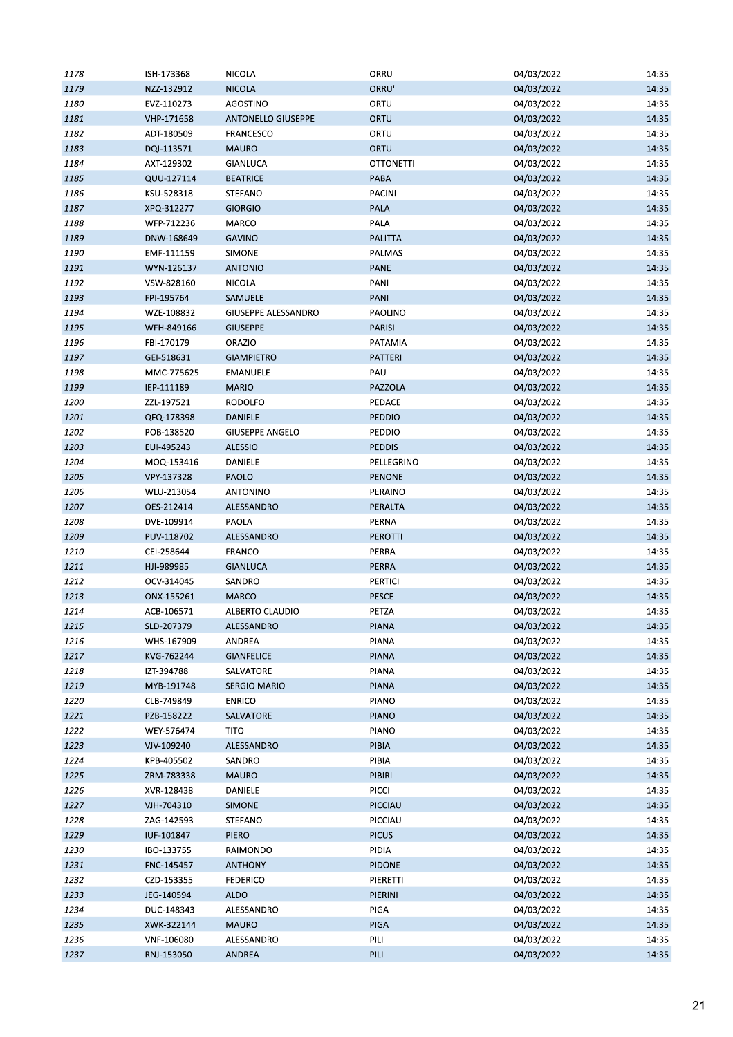| | | | | | |
|---|---|---|---|---|---|
| *1178* | ISH-173368 | NICOLA | ORRU | 04/03/2022 | 14:35 |
| *1179* | NZZ-132912 | NICOLA | ORRU' | 04/03/2022 | 14:35 |
| *1180* | EVZ-110273 | AGOSTINO | ORTU | 04/03/2022 | 14:35 |
| *1181* | VHP-171658 | ANTONELLO GIUSEPPE | ORTU | 04/03/2022 | 14:35 |
| *1182* | ADT-180509 | FRANCESCO | ORTU | 04/03/2022 | 14:35 |
| *1183* | DQI-113571 | MAURO | ORTU | 04/03/2022 | 14:35 |
| *1184* | AXT-129302 | GIANLUCA | OTTONETTI | 04/03/2022 | 14:35 |
| *1185* | QUU-127114 | BEATRICE | PABA | 04/03/2022 | 14:35 |
| *1186* | KSU-528318 | STEFANO | PACINI | 04/03/2022 | 14:35 |
| *1187* | XPQ-312277 | GIORGIO | PALA | 04/03/2022 | 14:35 |
| *1188* | WFP-712236 | MARCO | PALA | 04/03/2022 | 14:35 |
| *1189* | DNW-168649 | GAVINO | PALITTA | 04/03/2022 | 14:35 |
| *1190* | EMF-111159 | SIMONE | PALMAS | 04/03/2022 | 14:35 |
| *1191* | WYN-126137 | ANTONIO | PANE | 04/03/2022 | 14:35 |
| *1192* | VSW-828160 | NICOLA | PANI | 04/03/2022 | 14:35 |
| *1193* | FPI-195764 | SAMUELE | PANI | 04/03/2022 | 14:35 |
| *1194* | WZE-108832 | GIUSEPPE ALESSANDRO | PAOLINO | 04/03/2022 | 14:35 |
| *1195* | WFH-849166 | GIUSEPPE | PARISI | 04/03/2022 | 14:35 |
| *1196* | FBI-170179 | ORAZIO | PATAMIA | 04/03/2022 | 14:35 |
| *1197* | GEI-518631 | GIAMPIETRO | PATTERI | 04/03/2022 | 14:35 |
| *1198* | MMC-775625 | EMANUELE | PAU | 04/03/2022 | 14:35 |
| *1199* | IEP-111189 | MARIO | PAZZOLA | 04/03/2022 | 14:35 |
| *1200* | ZZL-197521 | RODOLFO | PEDACE | 04/03/2022 | 14:35 |
| *1201* | QFQ-178398 | DANIELE | PEDDIO | 04/03/2022 | 14:35 |
| *1202* | POB-138520 | GIUSEPPE ANGELO | PEDDIO | 04/03/2022 | 14:35 |
| *1203* | EUI-495243 | ALESSIO | PEDDIS | 04/03/2022 | 14:35 |
| *1204* | MOQ-153416 | DANIELE | PELLEGRINO | 04/03/2022 | 14:35 |
| *1205* | VPY-137328 | PAOLO | PENONE | 04/03/2022 | 14:35 |
| *1206* | WLU-213054 | ANTONINO | PERAINO | 04/03/2022 | 14:35 |
| *1207* | OES-212414 | ALESSANDRO | PERALTA | 04/03/2022 | 14:35 |
| *1208* | DVE-109914 | PAOLA | PERNA | 04/03/2022 | 14:35 |
| *1209* | PUV-118702 | ALESSANDRO | PEROTTI | 04/03/2022 | 14:35 |
| *1210* | CEI-258644 | FRANCO | PERRA | 04/03/2022 | 14:35 |
| *1211* | HJI-989985 | GIANLUCA | PERRA | 04/03/2022 | 14:35 |
| *1212* | OCV-314045 | SANDRO | PERTICI | 04/03/2022 | 14:35 |
| *1213* | ONX-155261 | MARCO | PESCE | 04/03/2022 | 14:35 |
| *1214* | ACB-106571 | ALBERTO CLAUDIO | PETZA | 04/03/2022 | 14:35 |
| *1215* | SLD-207379 | ALESSANDRO | PIANA | 04/03/2022 | 14:35 |
| *1216* | WHS-167909 | ANDREA | PIANA | 04/03/2022 | 14:35 |
| *1217* | KVG-762244 | GIANFELICE | PIANA | 04/03/2022 | 14:35 |
| *1218* | IZT-394788 | SALVATORE | PIANA | 04/03/2022 | 14:35 |
| *1219* | MYB-191748 | SERGIO MARIO | PIANA | 04/03/2022 | 14:35 |
| *1220* | CLB-749849 | ENRICO | PIANO | 04/03/2022 | 14:35 |
| *1221* | PZB-158222 | SALVATORE | PIANO | 04/03/2022 | 14:35 |
| *1222* | WEY-576474 | TITO | PIANO | 04/03/2022 | 14:35 |
| *1223* | VJV-109240 | ALESSANDRO | PIBIA | 04/03/2022 | 14:35 |
| *1224* | KPB-405502 | SANDRO | PIBIA | 04/03/2022 | 14:35 |
| *1225* | ZRM-783338 | MAURO | PIBIRI | 04/03/2022 | 14:35 |
| *1226* | XVR-128438 | DANIELE | PICCI | 04/03/2022 | 14:35 |
| *1227* | VJH-704310 | SIMONE | PICCIAU | 04/03/2022 | 14:35 |
| *1228* | ZAG-142593 | STEFANO | PICCIAU | 04/03/2022 | 14:35 |
| *1229* | IUF-101847 | PIERO | PICUS | 04/03/2022 | 14:35 |
| *1230* | IBO-133755 | RAIMONDO | PIDIA | 04/03/2022 | 14:35 |
| *1231* | FNC-145457 | ANTHONY | PIDONE | 04/03/2022 | 14:35 |
| *1232* | CZD-153355 | FEDERICO | PIERETTI | 04/03/2022 | 14:35 |
| *1233* | JEG-140594 | ALDO | PIERINI | 04/03/2022 | 14:35 |
| *1234* | DUC-148343 | ALESSANDRO | PIGA | 04/03/2022 | 14:35 |
| *1235* | XWK-322144 | MAURO | PIGA | 04/03/2022 | 14:35 |
| *1236* | VNF-106080 | ALESSANDRO | PILI | 04/03/2022 | 14:35 |
| *1237* | RNJ-153050 | ANDREA | PILI | 04/03/2022 | 14:35 |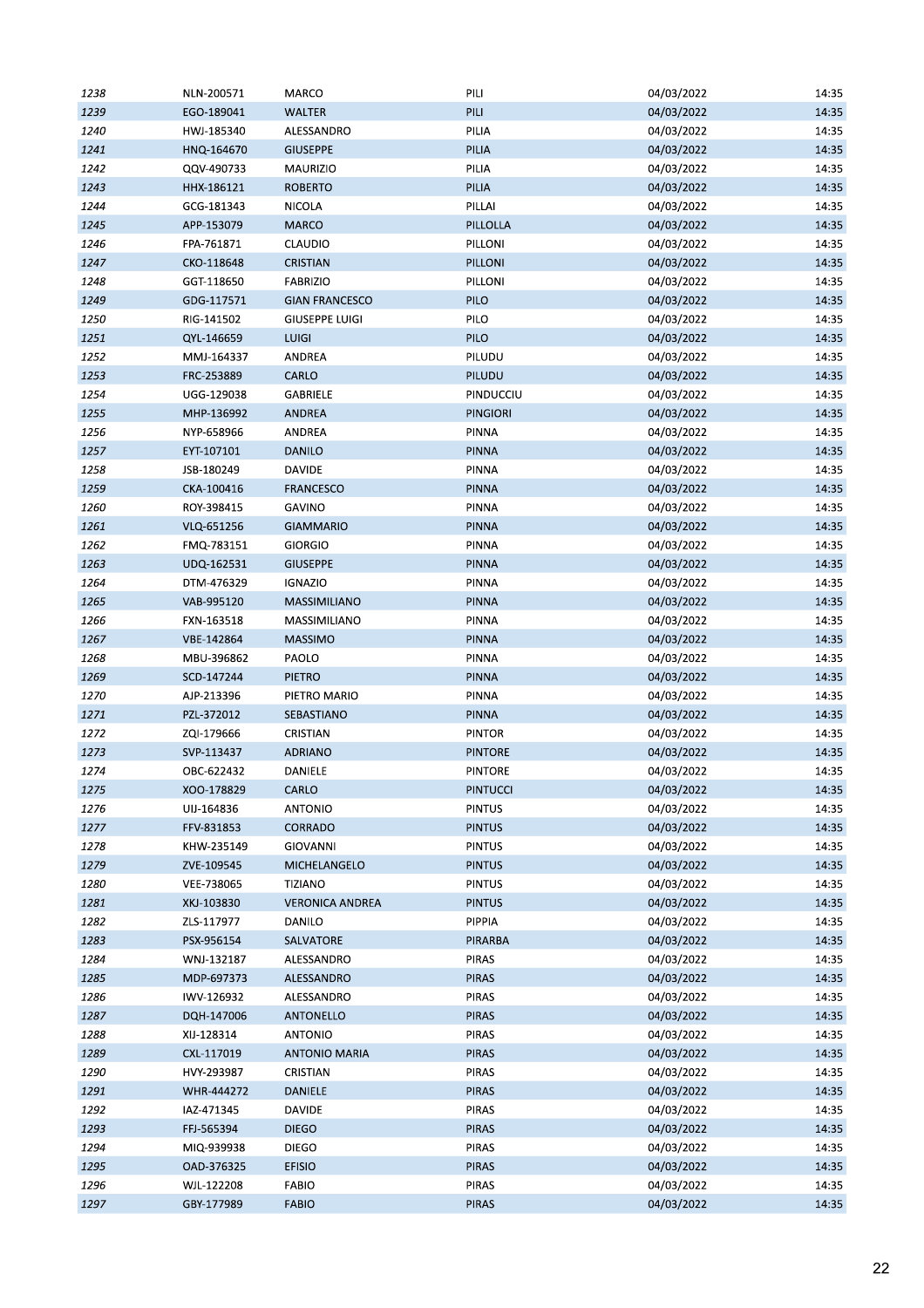| | | | | | |
|---|---|---|---|---|---|
| *1238* | NLN-200571 | MARCO | PILI | 04/03/2022 | 14:35 |
| *1239* | EGO-189041 | WALTER | PILI | 04/03/2022 | 14:35 |
| *1240* | HWJ-185340 | ALESSANDRO | PILIA | 04/03/2022 | 14:35 |
| *1241* | HNQ-164670 | GIUSEPPE | PILIA | 04/03/2022 | 14:35 |
| *1242* | QQV-490733 | MAURIZIO | PILIA | 04/03/2022 | 14:35 |
| *1243* | HHX-186121 | ROBERTO | PILIA | 04/03/2022 | 14:35 |
| *1244* | GCG-181343 | NICOLA | PILLAI | 04/03/2022 | 14:35 |
| *1245* | APP-153079 | MARCO | PILLOLLA | 04/03/2022 | 14:35 |
| *1246* | FPA-761871 | CLAUDIO | PILLONI | 04/03/2022 | 14:35 |
| *1247* | CKO-118648 | CRISTIAN | PILLONI | 04/03/2022 | 14:35 |
| *1248* | GGT-118650 | FABRIZIO | PILLONI | 04/03/2022 | 14:35 |
| *1249* | GDG-117571 | GIAN FRANCESCO | PILO | 04/03/2022 | 14:35 |
| *1250* | RIG-141502 | GIUSEPPE LUIGI | PILO | 04/03/2022 | 14:35 |
| *1251* | QYL-146659 | LUIGI | PILO | 04/03/2022 | 14:35 |
| *1252* | MMJ-164337 | ANDREA | PILUDU | 04/03/2022 | 14:35 |
| *1253* | FRC-253889 | CARLO | PILUDU | 04/03/2022 | 14:35 |
| *1254* | UGG-129038 | GABRIELE | PINDUCCIU | 04/03/2022 | 14:35 |
| *1255* | MHP-136992 | ANDREA | PINGIORI | 04/03/2022 | 14:35 |
| *1256* | NYP-658966 | ANDREA | PINNA | 04/03/2022 | 14:35 |
| *1257* | EYT-107101 | DANILO | PINNA | 04/03/2022 | 14:35 |
| *1258* | JSB-180249 | DAVIDE | PINNA | 04/03/2022 | 14:35 |
| *1259* | CKA-100416 | FRANCESCO | PINNA | 04/03/2022 | 14:35 |
| *1260* | ROY-398415 | GAVINO | PINNA | 04/03/2022 | 14:35 |
| *1261* | VLQ-651256 | GIAMMARIO | PINNA | 04/03/2022 | 14:35 |
| *1262* | FMQ-783151 | GIORGIO | PINNA | 04/03/2022 | 14:35 |
| *1263* | UDQ-162531 | GIUSEPPE | PINNA | 04/03/2022 | 14:35 |
| *1264* | DTM-476329 | IGNAZIO | PINNA | 04/03/2022 | 14:35 |
| *1265* | VAB-995120 | MASSIMILIANO | PINNA | 04/03/2022 | 14:35 |
| *1266* | FXN-163518 | MASSIMILIANO | PINNA | 04/03/2022 | 14:35 |
| *1267* | VBE-142864 | MASSIMO | PINNA | 04/03/2022 | 14:35 |
| *1268* | MBU-396862 | PAOLO | PINNA | 04/03/2022 | 14:35 |
| *1269* | SCD-147244 | PIETRO | PINNA | 04/03/2022 | 14:35 |
| *1270* | AJP-213396 | PIETRO MARIO | PINNA | 04/03/2022 | 14:35 |
| *1271* | PZL-372012 | SEBASTIANO | PINNA | 04/03/2022 | 14:35 |
| *1272* | ZQI-179666 | CRISTIAN | PINTOR | 04/03/2022 | 14:35 |
| *1273* | SVP-113437 | ADRIANO | PINTORE | 04/03/2022 | 14:35 |
| *1274* | OBC-622432 | DANIELE | PINTORE | 04/03/2022 | 14:35 |
| *1275* | XOO-178829 | CARLO | PINTUCCI | 04/03/2022 | 14:35 |
| *1276* | UIJ-164836 | ANTONIO | PINTUS | 04/03/2022 | 14:35 |
| *1277* | FFV-831853 | CORRADO | PINTUS | 04/03/2022 | 14:35 |
| *1278* | KHW-235149 | GIOVANNI | PINTUS | 04/03/2022 | 14:35 |
| *1279* | ZVE-109545 | MICHELANGELO | PINTUS | 04/03/2022 | 14:35 |
| *1280* | VEE-738065 | TIZIANO | PINTUS | 04/03/2022 | 14:35 |
| *1281* | XKJ-103830 | VERONICA ANDREA | PINTUS | 04/03/2022 | 14:35 |
| *1282* | ZLS-117977 | DANILO | PIPPIA | 04/03/2022 | 14:35 |
| *1283* | PSX-956154 | SALVATORE | PIRARBA | 04/03/2022 | 14:35 |
| *1284* | WNJ-132187 | ALESSANDRO | PIRAS | 04/03/2022 | 14:35 |
| *1285* | MDP-697373 | ALESSANDRO | PIRAS | 04/03/2022 | 14:35 |
| *1286* | IWV-126932 | ALESSANDRO | PIRAS | 04/03/2022 | 14:35 |
| *1287* | DQH-147006 | ANTONELLO | PIRAS | 04/03/2022 | 14:35 |
| *1288* | XIJ-128314 | ANTONIO | PIRAS | 04/03/2022 | 14:35 |
| *1289* | CXL-117019 | ANTONIO MARIA | PIRAS | 04/03/2022 | 14:35 |
| *1290* | HVY-293987 | CRISTIAN | PIRAS | 04/03/2022 | 14:35 |
| *1291* | WHR-444272 | DANIELE | PIRAS | 04/03/2022 | 14:35 |
| *1292* | IAZ-471345 | DAVIDE | PIRAS | 04/03/2022 | 14:35 |
| *1293* | FFJ-565394 | DIEGO | PIRAS | 04/03/2022 | 14:35 |
| *1294* | MIQ-939938 | DIEGO | PIRAS | 04/03/2022 | 14:35 |
| *1295* | OAD-376325 | EFISIO | PIRAS | 04/03/2022 | 14:35 |
| *1296* | WJL-122208 | FABIO | PIRAS | 04/03/2022 | 14:35 |
| *1297* | GBY-177989 | FABIO | PIRAS | 04/03/2022 | 14:35 |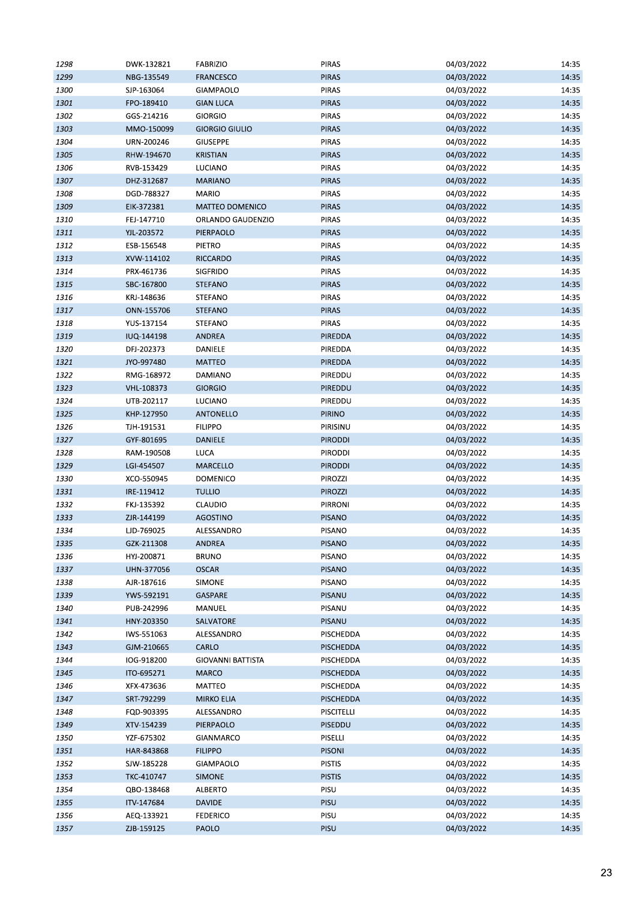| | | | | | |
|---|---|---|---|---|---|
| 1298 | DWK-132821 | FABRIZIO | PIRAS | 04/03/2022 | 14:35 |
| 1299 | NBG-135549 | FRANCESCO | PIRAS | 04/03/2022 | 14:35 |
| 1300 | SJP-163064 | GIAMPAOLO | PIRAS | 04/03/2022 | 14:35 |
| 1301 | FPO-189410 | GIAN LUCA | PIRAS | 04/03/2022 | 14:35 |
| 1302 | GGS-214216 | GIORGIO | PIRAS | 04/03/2022 | 14:35 |
| 1303 | MMO-150099 | GIORGIO GIULIO | PIRAS | 04/03/2022 | 14:35 |
| 1304 | URN-200246 | GIUSEPPE | PIRAS | 04/03/2022 | 14:35 |
| 1305 | RHW-194670 | KRISTIAN | PIRAS | 04/03/2022 | 14:35 |
| 1306 | RVB-153429 | LUCIANO | PIRAS | 04/03/2022 | 14:35 |
| 1307 | DHZ-312687 | MARIANO | PIRAS | 04/03/2022 | 14:35 |
| 1308 | DGD-788327 | MARIO | PIRAS | 04/03/2022 | 14:35 |
| 1309 | EIK-372381 | MATTEO DOMENICO | PIRAS | 04/03/2022 | 14:35 |
| 1310 | FEJ-147710 | ORLANDO GAUDENZIO | PIRAS | 04/03/2022 | 14:35 |
| 1311 | YJL-203572 | PIERPAOLO | PIRAS | 04/03/2022 | 14:35 |
| 1312 | ESB-156548 | PIETRO | PIRAS | 04/03/2022 | 14:35 |
| 1313 | XVW-114102 | RICCARDO | PIRAS | 04/03/2022 | 14:35 |
| 1314 | PRX-461736 | SIGFRIDO | PIRAS | 04/03/2022 | 14:35 |
| 1315 | SBC-167800 | STEFANO | PIRAS | 04/03/2022 | 14:35 |
| 1316 | KRJ-148636 | STEFANO | PIRAS | 04/03/2022 | 14:35 |
| 1317 | ONN-155706 | STEFANO | PIRAS | 04/03/2022 | 14:35 |
| 1318 | YUS-137154 | STEFANO | PIRAS | 04/03/2022 | 14:35 |
| 1319 | IUQ-144198 | ANDREA | PIREDDA | 04/03/2022 | 14:35 |
| 1320 | DFJ-202373 | DANIELE | PIREDDA | 04/03/2022 | 14:35 |
| 1321 | JYO-997480 | MATTEO | PIREDDA | 04/03/2022 | 14:35 |
| 1322 | RMG-168972 | DAMIANO | PIREDDU | 04/03/2022 | 14:35 |
| 1323 | VHL-108373 | GIORGIO | PIREDDU | 04/03/2022 | 14:35 |
| 1324 | UTB-202117 | LUCIANO | PIREDDU | 04/03/2022 | 14:35 |
| 1325 | KHP-127950 | ANTONELLO | PIRINO | 04/03/2022 | 14:35 |
| 1326 | TJH-191531 | FILIPPO | PIRISINU | 04/03/2022 | 14:35 |
| 1327 | GYF-801695 | DANIELE | PIRODDI | 04/03/2022 | 14:35 |
| 1328 | RAM-190508 | LUCA | PIRODDI | 04/03/2022 | 14:35 |
| 1329 | LGI-454507 | MARCELLO | PIRODDI | 04/03/2022 | 14:35 |
| 1330 | XCO-550945 | DOMENICO | PIROZZI | 04/03/2022 | 14:35 |
| 1331 | IRE-119412 | TULLIO | PIROZZI | 04/03/2022 | 14:35 |
| 1332 | FKJ-135392 | CLAUDIO | PIRRONI | 04/03/2022 | 14:35 |
| 1333 | ZJR-144199 | AGOSTINO | PISANO | 04/03/2022 | 14:35 |
| 1334 | LJD-769025 | ALESSANDRO | PISANO | 04/03/2022 | 14:35 |
| 1335 | GZK-211308 | ANDREA | PISANO | 04/03/2022 | 14:35 |
| 1336 | HYJ-200871 | BRUNO | PISANO | 04/03/2022 | 14:35 |
| 1337 | UHN-377056 | OSCAR | PISANO | 04/03/2022 | 14:35 |
| 1338 | AJR-187616 | SIMONE | PISANO | 04/03/2022 | 14:35 |
| 1339 | YWS-592191 | GASPARE | PISANU | 04/03/2022 | 14:35 |
| 1340 | PUB-242996 | MANUEL | PISANU | 04/03/2022 | 14:35 |
| 1341 | HNY-203350 | SALVATORE | PISANU | 04/03/2022 | 14:35 |
| 1342 | IWS-551063 | ALESSANDRO | PISCHEDDA | 04/03/2022 | 14:35 |
| 1343 | GJM-210665 | CARLO | PISCHEDDA | 04/03/2022 | 14:35 |
| 1344 | IOG-918200 | GIOVANNI BATTISTA | PISCHEDDA | 04/03/2022 | 14:35 |
| 1345 | ITO-695271 | MARCO | PISCHEDDA | 04/03/2022 | 14:35 |
| 1346 | XFX-473636 | MATTEO | PISCHEDDA | 04/03/2022 | 14:35 |
| 1347 | SRT-792299 | MIRKO ELIA | PISCHEDDA | 04/03/2022 | 14:35 |
| 1348 | FQD-903395 | ALESSANDRO | PISCITELLI | 04/03/2022 | 14:35 |
| 1349 | XTV-154239 | PIERPAOLO | PISEDDU | 04/03/2022 | 14:35 |
| 1350 | YZF-675302 | GIANMARCO | PISELLI | 04/03/2022 | 14:35 |
| 1351 | HAR-843868 | FILIPPO | PISONI | 04/03/2022 | 14:35 |
| 1352 | SJW-185228 | GIAMPAOLO | PISTIS | 04/03/2022 | 14:35 |
| 1353 | TKC-410747 | SIMONE | PISTIS | 04/03/2022 | 14:35 |
| 1354 | QBO-138468 | ALBERTO | PISU | 04/03/2022 | 14:35 |
| 1355 | ITV-147684 | DAVIDE | PISU | 04/03/2022 | 14:35 |
| 1356 | AEQ-133921 | FEDERICO | PISU | 04/03/2022 | 14:35 |
| 1357 | ZJB-159125 | PAOLO | PISU | 04/03/2022 | 14:35 |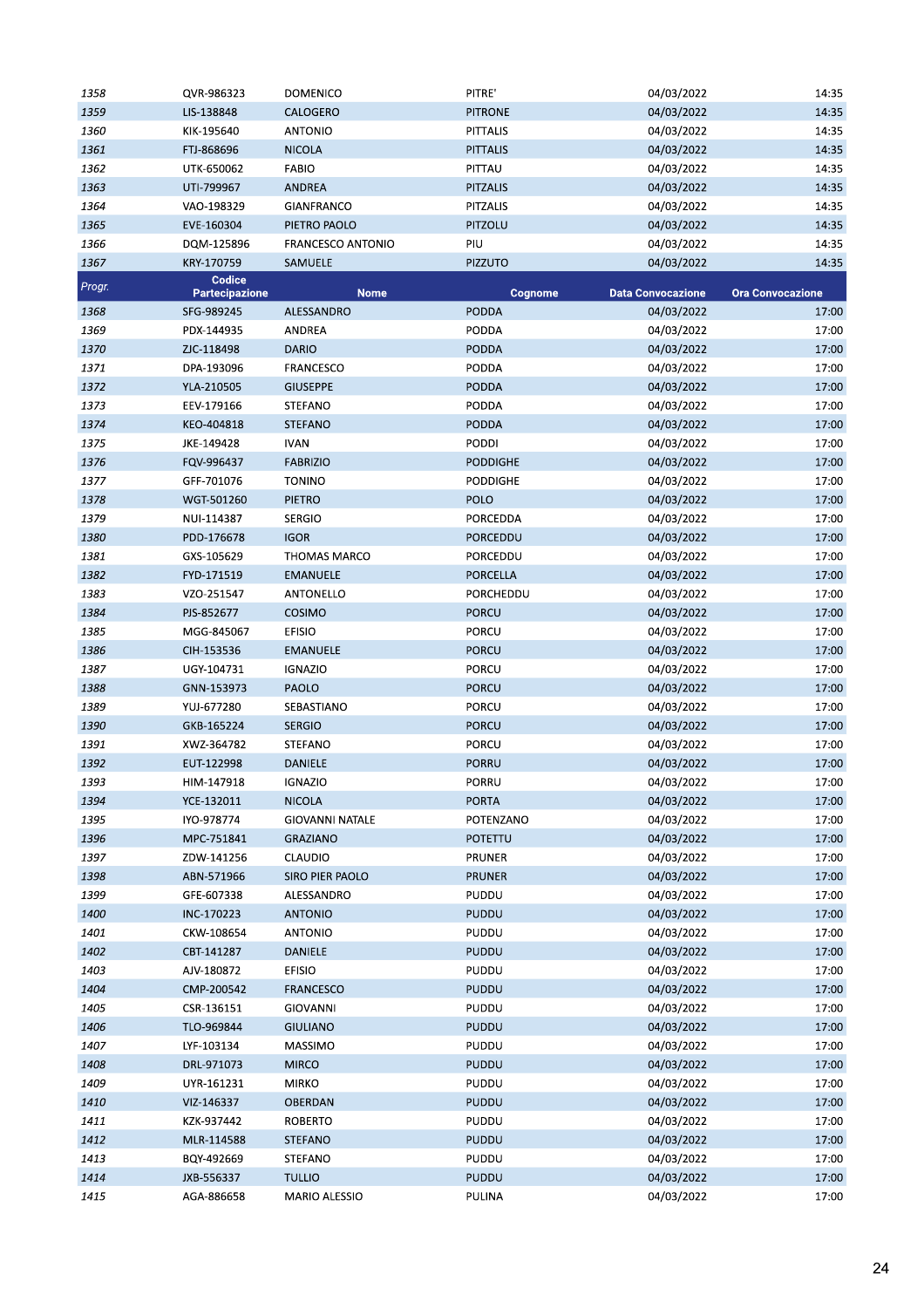| Progr. | Codice Partecipazione | Nome | Cognome | Data Convocazione | Ora Convocazione |
|---|---|---|---|---|---|
| 1358 | QVR-986323 | DOMENICO | PITRE' | 04/03/2022 | 14:35 |
| 1359 | LIS-138848 | CALOGERO | PITRONE | 04/03/2022 | 14:35 |
| 1360 | KIK-195640 | ANTONIO | PITTALIS | 04/03/2022 | 14:35 |
| 1361 | FTJ-868696 | NICOLA | PITTALIS | 04/03/2022 | 14:35 |
| 1362 | UTK-650062 | FABIO | PITTAU | 04/03/2022 | 14:35 |
| 1363 | UTI-799967 | ANDREA | PITZALIS | 04/03/2022 | 14:35 |
| 1364 | VAO-198329 | GIANFRANCO | PITZALIS | 04/03/2022 | 14:35 |
| 1365 | EVE-160304 | PIETRO PAOLO | PITZOLU | 04/03/2022 | 14:35 |
| 1366 | DQM-125896 | FRANCESCO ANTONIO | PIU | 04/03/2022 | 14:35 |
| 1367 | KRY-170759 | SAMUELE | PIZZUTO | 04/03/2022 | 14:35 |
| 1368 | SFG-989245 | ALESSANDRO | PODDA | 04/03/2022 | 17:00 |
| 1369 | PDX-144935 | ANDREA | PODDA | 04/03/2022 | 17:00 |
| 1370 | ZJC-118498 | DARIO | PODDA | 04/03/2022 | 17:00 |
| 1371 | DPA-193096 | FRANCESCO | PODDA | 04/03/2022 | 17:00 |
| 1372 | YLA-210505 | GIUSEPPE | PODDA | 04/03/2022 | 17:00 |
| 1373 | EEV-179166 | STEFANO | PODDA | 04/03/2022 | 17:00 |
| 1374 | KEO-404818 | STEFANO | PODDA | 04/03/2022 | 17:00 |
| 1375 | JKE-149428 | IVAN | PODDI | 04/03/2022 | 17:00 |
| 1376 | FQV-996437 | FABRIZIO | PODDIGHE | 04/03/2022 | 17:00 |
| 1377 | GFF-701076 | TONINO | PODDIGHE | 04/03/2022 | 17:00 |
| 1378 | WGT-501260 | PIETRO | POLO | 04/03/2022 | 17:00 |
| 1379 | NUI-114387 | SERGIO | PORCEDDA | 04/03/2022 | 17:00 |
| 1380 | PDD-176678 | IGOR | PORCEDDU | 04/03/2022 | 17:00 |
| 1381 | GXS-105629 | THOMAS MARCO | PORCEDDU | 04/03/2022 | 17:00 |
| 1382 | FYD-171519 | EMANUELE | PORCELLA | 04/03/2022 | 17:00 |
| 1383 | VZO-251547 | ANTONELLO | PORCHEDDU | 04/03/2022 | 17:00 |
| 1384 | PJS-852677 | COSIMO | PORCU | 04/03/2022 | 17:00 |
| 1385 | MGG-845067 | EFISIO | PORCU | 04/03/2022 | 17:00 |
| 1386 | CIH-153536 | EMANUELE | PORCU | 04/03/2022 | 17:00 |
| 1387 | UGY-104731 | IGNAZIO | PORCU | 04/03/2022 | 17:00 |
| 1388 | GNN-153973 | PAOLO | PORCU | 04/03/2022 | 17:00 |
| 1389 | YUJ-677280 | SEBASTIANO | PORCU | 04/03/2022 | 17:00 |
| 1390 | GKB-165224 | SERGIO | PORCU | 04/03/2022 | 17:00 |
| 1391 | XWZ-364782 | STEFANO | PORCU | 04/03/2022 | 17:00 |
| 1392 | EUT-122998 | DANIELE | PORRU | 04/03/2022 | 17:00 |
| 1393 | HIM-147918 | IGNAZIO | PORRU | 04/03/2022 | 17:00 |
| 1394 | YCE-132011 | NICOLA | PORTA | 04/03/2022 | 17:00 |
| 1395 | IYO-978774 | GIOVANNI NATALE | POTENZANO | 04/03/2022 | 17:00 |
| 1396 | MPC-751841 | GRAZIANO | POTETTU | 04/03/2022 | 17:00 |
| 1397 | ZDW-141256 | CLAUDIO | PRUNER | 04/03/2022 | 17:00 |
| 1398 | ABN-571966 | SIRO PIER PAOLO | PRUNER | 04/03/2022 | 17:00 |
| 1399 | GFE-607338 | ALESSANDRO | PUDDU | 04/03/2022 | 17:00 |
| 1400 | INC-170223 | ANTONIO | PUDDU | 04/03/2022 | 17:00 |
| 1401 | CKW-108654 | ANTONIO | PUDDU | 04/03/2022 | 17:00 |
| 1402 | CBT-141287 | DANIELE | PUDDU | 04/03/2022 | 17:00 |
| 1403 | AJV-180872 | EFISIO | PUDDU | 04/03/2022 | 17:00 |
| 1404 | CMP-200542 | FRANCESCO | PUDDU | 04/03/2022 | 17:00 |
| 1405 | CSR-136151 | GIOVANNI | PUDDU | 04/03/2022 | 17:00 |
| 1406 | TLO-969844 | GIULIANO | PUDDU | 04/03/2022 | 17:00 |
| 1407 | LYF-103134 | MASSIMO | PUDDU | 04/03/2022 | 17:00 |
| 1408 | DRL-971073 | MIRCO | PUDDU | 04/03/2022 | 17:00 |
| 1409 | UYR-161231 | MIRKO | PUDDU | 04/03/2022 | 17:00 |
| 1410 | VIZ-146337 | OBERDAN | PUDDU | 04/03/2022 | 17:00 |
| 1411 | KZK-937442 | ROBERTO | PUDDU | 04/03/2022 | 17:00 |
| 1412 | MLR-114588 | STEFANO | PUDDU | 04/03/2022 | 17:00 |
| 1413 | BQY-492669 | STEFANO | PUDDU | 04/03/2022 | 17:00 |
| 1414 | JXB-556337 | TULLIO | PUDDU | 04/03/2022 | 17:00 |
| 1415 | AGA-886658 | MARIO ALESSIO | PULINA | 04/03/2022 | 17:00 |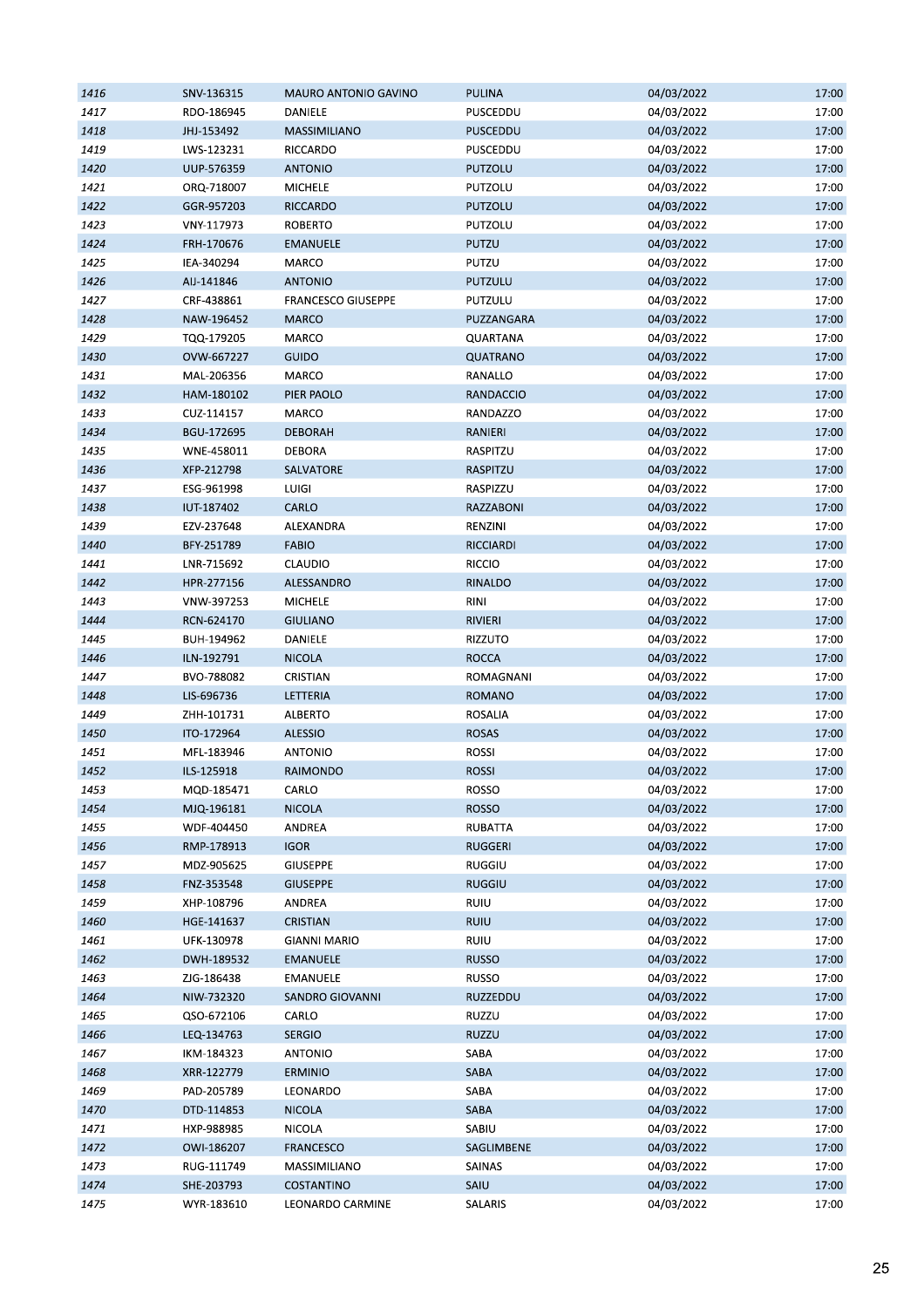| | | | | | |
|---|---|---|---|---|---|
| 1416 | SNV-136315 | MAURO ANTONIO GAVINO | PULINA | 04/03/2022 | 17:00 |
| 1417 | RDO-186945 | DANIELE | PUSCEDDU | 04/03/2022 | 17:00 |
| 1418 | JHJ-153492 | MASSIMILIANO | PUSCEDDU | 04/03/2022 | 17:00 |
| 1419 | LWS-123231 | RICCARDO | PUSCEDDU | 04/03/2022 | 17:00 |
| 1420 | UUP-576359 | ANTONIO | PUTZOLU | 04/03/2022 | 17:00 |
| 1421 | ORQ-718007 | MICHELE | PUTZOLU | 04/03/2022 | 17:00 |
| 1422 | GGR-957203 | RICCARDO | PUTZOLU | 04/03/2022 | 17:00 |
| 1423 | VNY-117973 | ROBERTO | PUTZOLU | 04/03/2022 | 17:00 |
| 1424 | FRH-170676 | EMANUELE | PUTZU | 04/03/2022 | 17:00 |
| 1425 | IEA-340294 | MARCO | PUTZU | 04/03/2022 | 17:00 |
| 1426 | AIJ-141846 | ANTONIO | PUTZULU | 04/03/2022 | 17:00 |
| 1427 | CRF-438861 | FRANCESCO GIUSEPPE | PUTZULU | 04/03/2022 | 17:00 |
| 1428 | NAW-196452 | MARCO | PUZZANGARA | 04/03/2022 | 17:00 |
| 1429 | TQQ-179205 | MARCO | QUARTANA | 04/03/2022 | 17:00 |
| 1430 | OVW-667227 | GUIDO | QUATRANO | 04/03/2022 | 17:00 |
| 1431 | MAL-206356 | MARCO | RANALLO | 04/03/2022 | 17:00 |
| 1432 | HAM-180102 | PIER PAOLO | RANDACCIO | 04/03/2022 | 17:00 |
| 1433 | CUZ-114157 | MARCO | RANDAZZO | 04/03/2022 | 17:00 |
| 1434 | BGU-172695 | DEBORAH | RANIERI | 04/03/2022 | 17:00 |
| 1435 | WNE-458011 | DEBORA | RASPITZU | 04/03/2022 | 17:00 |
| 1436 | XFP-212798 | SALVATORE | RASPITZU | 04/03/2022 | 17:00 |
| 1437 | ESG-961998 | LUIGI | RASPIZZU | 04/03/2022 | 17:00 |
| 1438 | IUT-187402 | CARLO | RAZZABONI | 04/03/2022 | 17:00 |
| 1439 | EZV-237648 | ALEXANDRA | RENZINI | 04/03/2022 | 17:00 |
| 1440 | BFY-251789 | FABIO | RICCIARDI | 04/03/2022 | 17:00 |
| 1441 | LNR-715692 | CLAUDIO | RICCIO | 04/03/2022 | 17:00 |
| 1442 | HPR-277156 | ALESSANDRO | RINALDO | 04/03/2022 | 17:00 |
| 1443 | VNW-397253 | MICHELE | RINI | 04/03/2022 | 17:00 |
| 1444 | RCN-624170 | GIULIANO | RIVIERI | 04/03/2022 | 17:00 |
| 1445 | BUH-194962 | DANIELE | RIZZUTO | 04/03/2022 | 17:00 |
| 1446 | ILN-192791 | NICOLA | ROCCA | 04/03/2022 | 17:00 |
| 1447 | BVO-788082 | CRISTIAN | ROMAGNANI | 04/03/2022 | 17:00 |
| 1448 | LIS-696736 | LETTERIA | ROMANO | 04/03/2022 | 17:00 |
| 1449 | ZHH-101731 | ALBERTO | ROSALIA | 04/03/2022 | 17:00 |
| 1450 | ITO-172964 | ALESSIO | ROSAS | 04/03/2022 | 17:00 |
| 1451 | MFL-183946 | ANTONIO | ROSSI | 04/03/2022 | 17:00 |
| 1452 | ILS-125918 | RAIMONDO | ROSSI | 04/03/2022 | 17:00 |
| 1453 | MQD-185471 | CARLO | ROSSO | 04/03/2022 | 17:00 |
| 1454 | MJQ-196181 | NICOLA | ROSSO | 04/03/2022 | 17:00 |
| 1455 | WDF-404450 | ANDREA | RUBATTA | 04/03/2022 | 17:00 |
| 1456 | RMP-178913 | IGOR | RUGGERI | 04/03/2022 | 17:00 |
| 1457 | MDZ-905625 | GIUSEPPE | RUGGIU | 04/03/2022 | 17:00 |
| 1458 | FNZ-353548 | GIUSEPPE | RUGGIU | 04/03/2022 | 17:00 |
| 1459 | XHP-108796 | ANDREA | RUIU | 04/03/2022 | 17:00 |
| 1460 | HGE-141637 | CRISTIAN | RUIU | 04/03/2022 | 17:00 |
| 1461 | UFK-130978 | GIANNI MARIO | RUIU | 04/03/2022 | 17:00 |
| 1462 | DWH-189532 | EMANUELE | RUSSO | 04/03/2022 | 17:00 |
| 1463 | ZJG-186438 | EMANUELE | RUSSO | 04/03/2022 | 17:00 |
| 1464 | NIW-732320 | SANDRO GIOVANNI | RUZZEDDU | 04/03/2022 | 17:00 |
| 1465 | QSO-672106 | CARLO | RUZZU | 04/03/2022 | 17:00 |
| 1466 | LEQ-134763 | SERGIO | RUZZU | 04/03/2022 | 17:00 |
| 1467 | IKM-184323 | ANTONIO | SABA | 04/03/2022 | 17:00 |
| 1468 | XRR-122779 | ERMINIO | SABA | 04/03/2022 | 17:00 |
| 1469 | PAD-205789 | LEONARDO | SABA | 04/03/2022 | 17:00 |
| 1470 | DTD-114853 | NICOLA | SABA | 04/03/2022 | 17:00 |
| 1471 | HXP-988985 | NICOLA | SABIU | 04/03/2022 | 17:00 |
| 1472 | OWI-186207 | FRANCESCO | SAGLIMBENE | 04/03/2022 | 17:00 |
| 1473 | RUG-111749 | MASSIMILIANO | SAINAS | 04/03/2022 | 17:00 |
| 1474 | SHE-203793 | COSTANTINO | SAIU | 04/03/2022 | 17:00 |
| 1475 | WYR-183610 | LEONARDO CARMINE | SALARIS | 04/03/2022 | 17:00 |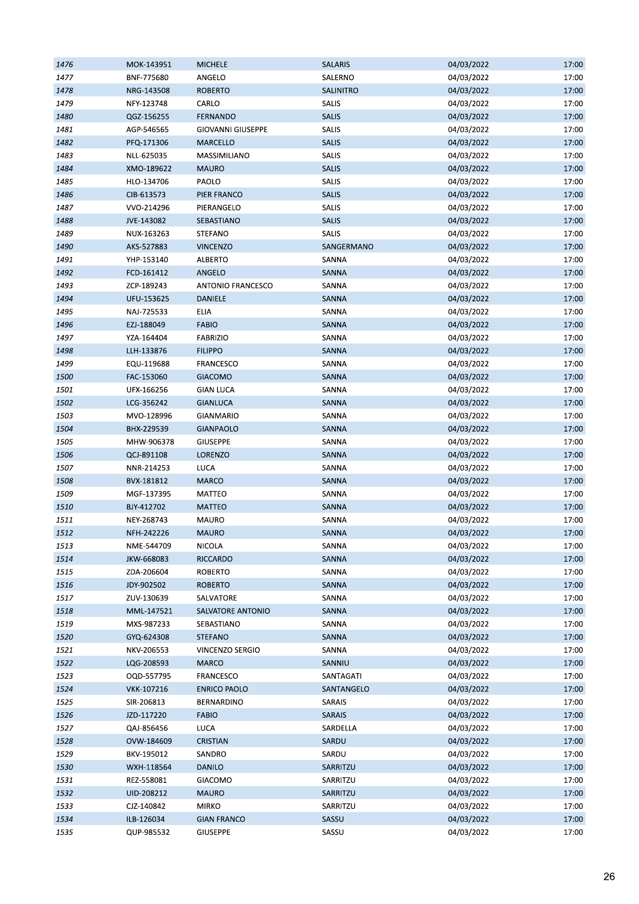| | | | | | |
|---|---|---|---|---|---|
| 1476 | MOK-143951 | MICHELE | SALARIS | 04/03/2022 | 17:00 |
| 1477 | BNF-775680 | ANGELO | SALERNO | 04/03/2022 | 17:00 |
| 1478 | NRG-143508 | ROBERTO | SALINITRO | 04/03/2022 | 17:00 |
| 1479 | NFY-123748 | CARLO | SALIS | 04/03/2022 | 17:00 |
| 1480 | QGZ-156255 | FERNANDO | SALIS | 04/03/2022 | 17:00 |
| 1481 | AGP-546565 | GIOVANNI GIUSEPPE | SALIS | 04/03/2022 | 17:00 |
| 1482 | PFQ-171306 | MARCELLO | SALIS | 04/03/2022 | 17:00 |
| 1483 | NLL-625035 | MASSIMILIANO | SALIS | 04/03/2022 | 17:00 |
| 1484 | XMO-189622 | MAURO | SALIS | 04/03/2022 | 17:00 |
| 1485 | HLO-134706 | PAOLO | SALIS | 04/03/2022 | 17:00 |
| 1486 | CIB-613573 | PIER FRANCO | SALIS | 04/03/2022 | 17:00 |
| 1487 | VVO-214296 | PIERANGELO | SALIS | 04/03/2022 | 17:00 |
| 1488 | JVE-143082 | SEBASTIANO | SALIS | 04/03/2022 | 17:00 |
| 1489 | NUX-163263 | STEFANO | SALIS | 04/03/2022 | 17:00 |
| 1490 | AKS-527883 | VINCENZO | SANGERMANO | 04/03/2022 | 17:00 |
| 1491 | YHP-153140 | ALBERTO | SANNA | 04/03/2022 | 17:00 |
| 1492 | FCD-161412 | ANGELO | SANNA | 04/03/2022 | 17:00 |
| 1493 | ZCP-189243 | ANTONIO FRANCESCO | SANNA | 04/03/2022 | 17:00 |
| 1494 | UFU-153625 | DANIELE | SANNA | 04/03/2022 | 17:00 |
| 1495 | NAJ-725533 | ELIA | SANNA | 04/03/2022 | 17:00 |
| 1496 | EZJ-188049 | FABIO | SANNA | 04/03/2022 | 17:00 |
| 1497 | YZA-164404 | FABRIZIO | SANNA | 04/03/2022 | 17:00 |
| 1498 | LLH-133876 | FILIPPO | SANNA | 04/03/2022 | 17:00 |
| 1499 | EQU-119688 | FRANCESCO | SANNA | 04/03/2022 | 17:00 |
| 1500 | FAC-153060 | GIACOMO | SANNA | 04/03/2022 | 17:00 |
| 1501 | UFX-166256 | GIAN LUCA | SANNA | 04/03/2022 | 17:00 |
| 1502 | LCG-356242 | GIANLUCA | SANNA | 04/03/2022 | 17:00 |
| 1503 | MVO-128996 | GIANMARIO | SANNA | 04/03/2022 | 17:00 |
| 1504 | BHX-229539 | GIANPAOLO | SANNA | 04/03/2022 | 17:00 |
| 1505 | MHW-906378 | GIUSEPPE | SANNA | 04/03/2022 | 17:00 |
| 1506 | QCJ-891108 | LORENZO | SANNA | 04/03/2022 | 17:00 |
| 1507 | NNR-214253 | LUCA | SANNA | 04/03/2022 | 17:00 |
| 1508 | BVX-181812 | MARCO | SANNA | 04/03/2022 | 17:00 |
| 1509 | MGF-137395 | MATTEO | SANNA | 04/03/2022 | 17:00 |
| 1510 | BJY-412702 | MATTEO | SANNA | 04/03/2022 | 17:00 |
| 1511 | NEY-268743 | MAURO | SANNA | 04/03/2022 | 17:00 |
| 1512 | NFH-242226 | MAURO | SANNA | 04/03/2022 | 17:00 |
| 1513 | NME-544709 | NICOLA | SANNA | 04/03/2022 | 17:00 |
| 1514 | JKW-668083 | RICCARDO | SANNA | 04/03/2022 | 17:00 |
| 1515 | ZDA-206604 | ROBERTO | SANNA | 04/03/2022 | 17:00 |
| 1516 | JDY-902502 | ROBERTO | SANNA | 04/03/2022 | 17:00 |
| 1517 | ZUV-130639 | SALVATORE | SANNA | 04/03/2022 | 17:00 |
| 1518 | MML-147521 | SALVATORE ANTONIO | SANNA | 04/03/2022 | 17:00 |
| 1519 | MXS-987233 | SEBASTIANO | SANNA | 04/03/2022 | 17:00 |
| 1520 | GYQ-624308 | STEFANO | SANNA | 04/03/2022 | 17:00 |
| 1521 | NKV-206553 | VINCENZO SERGIO | SANNA | 04/03/2022 | 17:00 |
| 1522 | LQG-208593 | MARCO | SANNIU | 04/03/2022 | 17:00 |
| 1523 | OQD-557795 | FRANCESCO | SANTAGATI | 04/03/2022 | 17:00 |
| 1524 | VKK-107216 | ENRICO PAOLO | SANTANGELO | 04/03/2022 | 17:00 |
| 1525 | SIR-206813 | BERNARDINO | SARAIS | 04/03/2022 | 17:00 |
| 1526 | JZD-117220 | FABIO | SARAIS | 04/03/2022 | 17:00 |
| 1527 | QAJ-856456 | LUCA | SARDELLA | 04/03/2022 | 17:00 |
| 1528 | OVW-184609 | CRISTIAN | SARDU | 04/03/2022 | 17:00 |
| 1529 | BKV-195012 | SANDRO | SARDU | 04/03/2022 | 17:00 |
| 1530 | WXH-118564 | DANILO | SARRITZU | 04/03/2022 | 17:00 |
| 1531 | REZ-558081 | GIACOMO | SARRITZU | 04/03/2022 | 17:00 |
| 1532 | UID-208212 | MAURO | SARRITZU | 04/03/2022 | 17:00 |
| 1533 | CJZ-140842 | MIRKO | SARRITZU | 04/03/2022 | 17:00 |
| 1534 | ILB-126034 | GIAN FRANCO | SASSU | 04/03/2022 | 17:00 |
| 1535 | QUP-985532 | GIUSEPPE | SASSU | 04/03/2022 | 17:00 |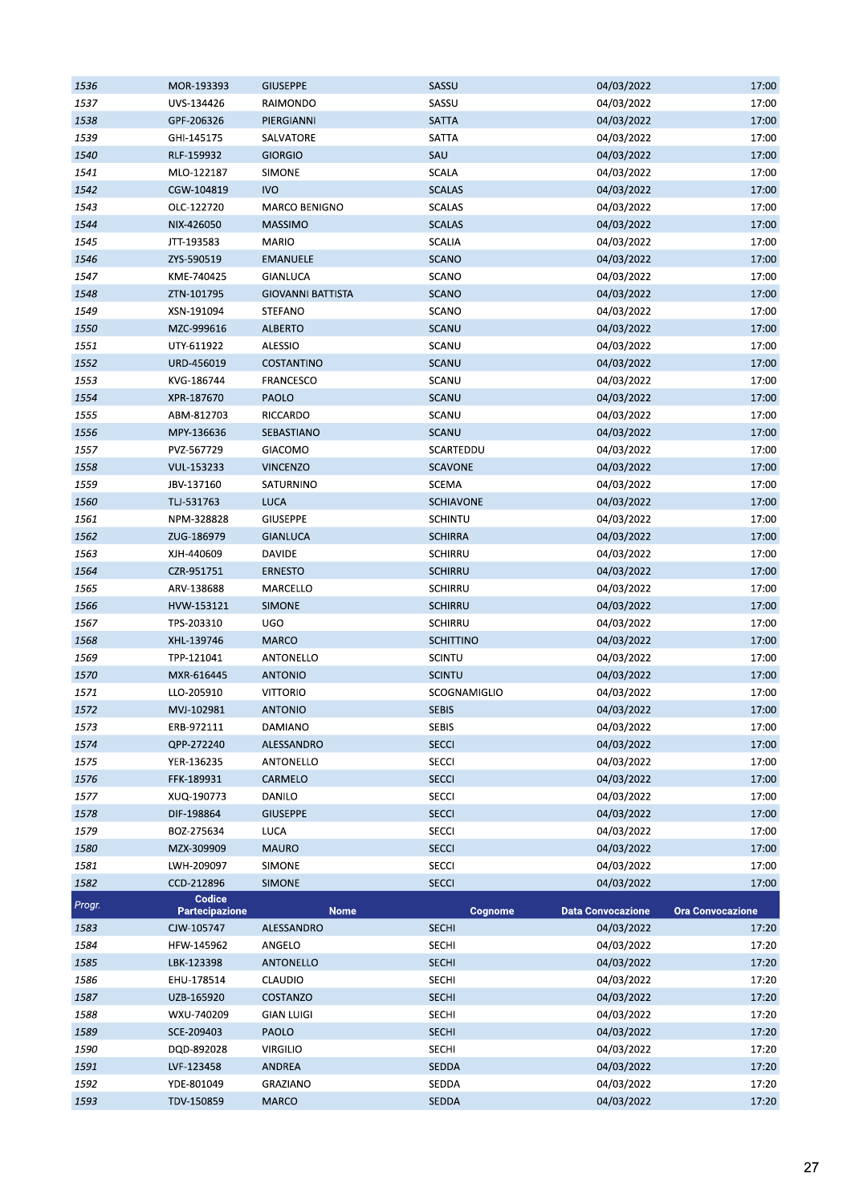| Progr. | Codice Partecipazione | Nome | Cognome | Data Convocazione | Ora Convocazione |
|---|---|---|---|---|---|
| 1536 | MOR-193393 | GIUSEPPE | SASSU | 04/03/2022 | 17:00 |
| 1537 | UVS-134426 | RAIMONDO | SASSU | 04/03/2022 | 17:00 |
| 1538 | GPF-206326 | PIERGIANNI | SATTA | 04/03/2022 | 17:00 |
| 1539 | GHI-145175 | SALVATORE | SATTA | 04/03/2022 | 17:00 |
| 1540 | RLF-159932 | GIORGIO | SAU | 04/03/2022 | 17:00 |
| 1541 | MLO-122187 | SIMONE | SCALA | 04/03/2022 | 17:00 |
| 1542 | CGW-104819 | IVO | SCALAS | 04/03/2022 | 17:00 |
| 1543 | OLC-122720 | MARCO BENIGNO | SCALAS | 04/03/2022 | 17:00 |
| 1544 | NIX-426050 | MASSIMO | SCALAS | 04/03/2022 | 17:00 |
| 1545 | JTT-193583 | MARIO | SCALIA | 04/03/2022 | 17:00 |
| 1546 | ZYS-590519 | EMANUELE | SCANO | 04/03/2022 | 17:00 |
| 1547 | KME-740425 | GIANLUCA | SCANO | 04/03/2022 | 17:00 |
| 1548 | ZTN-101795 | GIOVANNI BATTISTA | SCANO | 04/03/2022 | 17:00 |
| 1549 | XSN-191094 | STEFANO | SCANO | 04/03/2022 | 17:00 |
| 1550 | MZC-999616 | ALBERTO | SCANU | 04/03/2022 | 17:00 |
| 1551 | UTY-611922 | ALESSIO | SCANU | 04/03/2022 | 17:00 |
| 1552 | URD-456019 | COSTANTINO | SCANU | 04/03/2022 | 17:00 |
| 1553 | KVG-186744 | FRANCESCO | SCANU | 04/03/2022 | 17:00 |
| 1554 | XPR-187670 | PAOLO | SCANU | 04/03/2022 | 17:00 |
| 1555 | ABM-812703 | RICCARDO | SCANU | 04/03/2022 | 17:00 |
| 1556 | MPY-136636 | SEBASTIANO | SCANU | 04/03/2022 | 17:00 |
| 1557 | PVZ-567729 | GIACOMO | SCARTEDDU | 04/03/2022 | 17:00 |
| 1558 | VUL-153233 | VINCENZO | SCAVONE | 04/03/2022 | 17:00 |
| 1559 | JBV-137160 | SATURNINO | SCEMA | 04/03/2022 | 17:00 |
| 1560 | TLJ-531763 | LUCA | SCHIAVONE | 04/03/2022 | 17:00 |
| 1561 | NPM-328828 | GIUSEPPE | SCHINTU | 04/03/2022 | 17:00 |
| 1562 | ZUG-186979 | GIANLUCA | SCHIRRA | 04/03/2022 | 17:00 |
| 1563 | XJH-440609 | DAVIDE | SCHIRRU | 04/03/2022 | 17:00 |
| 1564 | CZR-951751 | ERNESTO | SCHIRRU | 04/03/2022 | 17:00 |
| 1565 | ARV-138688 | MARCELLO | SCHIRRU | 04/03/2022 | 17:00 |
| 1566 | HVW-153121 | SIMONE | SCHIRRU | 04/03/2022 | 17:00 |
| 1567 | TPS-203310 | UGO | SCHIRRU | 04/03/2022 | 17:00 |
| 1568 | XHL-139746 | MARCO | SCHITTINO | 04/03/2022 | 17:00 |
| 1569 | TPP-121041 | ANTONELLO | SCINTU | 04/03/2022 | 17:00 |
| 1570 | MXR-616445 | ANTONIO | SCINTU | 04/03/2022 | 17:00 |
| 1571 | LLO-205910 | VITTORIO | SCOGNAMIGLIO | 04/03/2022 | 17:00 |
| 1572 | MVJ-102981 | ANTONIO | SEBIS | 04/03/2022 | 17:00 |
| 1573 | ERB-972111 | DAMIANO | SEBIS | 04/03/2022 | 17:00 |
| 1574 | QPP-272240 | ALESSANDRO | SECCI | 04/03/2022 | 17:00 |
| 1575 | YER-136235 | ANTONELLO | SECCI | 04/03/2022 | 17:00 |
| 1576 | FFK-189931 | CARMELO | SECCI | 04/03/2022 | 17:00 |
| 1577 | XUQ-190773 | DANILO | SECCI | 04/03/2022 | 17:00 |
| 1578 | DIF-198864 | GIUSEPPE | SECCI | 04/03/2022 | 17:00 |
| 1579 | BOZ-275634 | LUCA | SECCI | 04/03/2022 | 17:00 |
| 1580 | MZX-309909 | MAURO | SECCI | 04/03/2022 | 17:00 |
| 1581 | LWH-209097 | SIMONE | SECCI | 04/03/2022 | 17:00 |
| 1582 | CCD-212896 | SIMONE | SECCI | 04/03/2022 | 17:00 |

| Progr. | Codice Partecipazione | Nome | Cognome | Data Convocazione | Ora Convocazione |
|---|---|---|---|---|---|
| 1583 | CJW-105747 | ALESSANDRO | SECHI | 04/03/2022 | 17:20 |
| 1584 | HFW-145962 | ANGELO | SECHI | 04/03/2022 | 17:20 |
| 1585 | LBK-123398 | ANTONELLO | SECHI | 04/03/2022 | 17:20 |
| 1586 | EHU-178514 | CLAUDIO | SECHI | 04/03/2022 | 17:20 |
| 1587 | UZB-165920 | COSTANZO | SECHI | 04/03/2022 | 17:20 |
| 1588 | WXU-740209 | GIAN LUIGI | SECHI | 04/03/2022 | 17:20 |
| 1589 | SCE-209403 | PAOLO | SECHI | 04/03/2022 | 17:20 |
| 1590 | DQD-892028 | VIRGILIO | SECHI | 04/03/2022 | 17:20 |
| 1591 | LVF-123458 | ANDREA | SEDDA | 04/03/2022 | 17:20 |
| 1592 | YDE-801049 | GRAZIANO | SEDDA | 04/03/2022 | 17:20 |
| 1593 | TDV-150859 | MARCO | SEDDA | 04/03/2022 | 17:20 |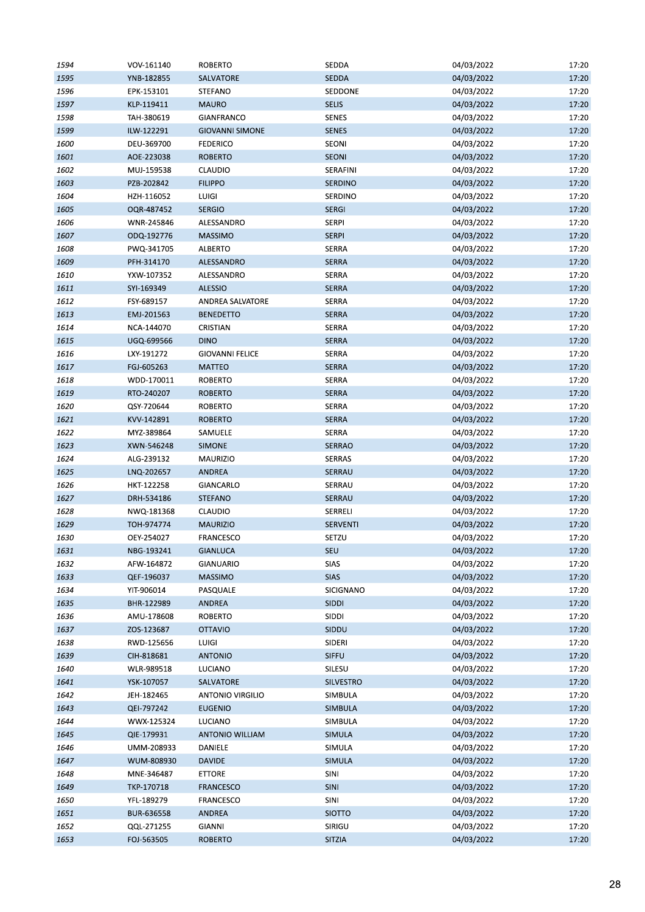| | | | | | |
|---|---|---|---|---|---|
| 1594 | VOV-161140 | ROBERTO | SEDDA | 04/03/2022 | 17:20 |
| 1595 | YNB-182855 | SALVATORE | SEDDA | 04/03/2022 | 17:20 |
| 1596 | EPK-153101 | STEFANO | SEDDONE | 04/03/2022 | 17:20 |
| 1597 | KLP-119411 | MAURO | SELIS | 04/03/2022 | 17:20 |
| 1598 | TAH-380619 | GIANFRANCO | SENES | 04/03/2022 | 17:20 |
| 1599 | ILW-122291 | GIOVANNI SIMONE | SENES | 04/03/2022 | 17:20 |
| 1600 | DEU-369700 | FEDERICO | SEONI | 04/03/2022 | 17:20 |
| 1601 | AOE-223038 | ROBERTO | SEONI | 04/03/2022 | 17:20 |
| 1602 | MUJ-159538 | CLAUDIO | SERAFINI | 04/03/2022 | 17:20 |
| 1603 | PZB-202842 | FILIPPO | SERDINO | 04/03/2022 | 17:20 |
| 1604 | HZH-116052 | LUIGI | SERDINO | 04/03/2022 | 17:20 |
| 1605 | OQR-487452 | SERGIO | SERGI | 04/03/2022 | 17:20 |
| 1606 | WNR-245846 | ALESSANDRO | SERPI | 04/03/2022 | 17:20 |
| 1607 | ODQ-192776 | MASSIMO | SERPI | 04/03/2022 | 17:20 |
| 1608 | PWQ-341705 | ALBERTO | SERRA | 04/03/2022 | 17:20 |
| 1609 | PFH-314170 | ALESSANDRO | SERRA | 04/03/2022 | 17:20 |
| 1610 | YXW-107352 | ALESSANDRO | SERRA | 04/03/2022 | 17:20 |
| 1611 | SYI-169349 | ALESSIO | SERRA | 04/03/2022 | 17:20 |
| 1612 | FSY-689157 | ANDREA SALVATORE | SERRA | 04/03/2022 | 17:20 |
| 1613 | EMJ-201563 | BENEDETTO | SERRA | 04/03/2022 | 17:20 |
| 1614 | NCA-144070 | CRISTIAN | SERRA | 04/03/2022 | 17:20 |
| 1615 | UGQ-699566 | DINO | SERRA | 04/03/2022 | 17:20 |
| 1616 | LXY-191272 | GIOVANNI FELICE | SERRA | 04/03/2022 | 17:20 |
| 1617 | FGJ-605263 | MATTEO | SERRA | 04/03/2022 | 17:20 |
| 1618 | WDD-170011 | ROBERTO | SERRA | 04/03/2022 | 17:20 |
| 1619 | RTO-240207 | ROBERTO | SERRA | 04/03/2022 | 17:20 |
| 1620 | QSY-720644 | ROBERTO | SERRA | 04/03/2022 | 17:20 |
| 1621 | KVV-142891 | ROBERTO | SERRA | 04/03/2022 | 17:20 |
| 1622 | MYZ-389864 | SAMUELE | SERRA | 04/03/2022 | 17:20 |
| 1623 | XWN-546248 | SIMONE | SERRAO | 04/03/2022 | 17:20 |
| 1624 | ALG-239132 | MAURIZIO | SERRAS | 04/03/2022 | 17:20 |
| 1625 | LNQ-202657 | ANDREA | SERRAU | 04/03/2022 | 17:20 |
| 1626 | HKT-122258 | GIANCARLO | SERRAU | 04/03/2022 | 17:20 |
| 1627 | DRH-534186 | STEFANO | SERRAU | 04/03/2022 | 17:20 |
| 1628 | NWQ-181368 | CLAUDIO | SERRELI | 04/03/2022 | 17:20 |
| 1629 | TOH-974774 | MAURIZIO | SERVENTI | 04/03/2022 | 17:20 |
| 1630 | OEY-254027 | FRANCESCO | SETZU | 04/03/2022 | 17:20 |
| 1631 | NBG-193241 | GIANLUCA | SEU | 04/03/2022 | 17:20 |
| 1632 | AFW-164872 | GIANUARIO | SIAS | 04/03/2022 | 17:20 |
| 1633 | QEF-196037 | MASSIMO | SIAS | 04/03/2022 | 17:20 |
| 1634 | YIT-906014 | PASQUALE | SICIGNANO | 04/03/2022 | 17:20 |
| 1635 | BHR-122989 | ANDREA | SIDDI | 04/03/2022 | 17:20 |
| 1636 | AMU-178608 | ROBERTO | SIDDI | 04/03/2022 | 17:20 |
| 1637 | ZOS-123687 | OTTAVIO | SIDDU | 04/03/2022 | 17:20 |
| 1638 | RWD-125656 | LUIGI | SIDERI | 04/03/2022 | 17:20 |
| 1639 | CIH-818681 | ANTONIO | SIFFU | 04/03/2022 | 17:20 |
| 1640 | WLR-989518 | LUCIANO | SILESU | 04/03/2022 | 17:20 |
| 1641 | YSK-107057 | SALVATORE | SILVESTRO | 04/03/2022 | 17:20 |
| 1642 | JEH-182465 | ANTONIO VIRGILIO | SIMBULA | 04/03/2022 | 17:20 |
| 1643 | QEI-797242 | EUGENIO | SIMBULA | 04/03/2022 | 17:20 |
| 1644 | WWX-125324 | LUCIANO | SIMBULA | 04/03/2022 | 17:20 |
| 1645 | QIE-179931 | ANTONIO WILLIAM | SIMULA | 04/03/2022 | 17:20 |
| 1646 | UMM-208933 | DANIELE | SIMULA | 04/03/2022 | 17:20 |
| 1647 | WUM-808930 | DAVIDE | SIMULA | 04/03/2022 | 17:20 |
| 1648 | MNE-346487 | ETTORE | SINI | 04/03/2022 | 17:20 |
| 1649 | TKP-170718 | FRANCESCO | SINI | 04/03/2022 | 17:20 |
| 1650 | YFL-189279 | FRANCESCO | SINI | 04/03/2022 | 17:20 |
| 1651 | BUR-636558 | ANDREA | SIOTTO | 04/03/2022 | 17:20 |
| 1652 | QQL-271255 | GIANNI | SIRIGU | 04/03/2022 | 17:20 |
| 1653 | FOJ-563505 | ROBERTO | SITZIA | 04/03/2022 | 17:20 |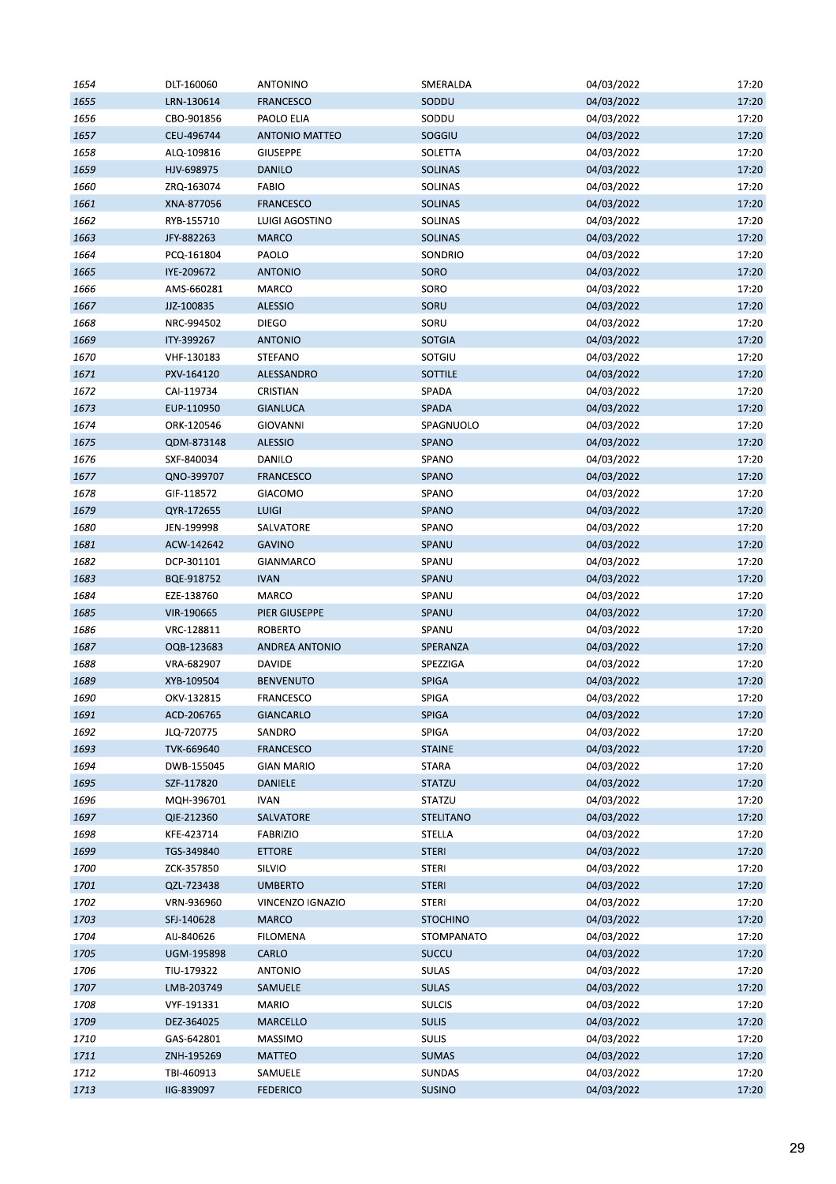| | | | | | |
|---|---|---|---|---|---|
| 1654 | DLT-160060 | ANTONINO | SMERALDA | 04/03/2022 | 17:20 |
| 1655 | LRN-130614 | FRANCESCO | SODDU | 04/03/2022 | 17:20 |
| 1656 | CBO-901856 | PAOLO ELIA | SODDU | 04/03/2022 | 17:20 |
| 1657 | CEU-496744 | ANTONIO MATTEO | SOGGIU | 04/03/2022 | 17:20 |
| 1658 | ALQ-109816 | GIUSEPPE | SOLETTA | 04/03/2022 | 17:20 |
| 1659 | HJV-698975 | DANILO | SOLINAS | 04/03/2022 | 17:20 |
| 1660 | ZRQ-163074 | FABIO | SOLINAS | 04/03/2022 | 17:20 |
| 1661 | XNA-877056 | FRANCESCO | SOLINAS | 04/03/2022 | 17:20 |
| 1662 | RYB-155710 | LUIGI AGOSTINO | SOLINAS | 04/03/2022 | 17:20 |
| 1663 | JFY-882263 | MARCO | SOLINAS | 04/03/2022 | 17:20 |
| 1664 | PCQ-161804 | PAOLO | SONDRIO | 04/03/2022 | 17:20 |
| 1665 | IYE-209672 | ANTONIO | SORO | 04/03/2022 | 17:20 |
| 1666 | AMS-660281 | MARCO | SORO | 04/03/2022 | 17:20 |
| 1667 | JJZ-100835 | ALESSIO | SORU | 04/03/2022 | 17:20 |
| 1668 | NRC-994502 | DIEGO | SORU | 04/03/2022 | 17:20 |
| 1669 | ITY-399267 | ANTONIO | SOTGIA | 04/03/2022 | 17:20 |
| 1670 | VHF-130183 | STEFANO | SOTGIU | 04/03/2022 | 17:20 |
| 1671 | PXV-164120 | ALESSANDRO | SOTTILE | 04/03/2022 | 17:20 |
| 1672 | CAI-119734 | CRISTIAN | SPADA | 04/03/2022 | 17:20 |
| 1673 | EUP-110950 | GIANLUCA | SPADA | 04/03/2022 | 17:20 |
| 1674 | ORK-120546 | GIOVANNI | SPAGNUOLO | 04/03/2022 | 17:20 |
| 1675 | QDM-873148 | ALESSIO | SPANO | 04/03/2022 | 17:20 |
| 1676 | SXF-840034 | DANILO | SPANO | 04/03/2022 | 17:20 |
| 1677 | QNO-399707 | FRANCESCO | SPANO | 04/03/2022 | 17:20 |
| 1678 | GIF-118572 | GIACOMO | SPANO | 04/03/2022 | 17:20 |
| 1679 | QYR-172655 | LUIGI | SPANO | 04/03/2022 | 17:20 |
| 1680 | JEN-199998 | SALVATORE | SPANO | 04/03/2022 | 17:20 |
| 1681 | ACW-142642 | GAVINO | SPANU | 04/03/2022 | 17:20 |
| 1682 | DCP-301101 | GIANMARCO | SPANU | 04/03/2022 | 17:20 |
| 1683 | BQE-918752 | IVAN | SPANU | 04/03/2022 | 17:20 |
| 1684 | EZE-138760 | MARCO | SPANU | 04/03/2022 | 17:20 |
| 1685 | VIR-190665 | PIER GIUSEPPE | SPANU | 04/03/2022 | 17:20 |
| 1686 | VRC-128811 | ROBERTO | SPANU | 04/03/2022 | 17:20 |
| 1687 | OQB-123683 | ANDREA ANTONIO | SPERANZA | 04/03/2022 | 17:20 |
| 1688 | VRA-682907 | DAVIDE | SPEZZIGA | 04/03/2022 | 17:20 |
| 1689 | XYB-109504 | BENVENUTO | SPIGA | 04/03/2022 | 17:20 |
| 1690 | OKV-132815 | FRANCESCO | SPIGA | 04/03/2022 | 17:20 |
| 1691 | ACD-206765 | GIANCARLO | SPIGA | 04/03/2022 | 17:20 |
| 1692 | JLQ-720775 | SANDRO | SPIGA | 04/03/2022 | 17:20 |
| 1693 | TVK-669640 | FRANCESCO | STAINE | 04/03/2022 | 17:20 |
| 1694 | DWB-155045 | GIAN MARIO | STARA | 04/03/2022 | 17:20 |
| 1695 | SZF-117820 | DANIELE | STATZU | 04/03/2022 | 17:20 |
| 1696 | MQH-396701 | IVAN | STATZU | 04/03/2022 | 17:20 |
| 1697 | QIE-212360 | SALVATORE | STELITANO | 04/03/2022 | 17:20 |
| 1698 | KFE-423714 | FABRIZIO | STELLA | 04/03/2022 | 17:20 |
| 1699 | TGS-349840 | ETTORE | STERI | 04/03/2022 | 17:20 |
| 1700 | ZCK-357850 | SILVIO | STERI | 04/03/2022 | 17:20 |
| 1701 | QZL-723438 | UMBERTO | STERI | 04/03/2022 | 17:20 |
| 1702 | VRN-936960 | VINCENZO IGNAZIO | STERI | 04/03/2022 | 17:20 |
| 1703 | SFJ-140628 | MARCO | STOCHINO | 04/03/2022 | 17:20 |
| 1704 | AIJ-840626 | FILOMENA | STOMPANATO | 04/03/2022 | 17:20 |
| 1705 | UGM-195898 | CARLO | SUCCU | 04/03/2022 | 17:20 |
| 1706 | TIU-179322 | ANTONIO | SULAS | 04/03/2022 | 17:20 |
| 1707 | LMB-203749 | SAMUELE | SULAS | 04/03/2022 | 17:20 |
| 1708 | VYF-191331 | MARIO | SULCIS | 04/03/2022 | 17:20 |
| 1709 | DEZ-364025 | MARCELLO | SULIS | 04/03/2022 | 17:20 |
| 1710 | GAS-642801 | MASSIMO | SULIS | 04/03/2022 | 17:20 |
| 1711 | ZNH-195269 | MATTEO | SUMAS | 04/03/2022 | 17:20 |
| 1712 | TBI-460913 | SAMUELE | SUNDAS | 04/03/2022 | 17:20 |
| 1713 | IIG-839097 | FEDERICO | SUSINO | 04/03/2022 | 17:20 |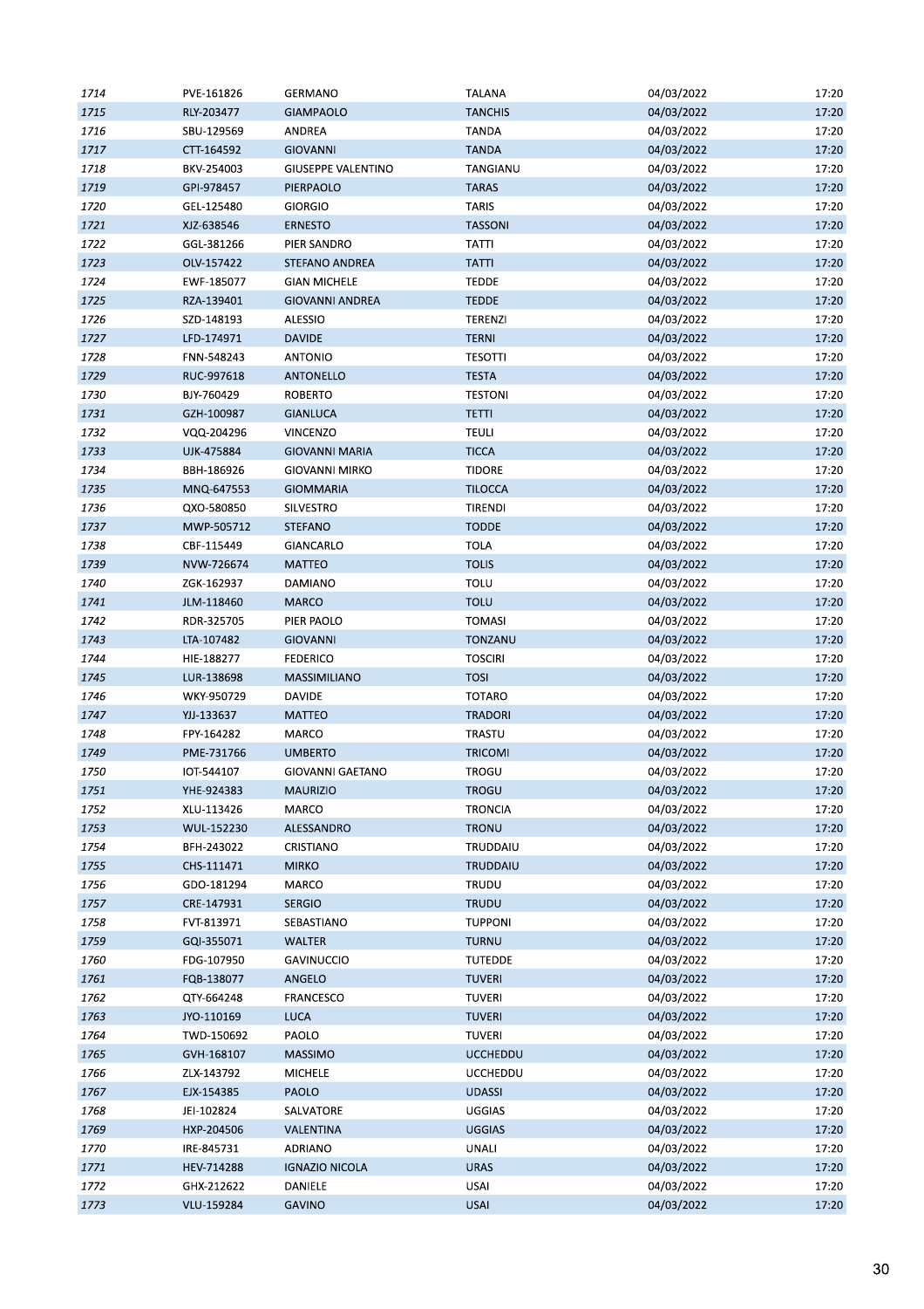| | | | | | |
|---|---|---|---|---|---|
| *1714* | PVE-161826 | GERMANO | TALANA | 04/03/2022 | 17:20 |
| *1715* | RLY-203477 | GIAMPAOLO | TANCHIS | 04/03/2022 | 17:20 |
| *1716* | SBU-129569 | ANDREA | TANDA | 04/03/2022 | 17:20 |
| *1717* | CTT-164592 | GIOVANNI | TANDA | 04/03/2022 | 17:20 |
| *1718* | BKV-254003 | GIUSEPPE VALENTINO | TANGIANU | 04/03/2022 | 17:20 |
| *1719* | GPI-978457 | PIERPAOLO | TARAS | 04/03/2022 | 17:20 |
| *1720* | GEL-125480 | GIORGIO | TARIS | 04/03/2022 | 17:20 |
| *1721* | XJZ-638546 | ERNESTO | TASSONI | 04/03/2022 | 17:20 |
| *1722* | GGL-381266 | PIER SANDRO | TATTI | 04/03/2022 | 17:20 |
| *1723* | OLV-157422 | STEFANO ANDREA | TATTI | 04/03/2022 | 17:20 |
| *1724* | EWF-185077 | GIAN MICHELE | TEDDE | 04/03/2022 | 17:20 |
| *1725* | RZA-139401 | GIOVANNI ANDREA | TEDDE | 04/03/2022 | 17:20 |
| *1726* | SZD-148193 | ALESSIO | TERENZI | 04/03/2022 | 17:20 |
| *1727* | LFD-174971 | DAVIDE | TERNI | 04/03/2022 | 17:20 |
| *1728* | FNN-548243 | ANTONIO | TESOTTI | 04/03/2022 | 17:20 |
| *1729* | RUC-997618 | ANTONELLO | TESTA | 04/03/2022 | 17:20 |
| *1730* | BJY-760429 | ROBERTO | TESTONI | 04/03/2022 | 17:20 |
| *1731* | GZH-100987 | GIANLUCA | TETTI | 04/03/2022 | 17:20 |
| *1732* | VQQ-204296 | VINCENZO | TEULI | 04/03/2022 | 17:20 |
| *1733* | UJK-475884 | GIOVANNI MARIA | TICCA | 04/03/2022 | 17:20 |
| *1734* | BBH-186926 | GIOVANNI MIRKO | TIDORE | 04/03/2022 | 17:20 |
| *1735* | MNQ-647553 | GIOMMARIA | TILOCCA | 04/03/2022 | 17:20 |
| *1736* | QXO-580850 | SILVESTRO | TIRENDI | 04/03/2022 | 17:20 |
| *1737* | MWP-505712 | STEFANO | TODDE | 04/03/2022 | 17:20 |
| *1738* | CBF-115449 | GIANCARLO | TOLA | 04/03/2022 | 17:20 |
| *1739* | NVW-726674 | MATTEO | TOLIS | 04/03/2022 | 17:20 |
| *1740* | ZGK-162937 | DAMIANO | TOLU | 04/03/2022 | 17:20 |
| *1741* | JLM-118460 | MARCO | TOLU | 04/03/2022 | 17:20 |
| *1742* | RDR-325705 | PIER PAOLO | TOMASI | 04/03/2022 | 17:20 |
| *1743* | LTA-107482 | GIOVANNI | TONZANU | 04/03/2022 | 17:20 |
| *1744* | HIE-188277 | FEDERICO | TOSCIRI | 04/03/2022 | 17:20 |
| *1745* | LUR-138698 | MASSIMILIANO | TOSI | 04/03/2022 | 17:20 |
| *1746* | WKY-950729 | DAVIDE | TOTARO | 04/03/2022 | 17:20 |
| *1747* | YJJ-133637 | MATTEO | TRADORI | 04/03/2022 | 17:20 |
| *1748* | FPY-164282 | MARCO | TRASTU | 04/03/2022 | 17:20 |
| *1749* | PME-731766 | UMBERTO | TRICOMI | 04/03/2022 | 17:20 |
| *1750* | IOT-544107 | GIOVANNI GAETANO | TROGU | 04/03/2022 | 17:20 |
| *1751* | YHE-924383 | MAURIZIO | TROGU | 04/03/2022 | 17:20 |
| *1752* | XLU-113426 | MARCO | TRONCIA | 04/03/2022 | 17:20 |
| *1753* | WUL-152230 | ALESSANDRO | TRONU | 04/03/2022 | 17:20 |
| *1754* | BFH-243022 | CRISTIANO | TRUDDAIU | 04/03/2022 | 17:20 |
| *1755* | CHS-111471 | MIRKO | TRUDDAIU | 04/03/2022 | 17:20 |
| *1756* | GDO-181294 | MARCO | TRUDU | 04/03/2022 | 17:20 |
| *1757* | CRE-147931 | SERGIO | TRUDU | 04/03/2022 | 17:20 |
| *1758* | FVT-813971 | SEBASTIANO | TUPPONI | 04/03/2022 | 17:20 |
| *1759* | GQI-355071 | WALTER | TURNU | 04/03/2022 | 17:20 |
| *1760* | FDG-107950 | GAVINUCCIO | TUTEDDE | 04/03/2022 | 17:20 |
| *1761* | FQB-138077 | ANGELO | TUVERI | 04/03/2022 | 17:20 |
| *1762* | QTY-664248 | FRANCESCO | TUVERI | 04/03/2022 | 17:20 |
| *1763* | JYO-110169 | LUCA | TUVERI | 04/03/2022 | 17:20 |
| *1764* | TWD-150692 | PAOLO | TUVERI | 04/03/2022 | 17:20 |
| *1765* | GVH-168107 | MASSIMO | UCCHEDDU | 04/03/2022 | 17:20 |
| *1766* | ZLX-143792 | MICHELE | UCCHEDDU | 04/03/2022 | 17:20 |
| *1767* | EJX-154385 | PAOLO | UDASSI | 04/03/2022 | 17:20 |
| *1768* | JEI-102824 | SALVATORE | UGGIAS | 04/03/2022 | 17:20 |
| *1769* | HXP-204506 | VALENTINA | UGGIAS | 04/03/2022 | 17:20 |
| *1770* | IRE-845731 | ADRIANO | UNALI | 04/03/2022 | 17:20 |
| *1771* | HEV-714288 | IGNAZIO NICOLA | URAS | 04/03/2022 | 17:20 |
| *1772* | GHX-212622 | DANIELE | USAI | 04/03/2022 | 17:20 |
| *1773* | VLU-159284 | GAVINO | USAI | 04/03/2022 | 17:20 |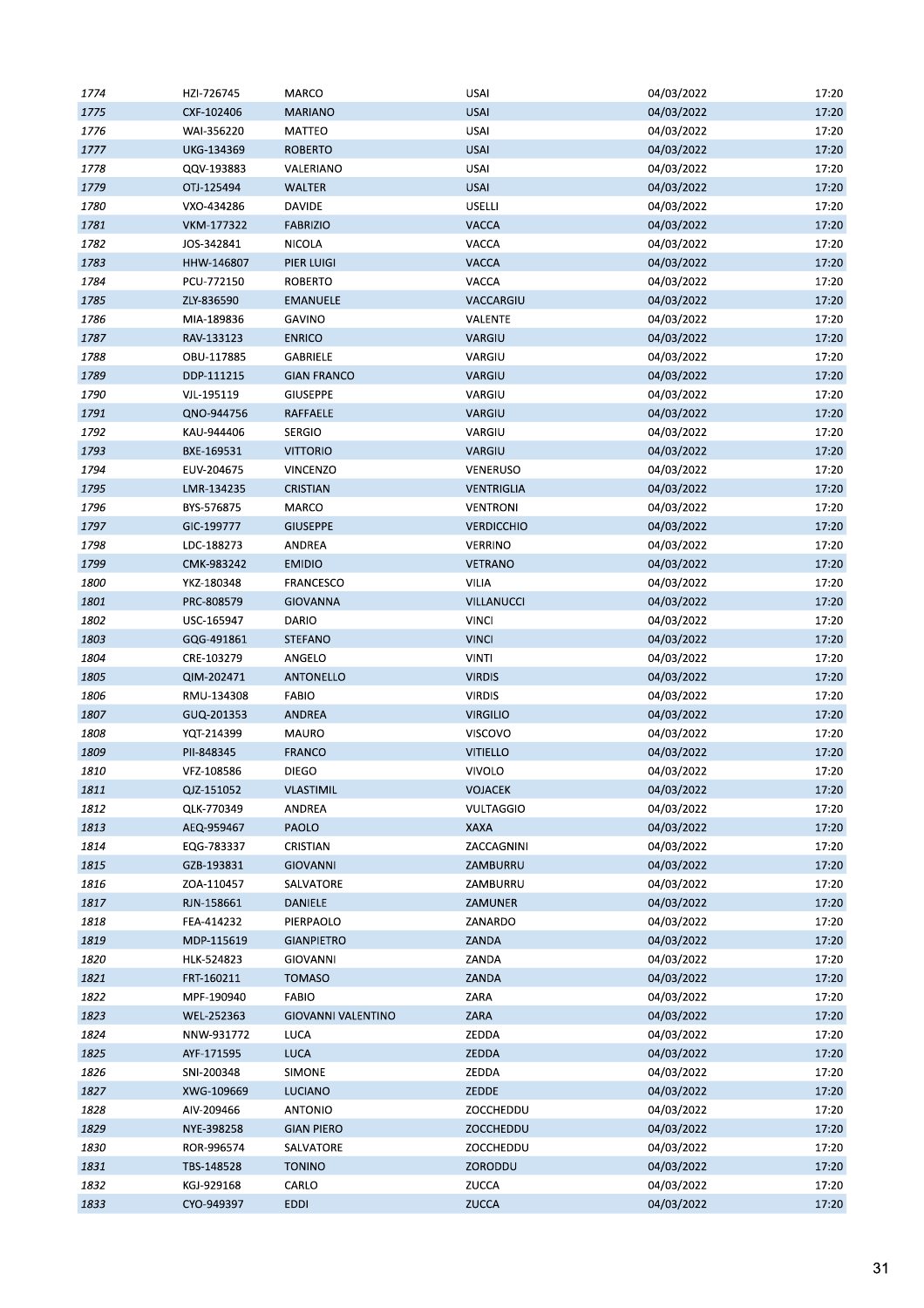| | | | | | |
|---|---|---|---|---|---|
| 1774 | HZI-726745 | MARCO | USAI | 04/03/2022 | 17:20 |
| 1775 | CXF-102406 | MARIANO | USAI | 04/03/2022 | 17:20 |
| 1776 | WAI-356220 | MATTEO | USAI | 04/03/2022 | 17:20 |
| 1777 | UKG-134369 | ROBERTO | USAI | 04/03/2022 | 17:20 |
| 1778 | QQV-193883 | VALERIANO | USAI | 04/03/2022 | 17:20 |
| 1779 | OTJ-125494 | WALTER | USAI | 04/03/2022 | 17:20 |
| 1780 | VXO-434286 | DAVIDE | USELLI | 04/03/2022 | 17:20 |
| 1781 | VKM-177322 | FABRIZIO | VACCA | 04/03/2022 | 17:20 |
| 1782 | JOS-342841 | NICOLA | VACCA | 04/03/2022 | 17:20 |
| 1783 | HHW-146807 | PIER LUIGI | VACCA | 04/03/2022 | 17:20 |
| 1784 | PCU-772150 | ROBERTO | VACCA | 04/03/2022 | 17:20 |
| 1785 | ZLY-836590 | EMANUELE | VACCARGIU | 04/03/2022 | 17:20 |
| 1786 | MIA-189836 | GAVINO | VALENTE | 04/03/2022 | 17:20 |
| 1787 | RAV-133123 | ENRICO | VARGIU | 04/03/2022 | 17:20 |
| 1788 | OBU-117885 | GABRIELE | VARGIU | 04/03/2022 | 17:20 |
| 1789 | DDP-111215 | GIAN FRANCO | VARGIU | 04/03/2022 | 17:20 |
| 1790 | VJL-195119 | GIUSEPPE | VARGIU | 04/03/2022 | 17:20 |
| 1791 | QNO-944756 | RAFFAELE | VARGIU | 04/03/2022 | 17:20 |
| 1792 | KAU-944406 | SERGIO | VARGIU | 04/03/2022 | 17:20 |
| 1793 | BXE-169531 | VITTORIO | VARGIU | 04/03/2022 | 17:20 |
| 1794 | EUV-204675 | VINCENZO | VENERUSO | 04/03/2022 | 17:20 |
| 1795 | LMR-134235 | CRISTIAN | VENTRIGLIA | 04/03/2022 | 17:20 |
| 1796 | BYS-576875 | MARCO | VENTRONI | 04/03/2022 | 17:20 |
| 1797 | GIC-199777 | GIUSEPPE | VERDICCHIO | 04/03/2022 | 17:20 |
| 1798 | LDC-188273 | ANDREA | VERRINO | 04/03/2022 | 17:20 |
| 1799 | CMK-983242 | EMIDIO | VETRANO | 04/03/2022 | 17:20 |
| 1800 | YKZ-180348 | FRANCESCO | VILIA | 04/03/2022 | 17:20 |
| 1801 | PRC-808579 | GIOVANNA | VILLANUCCI | 04/03/2022 | 17:20 |
| 1802 | USC-165947 | DARIO | VINCI | 04/03/2022 | 17:20 |
| 1803 | GQG-491861 | STEFANO | VINCI | 04/03/2022 | 17:20 |
| 1804 | CRE-103279 | ANGELO | VINTI | 04/03/2022 | 17:20 |
| 1805 | QIM-202471 | ANTONELLO | VIRDIS | 04/03/2022 | 17:20 |
| 1806 | RMU-134308 | FABIO | VIRDIS | 04/03/2022 | 17:20 |
| 1807 | GUQ-201353 | ANDREA | VIRGILIO | 04/03/2022 | 17:20 |
| 1808 | YQT-214399 | MAURO | VISCOVO | 04/03/2022 | 17:20 |
| 1809 | PII-848345 | FRANCO | VITIELLO | 04/03/2022 | 17:20 |
| 1810 | VFZ-108586 | DIEGO | VIVOLO | 04/03/2022 | 17:20 |
| 1811 | QJZ-151052 | VLASTIMIL | VOJACEK | 04/03/2022 | 17:20 |
| 1812 | QLK-770349 | ANDREA | VULTAGGIO | 04/03/2022 | 17:20 |
| 1813 | AEQ-959467 | PAOLO | XAXA | 04/03/2022 | 17:20 |
| 1814 | EQG-783337 | CRISTIAN | ZACCAGNINI | 04/03/2022 | 17:20 |
| 1815 | GZB-193831 | GIOVANNI | ZAMBURRU | 04/03/2022 | 17:20 |
| 1816 | ZOA-110457 | SALVATORE | ZAMBURRU | 04/03/2022 | 17:20 |
| 1817 | RJN-158661 | DANIELE | ZAMUNER | 04/03/2022 | 17:20 |
| 1818 | FEA-414232 | PIERPAOLO | ZANARDO | 04/03/2022 | 17:20 |
| 1819 | MDP-115619 | GIANPIETRO | ZANDA | 04/03/2022 | 17:20 |
| 1820 | HLK-524823 | GIOVANNI | ZANDA | 04/03/2022 | 17:20 |
| 1821 | FRT-160211 | TOMASO | ZANDA | 04/03/2022 | 17:20 |
| 1822 | MPF-190940 | FABIO | ZARA | 04/03/2022 | 17:20 |
| 1823 | WEL-252363 | GIOVANNI VALENTINO | ZARA | 04/03/2022 | 17:20 |
| 1824 | NNW-931772 | LUCA | ZEDDA | 04/03/2022 | 17:20 |
| 1825 | AYF-171595 | LUCA | ZEDDA | 04/03/2022 | 17:20 |
| 1826 | SNI-200348 | SIMONE | ZEDDA | 04/03/2022 | 17:20 |
| 1827 | XWG-109669 | LUCIANO | ZEDDE | 04/03/2022 | 17:20 |
| 1828 | AIV-209466 | ANTONIO | ZOCCHEDDU | 04/03/2022 | 17:20 |
| 1829 | NYE-398258 | GIAN PIERO | ZOCCHEDDU | 04/03/2022 | 17:20 |
| 1830 | ROR-996574 | SALVATORE | ZOCCHEDDU | 04/03/2022 | 17:20 |
| 1831 | TBS-148528 | TONINO | ZORODDU | 04/03/2022 | 17:20 |
| 1832 | KGJ-929168 | CARLO | ZUCCA | 04/03/2022 | 17:20 |
| 1833 | CYO-949397 | EDDI | ZUCCA | 04/03/2022 | 17:20 |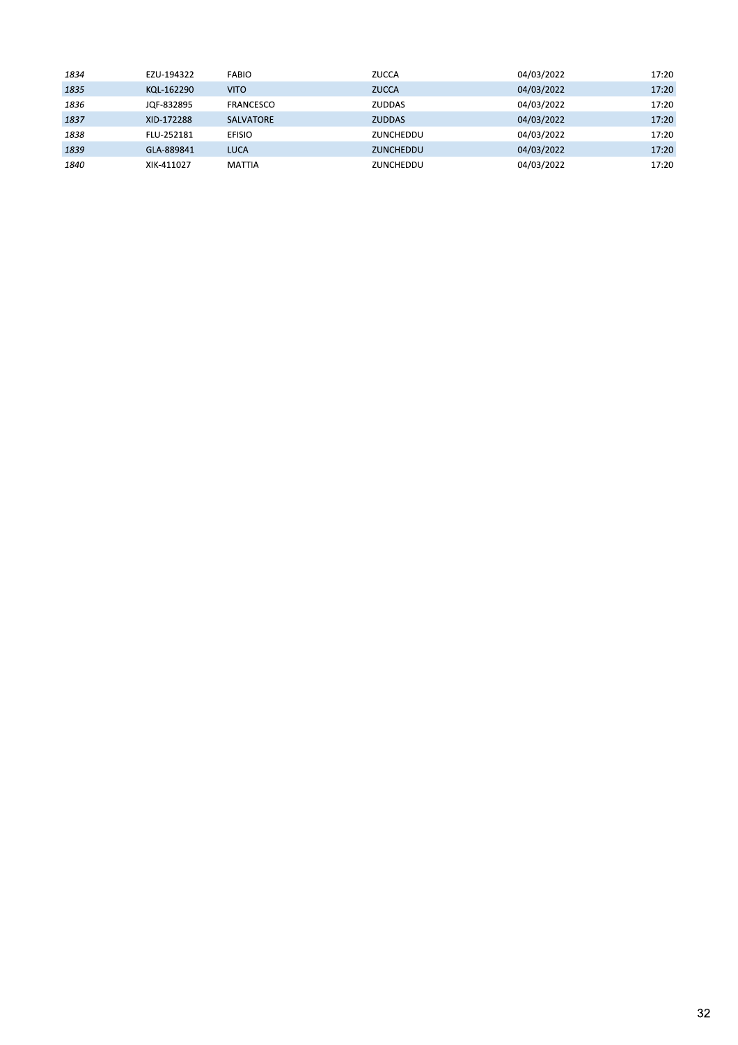| | | | | | |
|---|---|---|---|---|---|
| *1834* | EZU-194322 | FABIO | ZUCCA | 04/03/2022 | 17:20 |
| *1835* | KQL-162290 | VITO | ZUCCA | 04/03/2022 | 17:20 |
| *1836* | JQF-832895 | FRANCESCO | ZUDDAS | 04/03/2022 | 17:20 |
| *1837* | XID-172288 | SALVATORE | ZUDDAS | 04/03/2022 | 17:20 |
| *1838* | FLU-252181 | EFISIO | ZUNCHEDDU | 04/03/2022 | 17:20 |
| *1839* | GLA-889841 | LUCA | ZUNCHEDDU | 04/03/2022 | 17:20 |
| *1840* | XIK-411027 | MATTIA | ZUNCHEDDU | 04/03/2022 | 17:20 |